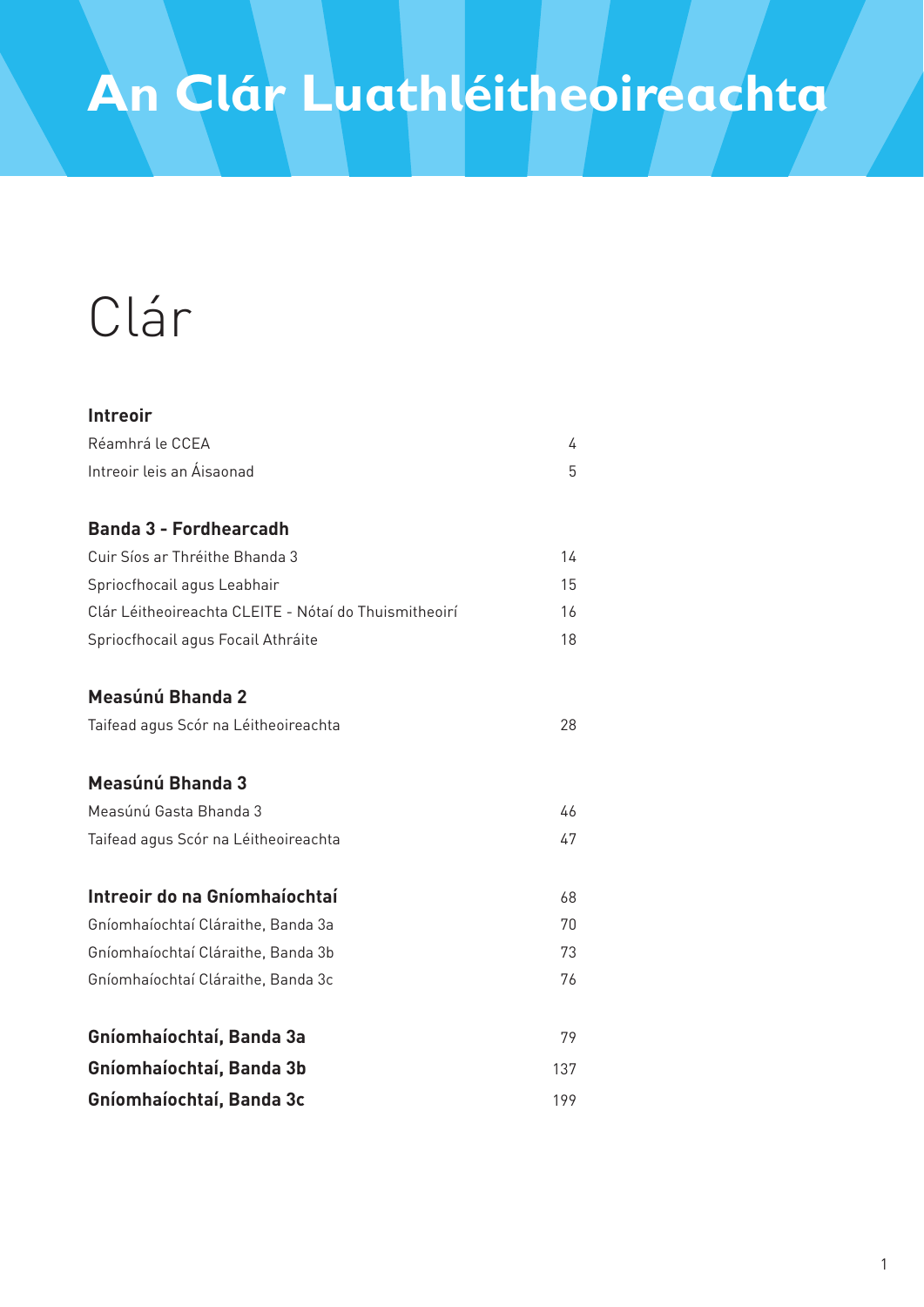# An Clár Luathléitheoireachta

## Clár

| | |
|---|---|
| **Intreoir** | |
| Réamhrá le CCEA | 4 |
| Intreoir leis an Áisaonad | 5 |
| **Banda 3 - Fordhearcadh** | |
| Cuir Síos ar Thréithe Bhanda 3 | 14 |
| Spriocfhocail agus Leabhair | 15 |
| Clár Léitheoireachta CLEITE - Nótaí do Thuismitheoirí | 16 |
| Spriocfhocail agus Focail Athráite | 18 |
| **Measúnú Bhanda 2** | |
| Taifead agus Scór na Léitheoireachta | 28 |
| **Measúnú Bhanda 3** | |
| Measúnú Gasta Bhanda 3 | 46 |
| Taifead agus Scór na Léitheoireachta | 47 |
| **Intreoir do na Gníomhaíochtaí** | 68 |
| Gníomhaíochtaí Cláraithe, Banda 3a | 70 |
| Gníomhaíochtaí Cláraithe, Banda 3b | 73 |
| Gníomhaíochtaí Cláraithe, Banda 3c | 76 |
| **Gníomhaíochtaí, Banda 3a** | 79 |
| **Gníomhaíochtaí, Banda 3b** | 137 |
| **Gníomhaíochtaí, Banda 3c** | 199 |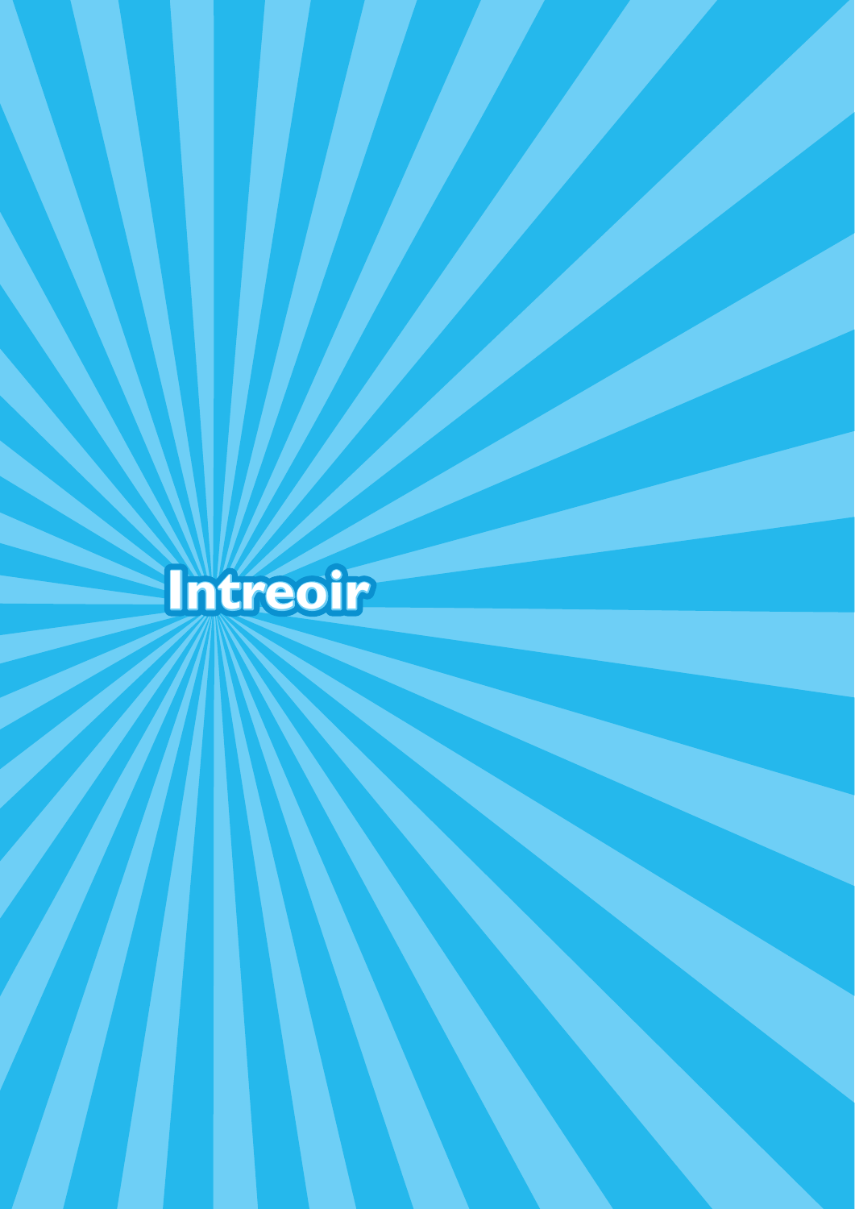# Intreoir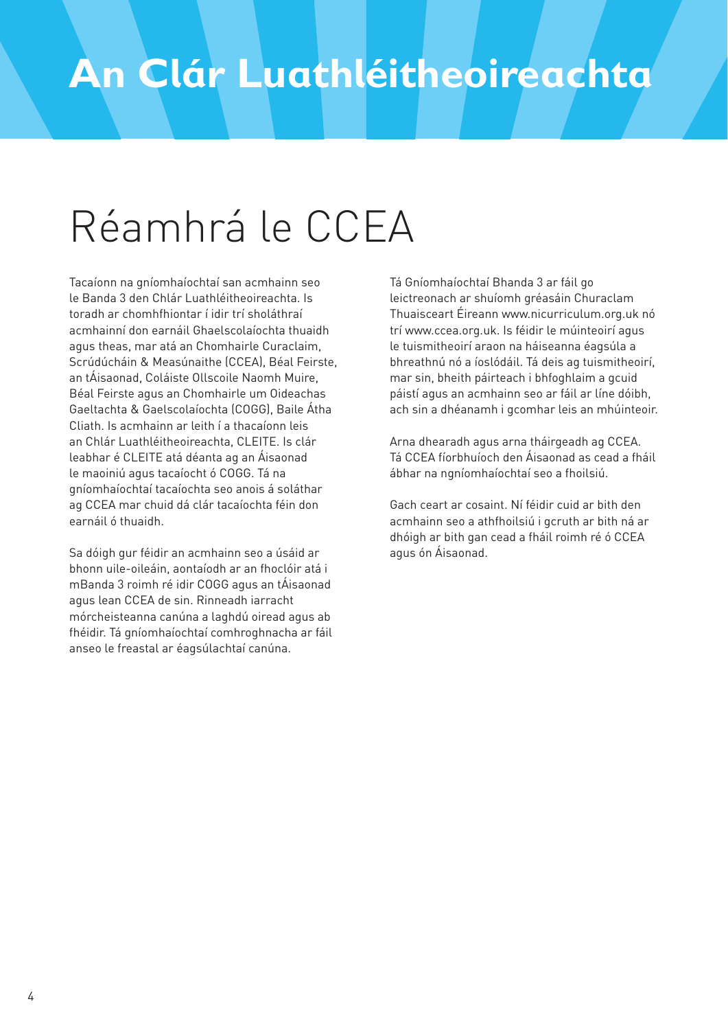# An Clár Luathléitheoireachta

## Réamhrá le CCEA

Tacaíonn na gníomhaíochtaí san acmhainn seo le Banda 3 den Chlár Luathléitheoireachta. Is toradh ar chomhfhiontar í idir trí sholáthraí acmhainní don earnáil Ghaelscolaíochta thuaidh agus theas, mar atá an Chomhairle Curaclaim, Scrúdúcháin & Measúnaithe (CCEA), Béal Feirste, an tÁisaonad, Coláiste Ollscoile Naomh Muire, Béal Feirste agus an Chomhairle um Oideachas Gaeltachta & Gaelscolaíochta (COGG), Baile Átha Cliath. Is acmhainn ar leith í a thacaíonn leis an Chlár Luathléitheoireachta, CLEITE. Is clár leabhar é CLEITE atá déanta ag an Áisaonad le maoiniú agus tacaíocht ó COGG. Tá na gníomhaíochtaí tacaíochta seo anois á soláthar ag CCEA mar chuid dá clár tacaíochta féin don earnáil ó thuaidh.

Sa dóigh gur féidir an acmhainn seo a úsáid ar bhonn uile-oileáin, aontaíodh ar an fhoclóir atá i mBanda 3 roimh ré idir COGG agus an tÁisaonad agus lean CCEA de sin. Rinneadh iarracht mórcheisteanna canúna a laghdú oiread agus ab fhéidir. Tá gníomhaíochtaí comhroghnacha ar fáil anseo le freastal ar éagsúlachtaí canúna.

Tá Gníomhaíochtaí Bhanda 3 ar fáil go leictreonach ar shuíomh gréasáin Churaclam Thuaisceart Éireann www.nicurriculum.org.uk nó trí www.ccea.org.uk. Is féidir le múinteoirí agus le tuismitheoirí araon na háiseanna éagsúla a bhreathnú nó a íoslódáil. Tá deis ag tuismitheoirí, mar sin, bheith páirteach i bhfoghlaim a gcuid páistí agus an acmhainn seo ar fáil ar líne dóibh, ach sin a dhéanamh i gcomhar leis an mhúinteoir.

Arna dhearadh agus arna tháirgeadh ag CCEA. Tá CCEA fíorbhuíoch den Áisaonad as cead a fháil ábhar na ngníomhaíochtaí seo a fhoilsiú.

Gach ceart ar cosaint. Ní féidir cuid ar bith den acmhainn seo a athfhoilsiú i gcruth ar bith ná ar dhóigh ar bith gan cead a fháil roimh ré ó CCEA agus ón Áisaonad.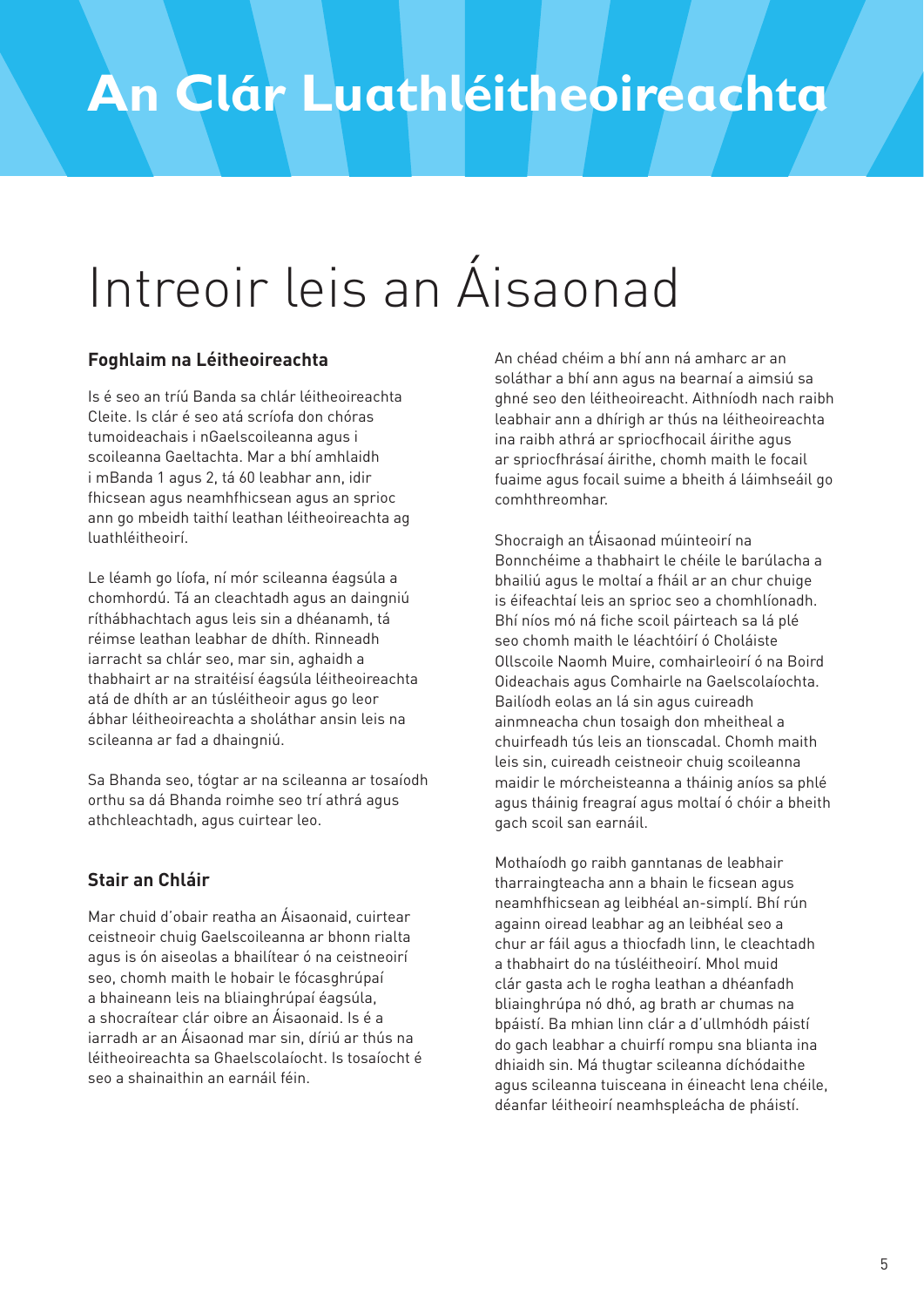# An Clár Luathléitheoireachta

# Intreoir leis an Áisaonad

### Foghlaim na Léitheoireachta

Is é seo an tríú Banda sa chlár léitheoireachta Cleite. Is clár é seo atá scríofa don chóras tumoideachais i nGaelscoileanna agus i scoileanna Gaeltachta. Mar a bhí amhlaidh i mBanda 1 agus 2, tá 60 leabhar ann, idir fhicsean agus neamhfhicsean agus an sprioc ann go mbeidh taithí leathan léitheoireachta ag luathléitheoirí.

Le léamh go líofa, ní mór scileanna éagsúla a chomhordú. Tá an cleachtadh agus an daingniú ríthábhachtach agus leis sin a dhéanamh, tá réimse leathan leabhar de dhíth. Rinneadh iarracht sa chlár seo, mar sin, aghaidh a thabhairt ar na straitéisí éagsúla léitheoireachta atá de dhíth ar an túsléitheoir agus go leor ábhar léitheoireachta a sholáthar ansin leis na scileanna ar fad a dhaingniú.

Sa Bhanda seo, tógtar ar na scileanna ar tosaíodh orthu sa dá Bhanda roimhe seo trí athrá agus athchleachtadh, agus cuirtear leo.

### Stair an Chláir

Mar chuid d'obair reatha an Áisaonaid, cuirtear ceistneoir chuig Gaelscoileanna ar bhonn rialta agus is ón aiseolas a bhailítear ó na ceistneoirí seo, chomh maith le hobair le fócasghrúpaí a bhaineann leis na bliainghrúpaí éagsúla, a shocraítear clár oibre an Áisaonaid. Is é a iarradh ar an Áisaonad mar sin, díriú ar thús na léitheoireachta sa Ghaelscolaíocht. Is tosaíocht é seo a shainaithin an earnáil féin.

An chéad chéim a bhí ann ná amharc ar an soláthar a bhí ann agus na bearnaí a aimsiú sa ghné seo den léitheoireacht. Aithníodh nach raibh leabhair ann a dhírigh ar thús na léitheoireachta ina raibh athrá ar spriocfhocail áirithe agus ar spriocfhrásaí áirithe, chomh maith le focail fuaime agus focail suime a bheith á láimhseáil go comhthreomhar.

Shocraigh an tÁisaonad múinteoirí na Bonnchéime a thabhairt le chéile le barúlacha a bhailiú agus le moltaí a fháil ar an chur chuige is éifeachtaí leis an sprioc seo a chomhlíonadh. Bhí níos mó ná fiche scoil páirteach sa lá plé seo chomh maith le léachtóirí ó Choláiste Ollscoile Naomh Muire, comhairleoirí ó na Boird Oideachais agus Comhairle na Gaelscolaíochta. Bailíodh eolas an lá sin agus cuireadh ainmneacha chun tosaigh don mheitheal a chuirfeadh tús leis an tionscadal. Chomh maith leis sin, cuireadh ceistneoir chuig scoileanna maidir le mórcheisteanna a tháinig aníos sa phlé agus tháinig freagraí agus moltaí ó chóir a bheith gach scoil san earnáil.

Mothaíodh go raibh ganntanas de leabhair tharraingteacha ann a bhain le ficsean agus neamhfhicsean ag leibhéal an-simplí. Bhí rún againn oiread leabhar ag an leibhéal seo a chur ar fáil agus a thiocfadh linn, le cleachtadh a thabhairt do na túsléitheoirí. Mhol muid clár gasta ach le rogha leathan a dhéanfadh bliainghrúpa nó dhó, ag brath ar chumas na bpáistí. Ba mhian linn clár a d'ullmhódh páistí do gach leabhar a chuirfí rompu sna blianta ina dhiaidh sin. Má thugtar scileanna díchódaithe agus scileanna tuisceana in éineacht lena chéile, déanfar léitheoirí neamhspleácha de pháistí.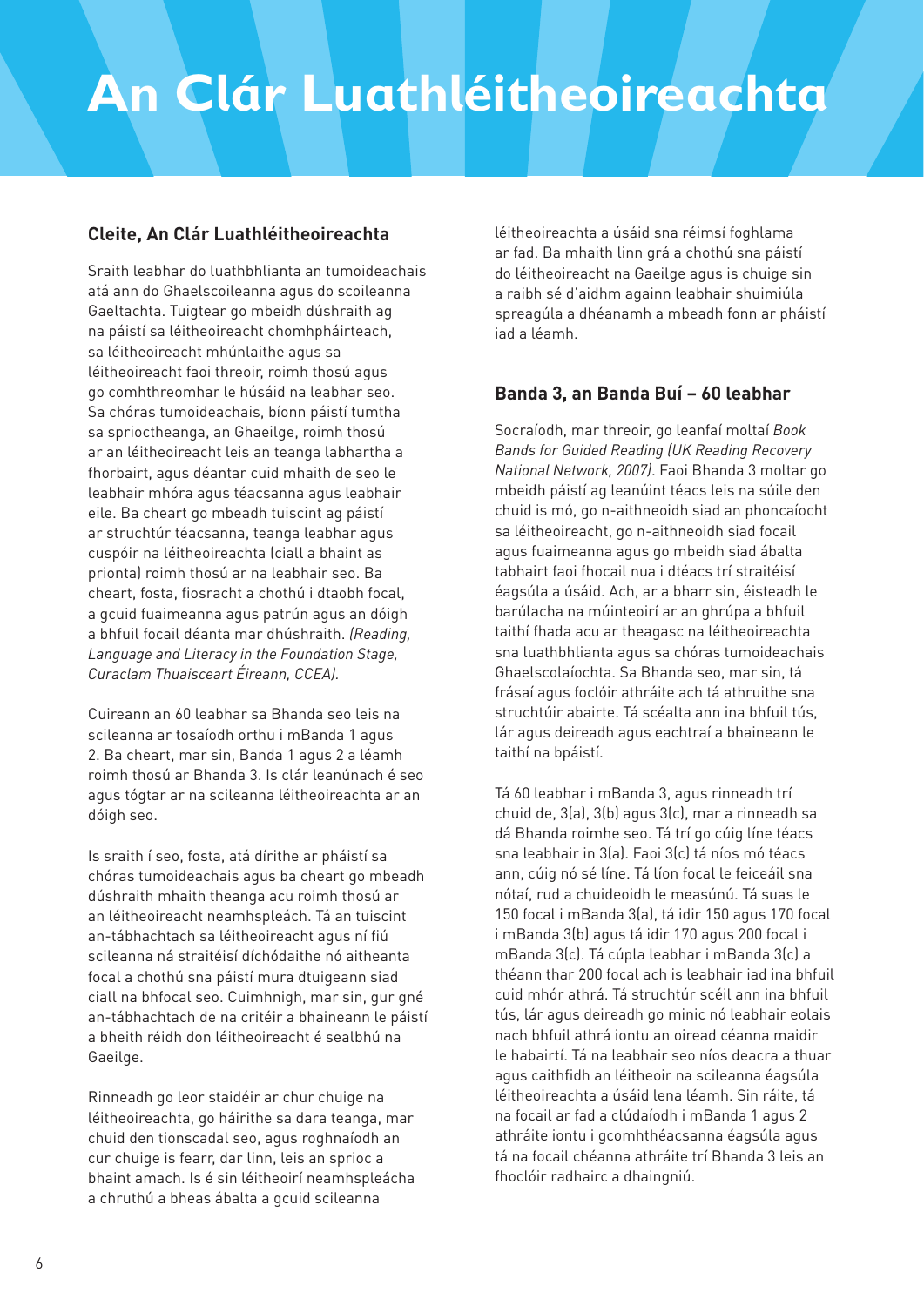# An Clár Luathléitheoireachta

## Cleite, An Clár Luathléitheoireachta

Sraith leabhar do luathbhlianta an tumoideachais atá ann do Ghaelscoileanna agus do scoileanna Gaeltachta. Tuigtear go mbeidh dúshraith ag na páistí sa léitheoireacht chomhpháirteach, sa léitheoireacht mhúnlaithe agus sa léitheoireacht faoi threoir, roimh thosú agus go comhthreomhar le húsáid na leabhar seo. Sa chóras tumoideachais, bíonn páistí tumtha sa sprioctheanga, an Ghaeilge, roimh thosú ar an léitheoireacht leis an teanga labhartha a fhorbairt, agus déantar cuid mhaith de seo le leabhair mhóra agus téacsanna agus leabhair eile. Ba cheart go mbeadh tuiscint ag páistí ar struchtúr téacsanna, teanga leabhar agus cuspóir na léitheoireachta (ciall a bhaint as prionta) roimh thosú ar na leabhair seo. Ba cheart, fosta, fiosracht a chothú i dtaobh focal, a gcuid fuaimeanna agus patrún agus an dóigh a bhfuil focail déanta mar dhúshraith. *(Reading, Language and Literacy in the Foundation Stage, Curaclam Thuaisceart Éireann, CCEA).*

Cuireann an 60 leabhar sa Bhanda seo leis na scileanna ar tosaíodh orthu i mBanda 1 agus 2. Ba cheart, mar sin, Banda 1 agus 2 a léamh roimh thosú ar Bhanda 3. Is clár leanúnach é seo agus tógtar ar na scileanna léitheoireachta ar an dóigh seo.

Is sraith í seo, fosta, atá dírithe ar pháistí sa chóras tumoideachais agus ba cheart go mbeadh dúshraith mhaith theanga acu roimh thosú ar an léitheoireacht neamhspleách. Tá an tuiscint an-tábhachtach sa léitheoireacht agus ní fiú scileanna ná straitéisí díchódaithe nó aitheanta focal a chothú sna páistí mura dtuigeann siad ciall na bhfocal seo. Cuimhnigh, mar sin, gur gné an-tábhachtach de na critéir a bhaineann le páistí a bheith réidh don léitheoireacht é sealbhú na Gaeilge.

Rinneadh go leor staidéir ar chur chuige na léitheoireachta, go háirithe sa dara teanga, mar chuid den tionscadal seo, agus roghnaíodh an cur chuige is fearr, dar linn, leis an sprioc a bhaint amach. Is é sin léitheoirí neamhspleácha a chruthú a bheas ábalta a gcuid scileanna léitheoireachta a úsáid sna réimsí foghlama ar fad. Ba mhaith linn grá a chothú sna páistí do léitheoireacht na Gaeilge agus is chuige sin a raibh sé d'aidhm againn leabhair shuimiúla spreagúla a dhéanamh a mbeadh fonn ar pháistí iad a léamh.

## Banda 3, an Banda Buí – 60 leabhar

Socraíodh, mar threoir, go leanfaí moltaí *Book Bands for Guided Reading (UK Reading Recovery National Network, 2007).* Faoi Bhanda 3 moltar go mbeidh páistí ag leanúint téacs leis na súile den chuid is mó, go n-aithneoidh siad an phoncaíocht sa léitheoireacht, go n-aithneoidh siad focail agus fuaimeanna agus go mbeidh siad ábalta tabhairt faoi fhocail nua i dtéacs trí straitéisí éagsúla a úsáid. Ach, ar a bharr sin, éisteadh le barúlacha na múinteoirí ar an ghrúpa a bhfuil taithí fhada acu ar theagasc na léitheoireachta sna luathbhlianta agus sa chóras tumoideachais Ghaelscolaíochta. Sa Bhanda seo, mar sin, tá frásaí agus foclóir athráite ach tá athruithe sna struchtúir abairte. Tá scéalta ann ina bhfuil tús, lár agus deireadh agus eachtraí a bhaineann le taithí na bpáistí.

Tá 60 leabhar i mBanda 3, agus rinneadh trí chuid de, 3(a), 3(b) agus 3(c), mar a rinneadh sa dá Bhanda roimhe seo. Tá trí go cúig líne téacs sna leabhair in 3(a). Faoi 3(c) tá níos mó téacs ann, cúig nó sé líne. Tá líon focal le feiceáil sna nótaí, rud a chuideoidh le measúnú. Tá suas le 150 focal i mBanda 3(a), tá idir 150 agus 170 focal i mBanda 3(b) agus tá idir 170 agus 200 focal i mBanda 3(c). Tá cúpla leabhar i mBanda 3(c) a théann thar 200 focal ach is leabhair iad ina bhfuil cuid mhór athrá. Tá struchtúr scéil ann ina bhfuil tús, lár agus deireadh go minic nó leabhair eolais nach bhfuil athrá iontu an oiread céanna maidir le habairtí. Tá na leabhair seo níos deacra a thuar agus caithfidh an léitheoir na scileanna éagsúla léitheoireachta a úsáid lena léamh. Sin ráite, tá na focail ar fad a clúdaíodh i mBanda 1 agus 2 athráite iontu i gcomhthéacsanna éagsúla agus tá na focail chéanna athráite trí Bhanda 3 leis an fhoclóir radhairc a dhaingniú.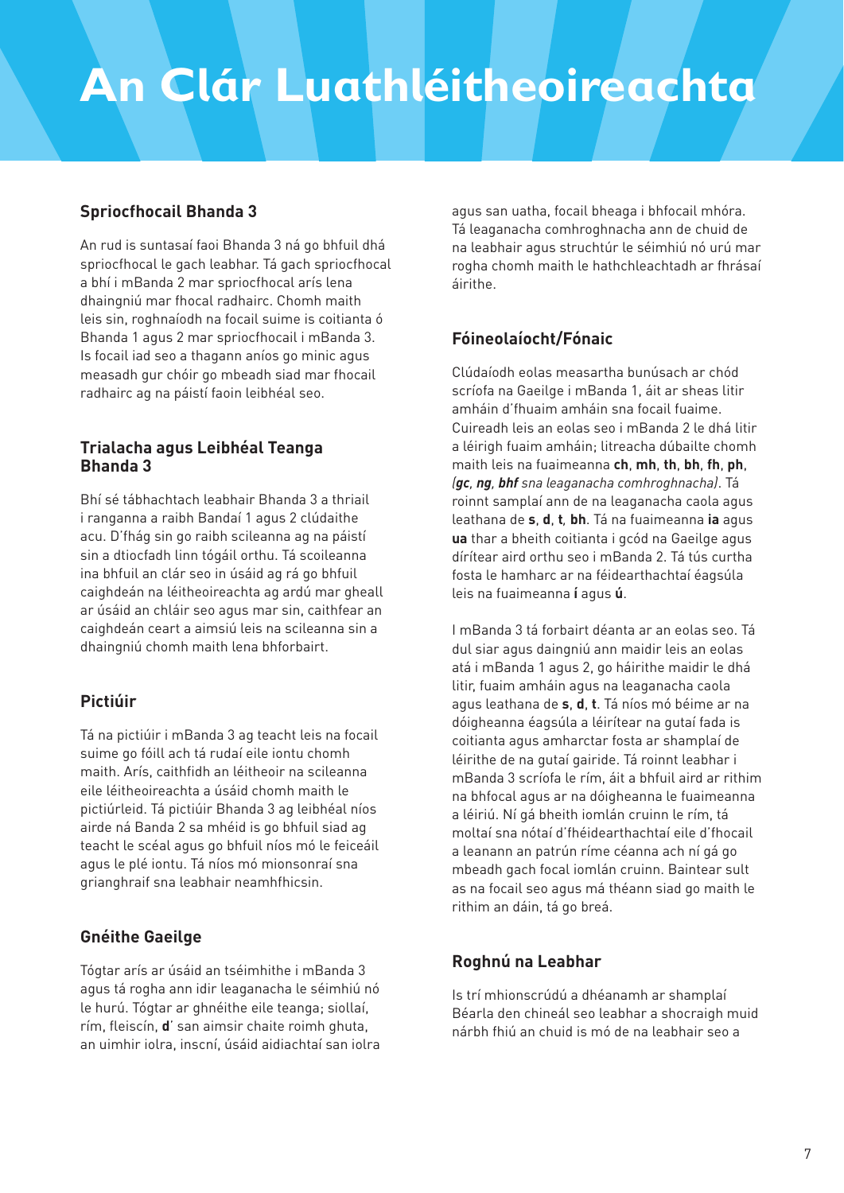# An Clár Luathléitheoireachta

## Spriocfhocail Bhanda 3

An rud is suntasaí faoi Bhanda 3 ná go bhfuil dhá spriocfhocal le gach leabhar. Tá gach spriocfhocal a bhí i mBanda 2 mar spriocfhocal arís lena dhaingniú mar fhocal radhairc. Chomh maith leis sin, roghnaíodh na focail suime is coitianta ó Bhanda 1 agus 2 mar spriocfhocail i mBanda 3. Is focail iad seo a thagann aníos go minic agus measadh gur chóir go mbeadh siad mar fhocail radhairc ag na páistí faoin leibhéal seo.

## Trialacha agus Leibhéal Teanga Bhanda 3

Bhí sé tábhachtach leabhair Bhanda 3 a thriail i ranganna a raibh Bandaí 1 agus 2 clúdaithe acu. D'fhág sin go raibh scileanna ag na páistí sin a dtiocfadh linn tógáil orthu. Tá scoileanna ina bhfuil an clár seo in úsáid ag rá go bhfuil caighdeán na léitheoireachta ag ardú mar gheall ar úsáid an chláir seo agus mar sin, caithfear an caighdeán ceart a aimsiú leis na scileanna sin a dhaingniú chomh maith lena bhforbairt.

## Pictiúir

Tá na pictiúir i mBanda 3 ag teacht leis na focail suime go fóill ach tá rudaí eile iontu chomh maith. Arís, caithfidh an léitheoir na scileanna eile léitheoireachta a úsáid chomh maith le pictiúrleid. Tá pictiúir Bhanda 3 ag leibhéal níos airde ná Banda 2 sa mhéid is go bhfuil siad ag teacht le scéal agus go bhfuil níos mó le feiceáil agus le plé iontu. Tá níos mó mionsonraí sna grianghraif sna leabhair neamhfhicsin.

## Gnéithe Gaeilge

Tógtar arís ar úsáid an tséimhithe i mBanda 3 agus tá rogha ann idir leaganacha le séimhiú nó le hurú. Tógtar ar ghnéithe eile teanga; siollaí, rím, fleiscín, **d'** san aimsir chaite roimh ghuta, an uimhir iolra, inscní, úsáid aidiachtaí san iolra agus san uatha, focail bheaga i bhfocail mhóra. Tá leaganacha comhroghnacha ann de chuid de na leabhair agus struchtúr le séimhiú nó urú mar rogha chomh maith le hathchleachtadh ar fhrásaí áirithe.

## Fóineolaíocht/Fónaic

Clúdaíodh eolas measartha bunúsach ar chód scríofa na Gaeilge i mBanda 1, áit ar sheas litir amháin d'fhuaim amháin sna focail fuaime. Cuireadh leis an eolas seo i mBanda 2 le dhá litir a léirigh fuaim amháin; litreacha dúbailte chomh maith leis na fuaimeanna **ch**, **mh**, **th**, **bh**, **fh**, **ph**, *(**gc**, **ng**, **bhf** sna leaganacha comhroghnacha)*. Tá roinnt samplaí ann de na leaganacha caola agus leathana de **s**, **d**, **t**, **bh**. Tá na fuaimeanna **ia** agus **ua** thar a bheith coitianta i gcód na Gaeilge agus dírítear aird orthu seo i mBanda 2. Tá tús curtha fosta le hamharc ar na féidearthachtaí éagsúla leis na fuaimeanna **í** agus **ú**.

I mBanda 3 tá forbairt déanta ar an eolas seo. Tá dul siar agus daingniú ann maidir leis an eolas atá i mBanda 1 agus 2, go háirithe maidir le dhá litir, fuaim amháin agus na leaganacha caola agus leathana de **s**, **d**, **t**. Tá níos mó béime ar na dóigheanna éagsúla a léirítear na gutaí fada is coitianta agus amharctar fosta ar shamplaí de léirithe de na gutaí gairide. Tá roinnt leabhar i mBanda 3 scríofa le rím, áit a bhfuil aird ar rithim na bhfocal agus ar na dóigheanna le fuaimeanna a léiriú. Ní gá bheith iomlán cruinn le rím, tá moltaí sna nótaí d'fhéidearthachtaí eile d'fhocail a leanann an patrún ríme céanna ach ní gá go mbeadh gach focal iomlán cruinn. Baintear sult as na focail seo agus má théann siad go maith le rithim an dáin, tá go breá.

## Roghnú na Leabhar

Is trí mhionscrúdú a dhéanamh ar shamplaí Béarla den chineál seo leabhar a shocraigh muid nárbh fhiú an chuid is mó de na leabhair seo a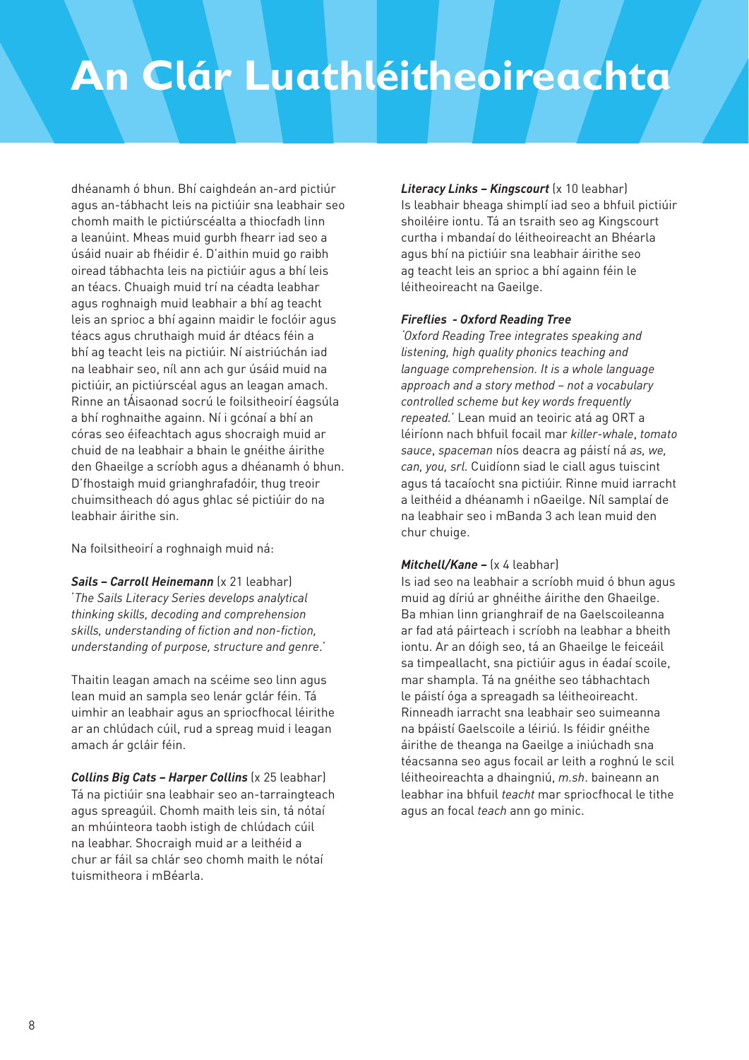# An Clár Luathléitheoireachta

dhéanamh ó bhun. Bhí caighdeán an-ard pictiúr agus an-tábhacht leis na pictiúir sna leabhair seo chomh maith le pictiúrscéalta a thiocfadh linn a leanúint. Mheas muid gurbh fhearr iad seo a úsáid nuair ab fhéidir é. D'aithin muid go raibh oiread tábhachta leis na pictiúir agus a bhí leis an téacs. Chuaigh muid trí na céadta leabhar agus roghnaigh muid leabhair a bhí ag teacht leis an sprioc a bhí againn maidir le foclóir agus téacs agus chruthaigh muid ár dtéacs féin a bhí ag teacht leis na pictiúir. Ní aistriúchán iad na leabhair seo, níl ann ach gur úsáid muid na pictiúir, an pictiúrscéal agus an leagan amach. Rinne an tÁisaonad socrú le foilsitheoirí éagsúla a bhí roghnaithe againn. Ní i gcónaí a bhí an córas seo éifeachtach agus shocraigh muid ar chuid de na leabhair a bhain le gnéithe áirithe den Ghaeilge a scríobh agus a dhéanamh ó bhun. D'fhostaigh muid grianghrafadóir, thug treoir chuimsitheach dó agus ghlac sé pictiúir do na leabhair áirithe sin.

Na foilsitheoirí a roghnaigh muid ná:

***Sails – Carroll Heinemann*** (x 21 leabhar)
'*The Sails Literacy Series develops analytical thinking skills, decoding and comprehension skills, understanding of fiction and non-fiction, understanding of purpose, structure and genre.*'

Thaitin leagan amach na scéime seo linn agus lean muid an sampla seo lenár gclár féin. Tá uimhir an leabhair agus an spriocfhocal léirithe ar an chlúdach cúil, rud a spreag muid i leagan amach ár gcláir féin.

***Collins Big Cats – Harper Collins*** (x 25 leabhar)
Tá na pictiúir sna leabhair seo an-tarraingteach agus spreagúil. Chomh maith leis sin, tá nótaí an mhúinteora taobh istigh de chlúdach cúil na leabhar. Shocraigh muid ar a leithéid a chur ar fáil sa chlár seo chomh maith le nótaí tuismitheora i mBéarla.

***Literacy Links – Kingscourt*** (x 10 leabhar)
Is leabhair bheaga shimplí iad seo a bhfuil pictiúir shoiléire iontu. Tá an tsraith seo ag Kingscourt curtha i mbandaí do léitheoireacht an Bhéarla agus bhí na pictiúir sna leabhair áirithe seo ag teacht leis an sprioc a bhí againn féin le léitheoireacht na Gaeilge.

***Fireflies - Oxford Reading Tree***
*'Oxford Reading Tree integrates speaking and listening, high quality phonics teaching and language comprehension. It is a whole language approach and a story method – not a vocabulary controlled scheme but key words frequently repeated.'* Lean muid an teoiric atá ag ORT a léiríonn nach bhfuil focail mar *killer-whale*, *tomato sauce*, *spaceman* níos deacra ag páistí ná *as, we, can, you, srl*. Cuidíonn siad le ciall agus tuiscint agus tá tacaíocht sna pictiúir. Rinne muid iarracht a leithéid a dhéanamh i nGaeilge. Níl samplaí de na leabhair seo i mBanda 3 ach lean muid den chur chuige.

***Mitchell/Kane –*** (x 4 leabhar)
Is iad seo na leabhair a scríobh muid ó bhun agus muid ag díriú ar ghnéithe áirithe den Ghaeilge. Ba mhian linn grianghraif de na Gaelscoileanna ar fad atá páirteach i scríobh na leabhar a bheith iontu. Ar an dóigh seo, tá an Ghaeilge le feiceáil sa timpeallacht, sna pictiúir agus in éadaí scoile, mar shampla. Tá na gnéithe seo tábhachtach le páistí óga a spreagadh sa léitheoireacht. Rinneadh iarracht sna leabhair seo suimeanna na bpáistí Gaelscoile a léiriú. Is féidir gnéithe áirithe de theanga na Gaeilge a iniúchadh sna téacsanna seo agus focail ar leith a roghnú le scil léitheoireachta a dhaingniú, *m.sh*. baineann an leabhar ina bhfuil *teacht* mar spriocfhocal le tithe agus an focal *teach* ann go minic.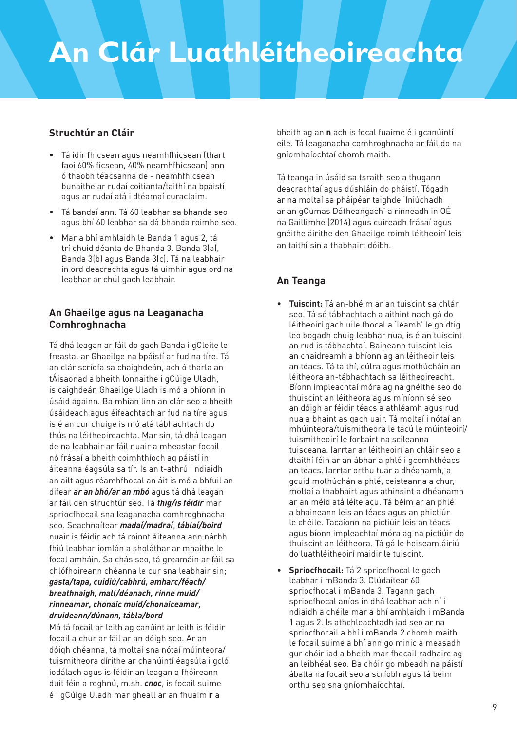# An Clár Luathléitheoireachta

## Struchtúr an Cláir

- Tá idir fhicsean agus neamhfhicsean (thart faoi 60% ficsean, 40% neamhfhicsean) ann ó thaobh téacsanna de - neamhfhicsean bunaithe ar rudaí coitianta/taithí na bpáistí agus ar rudaí atá i dtéamaí curaclaim.
- Tá bandaí ann. Tá 60 leabhar sa bhanda seo agus bhí 60 leabhar sa dá bhanda roimhe seo.
- Mar a bhí amhlaidh le Banda 1 agus 2, tá trí chuid déanta de Bhanda 3. Banda 3(a), Banda 3(b) agus Banda 3(c). Tá na leabhair in ord deacrachta agus tá uimhir agus ord na leabhar ar chúl gach leabhair.

## An Ghaeilge agus na Leaganacha Comhroghnacha

Tá dhá leagan ar fáil do gach Banda i gCleite le freastal ar Ghaeilge na bpáistí ar fud na tíre. Tá an clár scríofa sa chaighdeán, ach ó tharla an tÁisaonad a bheith lonnaithe i gCúige Uladh, is caighdeán Ghaeilge Uladh is mó a bhíonn in úsáid againn. Ba mhian linn an clár seo a bheith úsáideach agus éifeachtach ar fud na tíre agus is é an cur chuige is mó atá tábhachtach do thús na léitheoireachta. Mar sin, tá dhá leagan de na leabhair ar fáil nuair a mheastar focail nó frásaí a bheith coimhthíoch ag páistí in áiteanna éagsúla sa tír. Is an t-athrú i ndiaidh an ailt agus réamhfhocal an áit is mó a bhfuil an difear ***ar an bhó/ar an mbó*** agus tá dhá leagan ar fáil den struchtúr seo. Tá ***thig/is féidir*** mar spriocfhocail sna leaganacha comhroghnacha seo. Seachnaítear ***madaí/madraí***, ***táblaí/boird*** nuair is féidir ach tá roinnt áiteanna ann nárbh fhiú leabhar iomlán a sholáthar ar mhaithe le focal amháin. Sa chás seo, tá greamáin ar fáil sa chlófhoireann chéanna le cur sna leabhair sin; ***gasta/tapa, cuidiú/cabhrú, amharc/féach/breathnaigh, mall/déanach, rinne muid/rinneamar, chonaic muid/chonaiceamar, druideann/dúnann, tábla/bord***

Má tá focail ar leith ag canúint ar leith is féidir focail a chur ar fáil ar an dóigh seo. Ar an dóigh chéanna, tá moltaí sna nótaí múinteora/tuismitheora dírithe ar chanúintí éagsúla i gcló iodálach agus is féidir an leagan a fhóireann duit féin a roghnú, m.sh. ***cnoc***, is focail suime é i gCúige Uladh mar gheall ar an fhuaim **r** a bheith ag an **n** ach is focal fuaime é i gcanúintí eile. Tá leaganacha comhroghnacha ar fáil do na gníomhaíochtaí chomh maith.

Tá teanga in úsáid sa tsraith seo a thugann deacrachtaí agus dúshláin do pháistí. Tógadh ar na moltaí sa pháipéar taighde 'Iniúchadh ar an gCumas Dátheangach' a rinneadh in OÉ na Gaillimhe (2014) agus cuireadh frásaí agus gnéithe áirithe den Ghaeilge roimh léitheoirí leis an taithí sin a thabhairt dóibh.

## An Teanga

- **Tuiscint:** Tá an-bhéim ar an tuiscint sa chlár seo. Tá sé tábhachtach a aithint nach gá do léitheoirí gach uile fhocal a 'léamh' le go dtig leo bogadh chuig leabhar nua, is é an tuiscint an rud is tábhachtaí. Baineann tuiscint leis an chaidreamh a bhíonn ag an léitheoir leis an téacs. Tá taithí, cúlra agus mothúcháin an léitheora an-tábhachtach sa léitheoireacht. Bíonn impleachtaí móra ag na gnéithe seo do thuiscint an léitheora agus míníonn sé seo an dóigh ar féidir téacs a athléamh agus rud nua a bhaint as gach uair. Tá moltaí i nótaí an mhúinteora/tuismitheora le tacú le múinteoirí/tuismitheoirí le forbairt na scileanna tuisceana. Iarrtar ar léitheoirí an chláir seo a dtaithí féin ar an ábhar a phlé i gcomhthéacs an téacs. Iarrtar orthu tuar a dhéanamh, a gcuid mothúchán a phlé, ceisteanna a chur, moltaí a thabhairt agus athinsint a dhéanamh ar an méid atá léite acu. Tá béim ar an phlé a bhaineann leis an téacs agus an phictiúr le chéile. Tacaíonn na pictiúir leis an téacs agus bíonn impleachtaí móra ag na pictiúir do thuiscint an léitheora. Tá gá le heiseamláiriú do luathléitheoirí maidir le tuiscint.
- **Spriocfhocail:** Tá 2 spriocfhocal le gach leabhar i mBanda 3. Clúdaítear 60 spriocfhocal i mBanda 3. Tagann gach spriocfhocal aníos in dhá leabhar ach ní i ndiaidh a chéile mar a bhí amhlaidh i mBanda 1 agus 2. Is athchleachtadh iad seo ar na spriocfhocail a bhí i mBanda 2 chomh maith le focail suime a bhí ann go minic a measadh gur chóir iad a bheith mar fhocail radhairc ag an leibhéal seo. Ba chóir go mbeadh na páistí ábalta na focail seo a scríobh agus tá béim orthu seo sna gníomhaíochtaí.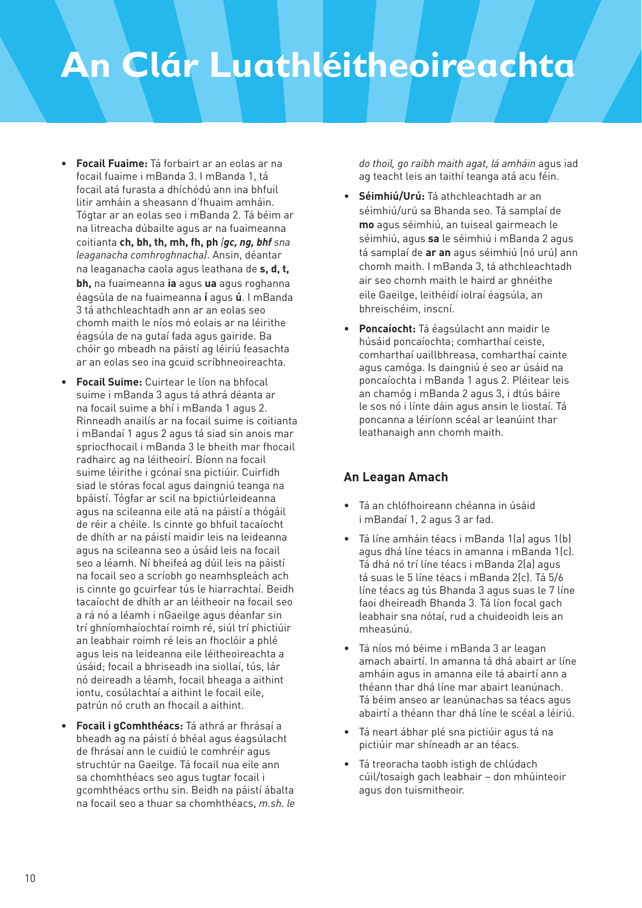# An Clár Luathléitheoireachta

- **Focail Fuaime:** Tá forbairt ar an eolas ar na focail fuaime i mBanda 3. I mBanda 1, tá focail atá furasta a dhíchódú ann ina bhfuil litir amháin a sheasann d'fhuaim amháin. Tógtar ar an eolas seo i mBanda 2. Tá béim ar na litreacha dúbailte agus ar na fuaimeanna coitianta **ch, bh, th, mh, fh, ph** *(**gc, ng, bhf** sna leaganacha comhroghnacha)*. Ansin, déantar na leaganacha caola agus leathana de **s, d, t, bh,** na fuaimeanna **ia** agus **ua** agus roghanna éagsúla de na fuaimeanna **í** agus **ú**. I mBanda 3 tá athchleachtadh ann ar an eolas seo chomh maith le níos mó eolais ar na léirithe éagsúla de na gutaí fada agus gairide. Ba chóir go mbeadh na páistí ag léiriú feasachta ar an eolas seo ina gcuid scríbhneoireachta.
- **Focail Suime:** Cuirtear le líon na bhfocal suime i mBanda 3 agus tá athrá déanta ar na focail suime a bhí i mBanda 1 agus 2. Rinneadh anailís ar na focail suime is coitianta i mBandaí 1 agus 2 agus tá siad sin anois mar spriocfhocail i mBanda 3 le bheith mar fhocail radhairc ag na léitheoirí. Bíonn na focail suime léirithe i gcónaí sna pictiúir. Cuirfidh siad le stóras focal agus daingniú teanga na bpáistí. Tógfar ar scil na bpictiúrleideanna agus na scileanna eile atá na páistí a thógáil de réir a chéile. Is cinnte go bhfuil tacaíocht de dhíth ar na páistí maidir leis na leideanna agus na scileanna seo a úsáid leis na focail seo a léamh. Ní bheifeá ag dúil leis na páistí na focail seo a scríobh go neamhspleách ach is cinnte go gcuirfear tús le hiarrachtaí. Beidh tacaíocht de dhíth ar an léitheoir na focail seo a rá nó a léamh i nGaeilge agus déanfar sin trí ghníomhaíochtaí roimh ré, siúl trí phictiúir an leabhair roimh ré leis an fhoclóir a phlé agus leis na leideanna eile léitheoireachta a úsáid; focail a bhriseadh ina siollaí, tús, lár nó deireadh a léamh, focail bheaga a aithint iontu, cosúlachtaí a aithint le focail eile, patrún nó cruth an fhocail a aithint.
- **Focail i gComhthéacs:** Tá athrá ar fhrásaí a bheadh ag na páistí ó bhéal agus éagsúlacht de fhrásaí ann le cuidiú le comhréir agus struchtúr na Gaeilge. Tá focail nua eile ann sa chomhthéacs seo agus tugtar focail i gcomhthéacs orthu sin. Beidh na páistí ábalta na focail seo a thuar sa chomhthéacs, *m.sh. le do thoil, go raibh maith agat, lá amháin* agus iad ag teacht leis an taithí teanga atá acu féin.
- **Séimhiú/Urú:** Tá athchleachtadh ar an séimhiú/urú sa Bhanda seo. Tá samplaí de **mo** agus séimhiú, an tuiseal gairmeach le séimhiú, agus **sa** le séimhiú i mBanda 2 agus tá samplaí de **ar an** agus séimhiú (nó urú) ann chomh maith. I mBanda 3, tá athchleachtadh air seo chomh maith le haird ar ghnéithe eile Gaeilge, leithéidí iolraí éagsúla, an bhreischéim, inscní.
- **Poncaíocht:** Tá éagsúlacht ann maidir le húsáid poncaíochta; comharthaí ceiste, comharthaí uaillbhreasa, comharthaí cainte agus camóga. Is daingniú é seo ar úsáid na poncaíochta i mBanda 1 agus 2. Pléitear leis an chamóg i mBanda 2 agus 3, i dtús báire le sos nó i línte dáin agus ansin le liostaí. Tá poncanna a léiríonn scéal ar leanúint thar leathanaigh ann chomh maith.

## An Leagan Amach

- Tá an chlófhoireann chéanna in úsáid i mBandaí 1, 2 agus 3 ar fad.
- Tá líne amháin téacs i mBanda 1(a) agus 1(b) agus dhá líne téacs in amanna i mBanda 1(c). Tá dhá nó trí líne téacs i mBanda 2(a) agus tá suas le 5 líne téacs i mBanda 2(c). Tá 5/6 líne téacs ag tús Bhanda 3 agus suas le 7 líne faoi dheireadh Bhanda 3. Tá líon focal gach leabhair sna nótaí, rud a chuideoidh leis an mheasúnú.
- Tá níos mó béime i mBanda 3 ar leagan amach abairtí. In amanna tá dhá abairt ar líne amháin agus in amanna eile tá abairtí ann a théann thar dhá líne mar abairt leanúnach. Tá béim anseo ar leanúnachas sa téacs agus abairtí a théann thar dhá líne le scéal a léiriú.
- Tá neart ábhar plé sna pictiúir agus tá na pictiúir mar shíneadh ar an téacs.
- Tá treoracha taobh istigh de chlúdach cúil/tosaigh gach leabhair – don mhúinteoir agus don tuismitheoir.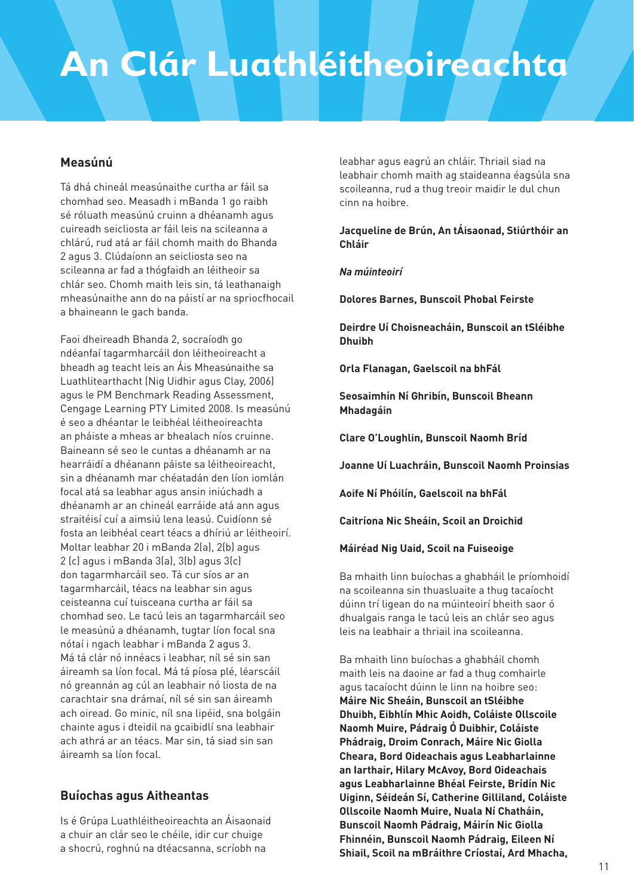# An Clár Luathléitheoireachta

## Measúnú

Tá dhá chineál measúnaithe curtha ar fáil sa chomhad seo. Measadh i mBanda 1 go raibh sé róluath measúnú cruinn a dhéanamh agus cuireadh seicliosta ar fáil leis na scileanna a chlárú, rud atá ar fáil chomh maith do Bhanda 2 agus 3. Clúdaíonn an seicliosta seo na scileanna ar fad a thógfaidh an léitheoir sa chlár seo. Chomh maith leis sin, tá leathanaigh mheasúnaithe ann do na páistí ar na spriocfhocail a bhaineann le gach banda.

Faoi dheireadh Bhanda 2, socraíodh go ndéanfaí tagarmharcáil don léitheoireacht a bheadh ag teacht leis an Áis Mheasúnaithe sa Luathlitearthacht (Nig Uidhir agus Clay, 2006) agus le PM Benchmark Reading Assessment, Cengage Learning PTY Limited 2008. Is measúnú é seo a dhéantar le leibhéal léitheoireachta an pháiste a mheas ar bhealach níos cruinne. Baineann sé seo le cuntas a dhéanamh ar na hearráidí a dhéanann páiste sa léitheoireacht, sin a dhéanamh mar chéatadán den líon iomlán focal atá sa leabhar agus ansin iniúchadh a dhéanamh ar an chineál earráide atá ann agus straitéisí cuí a aimsiú lena leasú. Cuidíonn sé fosta an leibhéal ceart téacs a dhíriú ar léitheoirí. Moltar leabhar 20 i mBanda 2(a), 2(b) agus 2 (c) agus i mBanda 3(a), 3(b) agus 3(c) don tagarmharcáil seo. Tá cur síos ar an tagarmharcáil, téacs na leabhar sin agus ceisteanna cuí tuisceana curtha ar fáil sa chomhad seo. Le tacú leis an tagarmharcáil seo le measúnú a dhéanamh, tugtar líon focal sna nótaí i ngach leabhar i mBanda 2 agus 3. Má tá clár nó innéacs i leabhar, níl sé sin san áireamh sa líon focal. Má tá píosa plé, léarscáil nó greannán ag cúl an leabhair nó liosta de na carachtair sna drámaí, níl sé sin san áireamh ach oiread. Go minic, níl sna lipéid, sna bolgáin chainte agus i dteidil na gcaibidlí sna leabhair ach athrá ar an téacs. Mar sin, tá siad sin san áireamh sa líon focal.

## Buíochas agus Aitheantas

Is é Grúpa Luathléitheoireachta an Áisaonaid a chuir an clár seo le chéile, idir cur chuige a shocrú, roghnú na dtéacsanna, scríobh na leabhar agus eagrú an chláir. Thriail siad na leabhair chomh maith ag staideanna éagsúla sna scoileanna, rud a thug treoir maidir le dul chun cinn na hoibre.

**Jacqueline de Brún, An tÁisaonad, Stiúrthóir an Chláir**

***Na múinteoirí***

**Dolores Barnes, Bunscoil Phobal Feirste**

**Deirdre Uí Choisneacháin, Bunscoil an tSléibhe Dhuibh**

**Orla Flanagan, Gaelscoil na bhFál**

**Seosaimhín Ní Ghribín, Bunscoil Bheann Mhadagáin**

**Clare O'Loughlin, Bunscoil Naomh Bríd**

**Joanne Uí Luachráin, Bunscoil Naomh Proinsias**

**Aoife Ní Phóilín, Gaelscoil na bhFál**

**Caitríona Nic Sheáin, Scoil an Droichid**

**Máiréad Nig Uaid, Scoil na Fuiseoige**

Ba mhaith linn buíochas a ghabháil le príomhoidí na scoileanna sin thuasluaite a thug tacaíocht dúinn trí ligean do na múinteoirí bheith saor ó dhualgais ranga le tacú leis an chlár seo agus leis na leabhair a thriail ina scoileanna.

Ba mhaith linn buíochas a ghabháil chomh maith leis na daoine ar fad a thug comhairle agus tacaíocht dúinn le linn na hoibre seo: **Máire Nic Sheáin, Bunscoil an tSléibhe Dhuibh, Eibhlín Mhic Aoidh, Coláiste Ollscoile Naomh Muire, Pádraig Ó Duibhir, Coláiste Phádraig, Droim Conrach, Máire Nic Giolla Cheara, Bord Oideachais agus Leabharlainne an Iarthair, Hilary McAvoy, Bord Oideachais agus Leabharlainne Bhéal Feirste, Brídín Nic Uiginn, Séideán Sí, Catherine Gilliland, Coláiste Ollscoile Naomh Muire, Nuala Ní Chatháin, Bunscoil Naomh Pádraig, Máirín Nic Giolla Fhinnéin, Bunscoil Naomh Pádraig, Eileen Ní Shiail, Scoil na mBráithre Críostaí, Ard Mhacha,**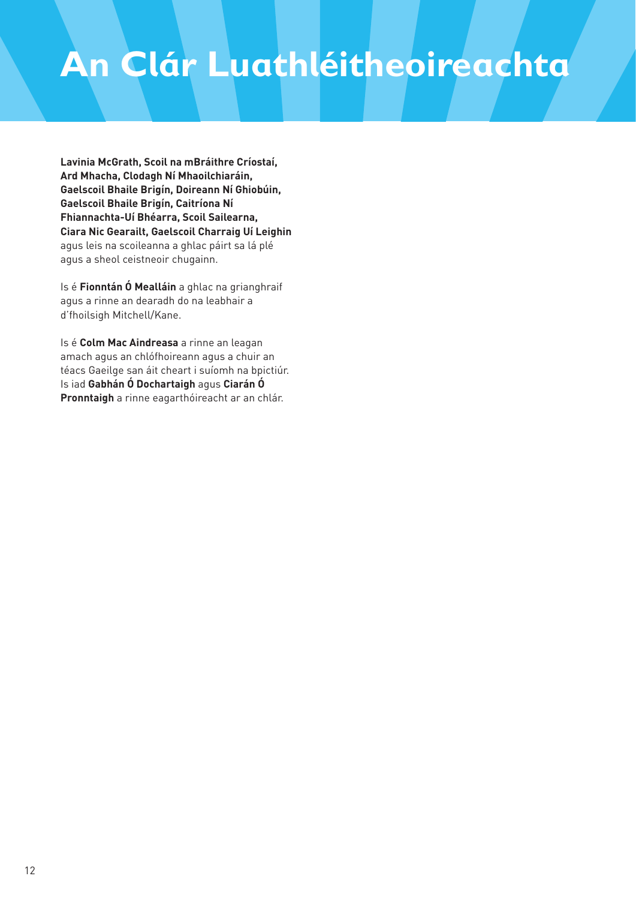# An Clár Luathléitheoireachta

**Lavinia McGrath, Scoil na mBráithre Críostaí, Ard Mhacha, Clodagh Ní Mhaoilchiaráin, Gaelscoil Bhaile Brigín, Doireann Ní Ghiobúin, Gaelscoil Bhaile Brigín, Caitríona Ní Fhiannachta-Uí Bhéarra, Scoil Sailearna, Ciara Nic Gearailt, Gaelscoil Charraig Uí Leighin** agus leis na scoileanna a ghlac páirt sa lá plé agus a sheol ceistneoir chugainn.

Is é **Fionntán Ó Mealláin** a ghlac na grianghraif agus a rinne an dearadh do na leabhair a d'fhoilsigh Mitchell/Kane.

Is é **Colm Mac Aindreasa** a rinne an leagan amach agus an chlófhoireann agus a chuir an téacs Gaeilge san áit cheart i suíomh na bpictiúr. Is iad **Gabhán Ó Dochartaigh** agus **Ciarán Ó Pronntaigh** a rinne eagarthóireacht ar an chlár.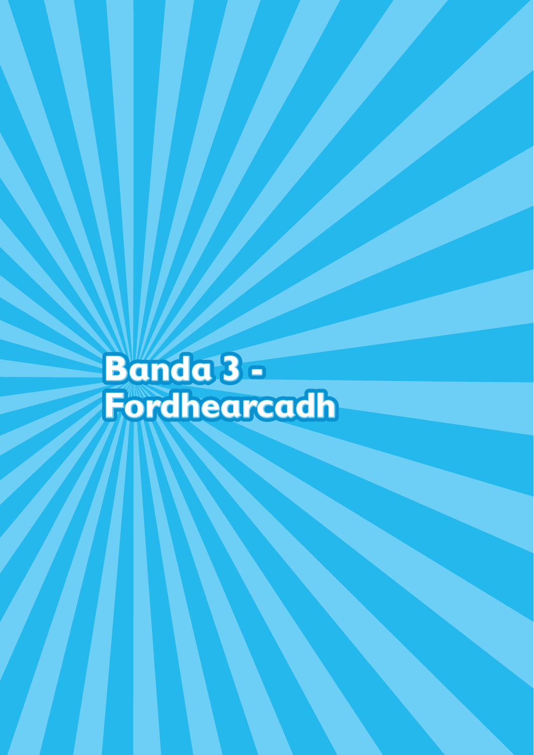# Banda 3 - Fordhearcadh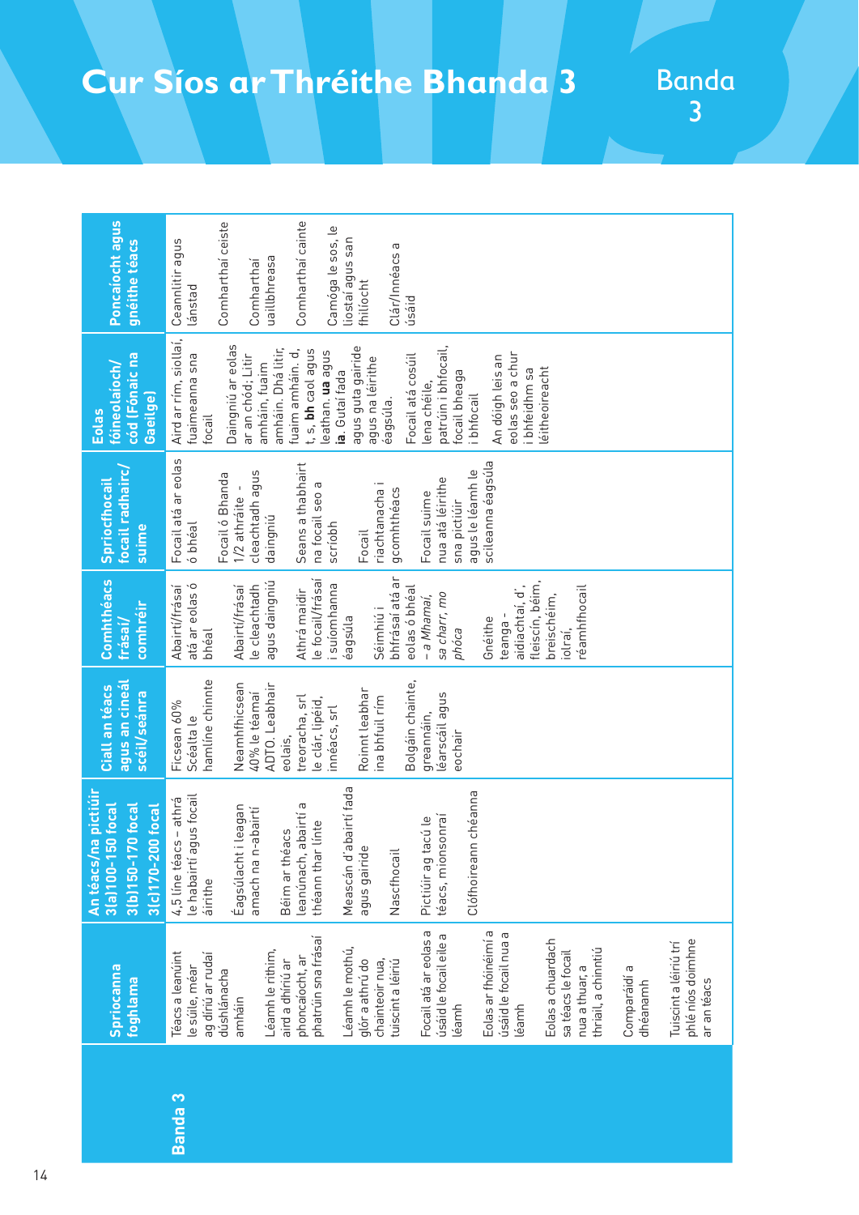# Cur Síos ar Thréithe Bhanda 3

Banda 3

| | Spriocanna foghlama | An téacs/na pictiúir 3(a)100-150 focal 3(b)150-170 focal 3(c)170-200 focal | Ciall an téacs agus an cineál scéil/seánra | Comhthéacs frásaí/ comhréir | Spriocfhocail focail radhairc/ suime | Eolas fóineolaíoch/ cód (Fónaic na Gaeilge) | Poncaíocht agus gnéithe téacs |
|---|---|---|---|---|---|---|---|
| Banda 3 | Téacs a leanúint le súile, méar ag díriú ar rudaí dúshlánacha amháin<br><br>Léamh le rithim, aird a dhíriú ar phoncaíocht, ar phatrúin sna frásaí<br><br>Léamh le mothú, glór a athrú do chainteoir nua, tuiscint a léiriú<br><br>Focail atá ar eolas a úsáid le focail eile a léamh<br><br>Eolas ar fhóineimí a úsáid le focail nua a léamh<br><br>Eolas a chuardach sa téacs le focail nua a thuar, a thriail, a chinntiú<br><br>Comparáidí a dhéanamh<br><br>Tuiscint a léiriú trí phlé níos doimhne ar an téacs | 4,5 líne téacs – athrá le habairtí agus focail áirithe<br><br>Éagsúlacht i leagan amach na n-abairtí<br><br>Béim ar théacs leanúnach, abairtí a théann thar línte<br><br>Meascán d'abairtí fada agus gairide<br><br>Naschfocail<br><br>Pictiúir ag tacú le téacs, mionsonraí<br><br>Clófhoireann chéanna | Ficsean 60% Scéalta le hamlíne chinnte<br><br>Neamhfhicsean 40% le téamaí ADTO. Leabhair eolais, treoracha, srl le clár, lipéid, innéacs, srl<br><br>Roinnt leabhar ina bhfuil rím<br><br>Bolgáin chainte, greannáin, léarscáil agus eochair | Abairtí/frásaí atá ar eolas ó bhéal<br><br>Abairtí/frásaí le cleachtadh agus daingniú<br><br>Athrá maidir le focail/frásaí i suíomhanna éagsúla<br><br>Séimhiú i bhfrásaí atá ar eolas ó bhéal – *a Mhamaí, sa charr, mo phóca*<br><br>Gnéithe teanga - aidiachtaí, d', fleiscín, béim, breischéim, iolraí, réamhfhocail | Focail atá ar eolas ó bhéal<br><br>Focail ó Bhanda 1/2 athráite - cleachtadh agus daingniú<br><br>Seans a thabhairt na focail seo a scríobh<br><br>Focail riachtanacha i gcomhthéacs<br><br>Focail suime nua atá léirithe sna pictiúir agus le léamh le scileanna éagsúla | Aird ar rím, siollaí, fuaimeanna sna focail<br><br>Daingniú ar eolas ar an chód; Litir amháin, fuaim amháin. Dhá litir, fuaim amháin. d, t, s, **bh** caol agus leathan. **ua** agus **ia**. Gutaí fada agus guta gairide agus na léirithe éagsúla.<br><br>Focail atá cosúil lena chéile, patrúin i bhfocail, focail bheaga i bhfocail<br><br>An dóigh leis an eolas seo a chur i bhfeidhm sa léitheoireacht | Ceannlitir agus lánstad<br><br>Comharthaí ceiste<br><br>Comharthaí uaillbhreasa<br><br>Comharthaí cainte<br><br>Camóga le sos, le liostaí agus san fhilíocht<br><br>Clár/Innéacs a úsáid |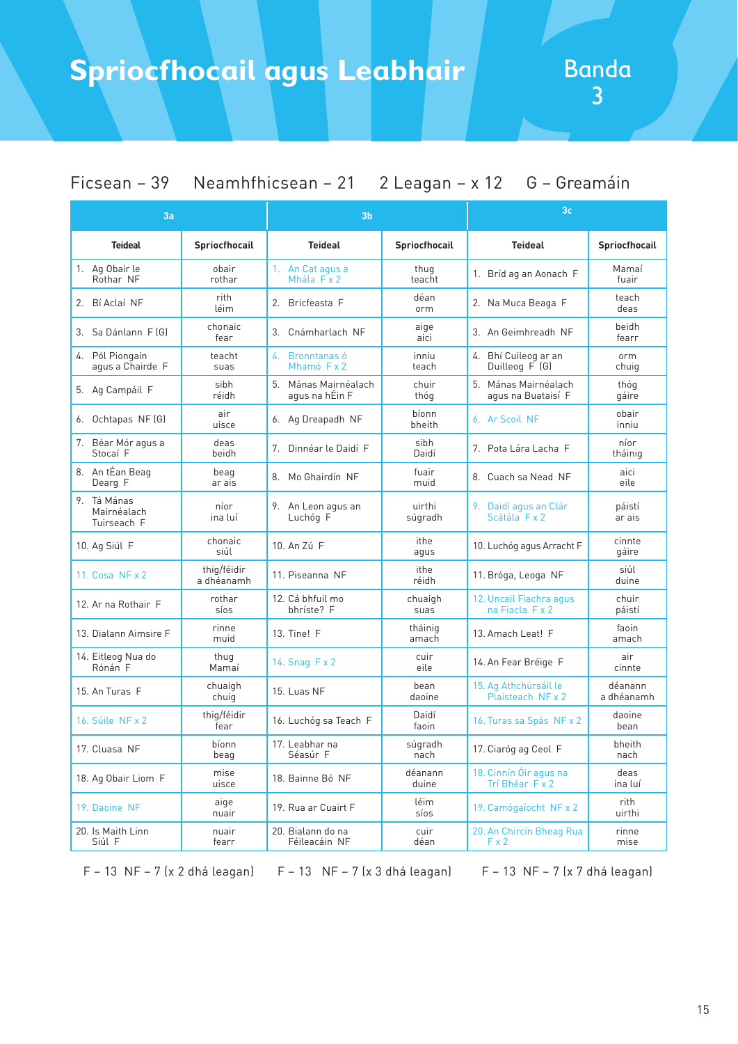# Spriocfhocail agus Leabhair

## Banda 3

Ficsean – 39 Neamhfhicsean – 21 2 Leagan – x 12 G – Greamáin

| 3a | | 3b | | 3c | |
|---|---|---|---|---|---|
| **Teideal** | **Spriocfhocail** | **Teideal** | **Spriocfhocail** | **Teideal** | **Spriocfhocail** |
| 1. Ag Obair le Rothar NF | obair rothar | 1. An Cat agus a Mhála F x 2 | thug teacht | 1. Bríd ag an Aonach F | Mamaí fuair |
| 2. Bí Aclaí NF | rith léim | 2. Bricfeasta F | déan orm | 2. Na Muca Beaga F | teach deas |
| 3. Sa Dánlann F (G) | chonaic fear | 3. Cnámharlach NF | aige aici | 3. An Geimhreadh NF | beidh fearr |
| 4. Pól Piongain agus a Chairde F | teacht suas | 4. Bronntanas ó Mhamó F x 2 | inniu teach | 4. Bhí Cuileog ar an Duilleog F (G) | orm chuig |
| 5. Ag Campáil F | sibh réidh | 5. Mánas Mairnéalach agus na hÉin F | chuir thóg | 5. Mánas Mairnéalach agus na Buataisí F | thóg gáire |
| 6. Ochtapas NF (G) | air uisce | 6. Ag Dreapadh NF | bíonn bheith | 6. Ar Scoil NF | obair inniu |
| 7. Béar Mór agus a Stocaí F | deas beidh | 7. Dinnéar le Daidí F | sibh Daidí | 7. Pota Lára Lacha F | níor tháinig |
| 8. An tÉan Beag Dearg F | beag ar ais | 8. Mo Ghairdín NF | fuair muid | 8. Cuach sa Nead NF | aici eile |
| 9. Tá Mánas Mairnéalach Tuirseach F | níor ina luí | 9. An Leon agus an Luchóg F | uirthi súgradh | 9. Daidí agus an Clár Scátála F x 2 | páistí ar ais |
| 10. Ag Siúl F | chonaic siúl | 10. An Zú F | ithe agus | 10. Luchóg agus Arracht F | cinnte gáire |
| 11. Cosa NF x 2 | thig/féidir a dhéanamh | 11. Piseanna NF | ithe réidh | 11. Bróga, Leoga NF | siúl duine |
| 12. Ar na Rothair F | rothar síos | 12. Cá bhfuil mo bhríste? F | chuaigh suas | 12. Uncail Fiachra agus na Fiacla F x 2 | chuir páistí |
| 13. Dialann Aimsire F | rinne muid | 13. Tine! F | tháinig amach | 13. Amach Leat! F | faoin amach |
| 14. Eitleog Nua do Rónán F | thug Mamaí | 14. Snag F x 2 | cuir eile | 14. An Fear Bréige F | air cinnte |
| 15. An Turas F | chuaigh chuig | 15. Luas NF | bean daoine | 15. Ag Athchúrsáil le Plaisteach NF x 2 | déanann a dhéanamh |
| 16. Súile NF x 2 | thig/féidir fear | 16. Luchóg sa Teach F | Daidí faoin | 16. Turas sa Spás NF x 2 | daoine bean |
| 17. Cluasa NF | bíonn beag | 17. Leabhar na Séasúr F | súgradh nach | 17. Ciaróg ag Ceol F | bheith nach |
| 18. Ag Obair Liom F | mise uisce | 18. Bainne Bó NF | déanann duine | 18. Cinnín Óir agus na Trí Bhéar F x 2 | deas ina luí |
| 19. Daoine NF | aige nuair | 19. Rua ar Cuairt F | léim síos | 19. Camógaíocht NF x 2 | rith uirthi |
| 20. Is Maith Linn Siúl F | nuair fearr | 20. Bialann do na Féileacáin NF | cuir déan | 20. An Chircín Bheag Rua F x 2 | rinne mise |
| F – 13 NF – 7 (x 2 dhá leagan) | | F – 13 NF – 7 (x 3 dhá leagan) | | F – 13 NF – 7 (x 7 dhá leagan) | |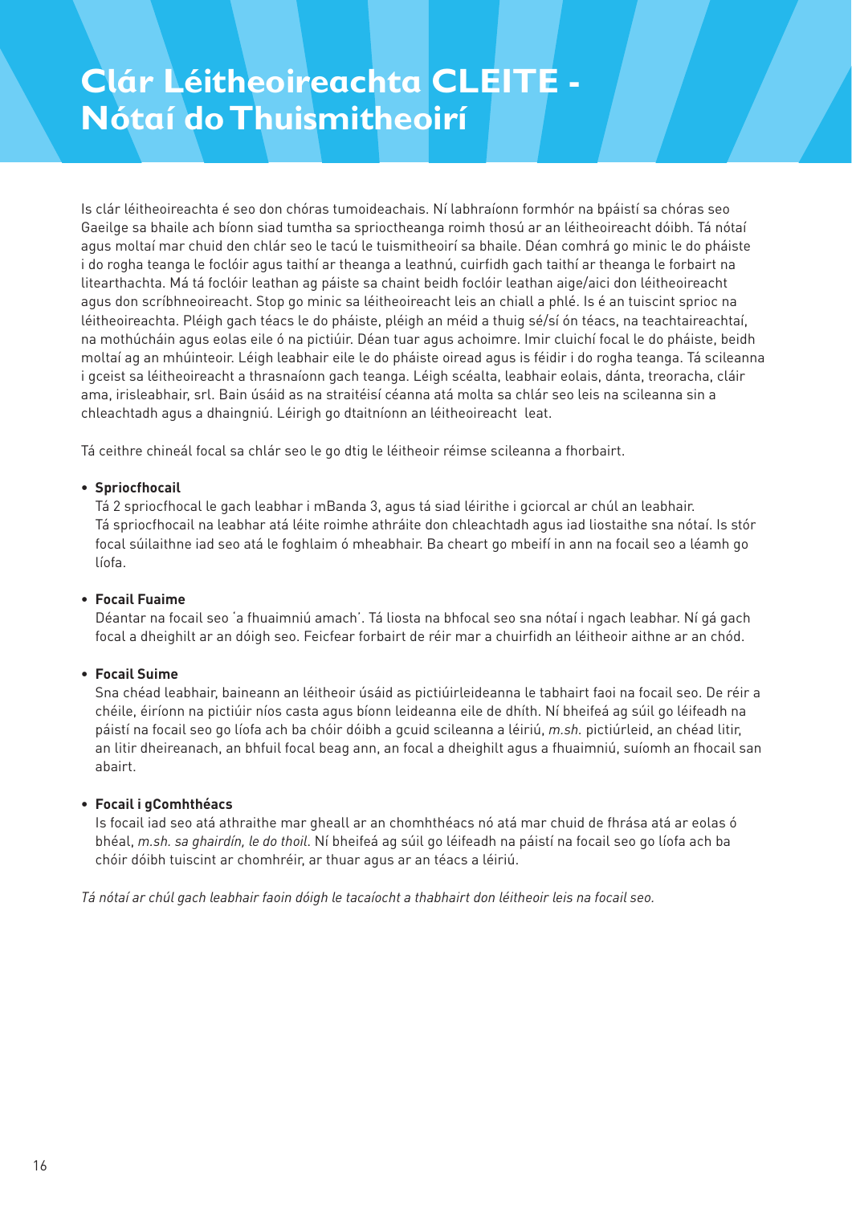# Clár Léitheoireachta CLEITE - Nótaí do Thuismitheoirí

Is clár léitheoireachta é seo don chóras tumoideachais. Ní labhraíonn formhór na bpáistí sa chóras seo Gaeilge sa bhaile ach bíonn siad tumtha sa sprioctheanga roimh thosú ar an léitheoireacht dóibh. Tá nótaí agus moltaí mar chuid den chlár seo le tacú le tuismitheoirí sa bhaile. Déan comhrá go minic le do pháiste i do rogha teanga le foclóir agus taithí ar theanga a leathnú, cuirfidh gach taithí ar theanga le forbairt na litearthachta. Má tá foclóir leathan ag páiste sa chaint beidh foclóir leathan aige/aici don léitheoireacht agus don scríbhneoireacht. Stop go minic sa léitheoireacht leis an chiall a phlé. Is é an tuiscint sprioc na léitheoireachta. Pléigh gach téacs le do pháiste, pléigh an méid a thuig sé/sí ón téacs, na teachtaireachtaí, na mothúcháin agus eolas eile ó na pictiúir. Déan tuar agus achoimre. Imir cluichí focal le do pháiste, beidh moltaí ag an mhúinteoir. Léigh leabhair eile le do pháiste oiread agus is féidir i do rogha teanga. Tá scileanna i gceist sa léitheoireacht a thrasnaíonn gach teanga. Léigh scéalta, leabhair eolais, dánta, treoracha, cláir ama, irisleabhair, srl. Bain úsáid as na straitéisí céanna atá molta sa chlár seo leis na scileanna sin a chleachtadh agus a dhaingniú. Léirigh go dtaitníonn an léitheoireacht leat.

Tá ceithre chineál focal sa chlár seo le go dtig le léitheoir réimse scileanna a fhorbairt.

- **Spriocfhocail**
  Tá 2 spriocfhocal le gach leabhar i mBanda 3, agus tá siad léirithe i gciorcal ar chúl an leabhair. Tá spriocfhocail na leabhar atá léite roimhe athráite don chleachtadh agus iad liostaithe sna nótaí. Is stór focal súilaithne iad seo atá le foghlaim ó mheabhair. Ba cheart go mbeifí in ann na focail seo a léamh go líofa.

- **Focail Fuaime**
  Déantar na focail seo 'a fhuaimniú amach'. Tá liosta na bhfocal seo sna nótaí i ngach leabhar. Ní gá gach focal a dheighilt ar an dóigh seo. Feicfear forbairt de réir mar a chuirfidh an léitheoir aithne ar an chód.

- **Focail Suime**
  Sna chéad leabhair, baineann an léitheoir úsáid as pictiúirleideanna le tabhairt faoi na focail seo. De réir a chéile, éiríonn na pictiúir níos casta agus bíonn leideanna eile de dhíth. Ní bheifeá ag súil go léifeadh na páistí na focail seo go líofa ach ba chóir dóibh a gcuid scileanna a léiriú, *m.sh.* pictiúrleid, an chéad litir, an litir dheireanach, an bhfuil focal beag ann, an focal a dheighilt agus a fhuaimniú, suíomh an fhocail san abairt.

- **Focail i gComhthéacs**
  Is focail iad seo atá athraithe mar gheall ar an chomhthéacs nó atá mar chuid de fhrása atá ar eolas ó bhéal, *m.sh. sa ghairdín, le do thoil.* Ní bheifeá ag súil go léifeadh na páistí na focail seo go líofa ach ba chóir dóibh tuiscint ar chomhréir, ar thuar agus ar an téacs a léiriú.

*Tá nótaí ar chúl gach leabhair faoin dóigh le tacaíocht a thabhairt don léitheoir leis na focail seo.*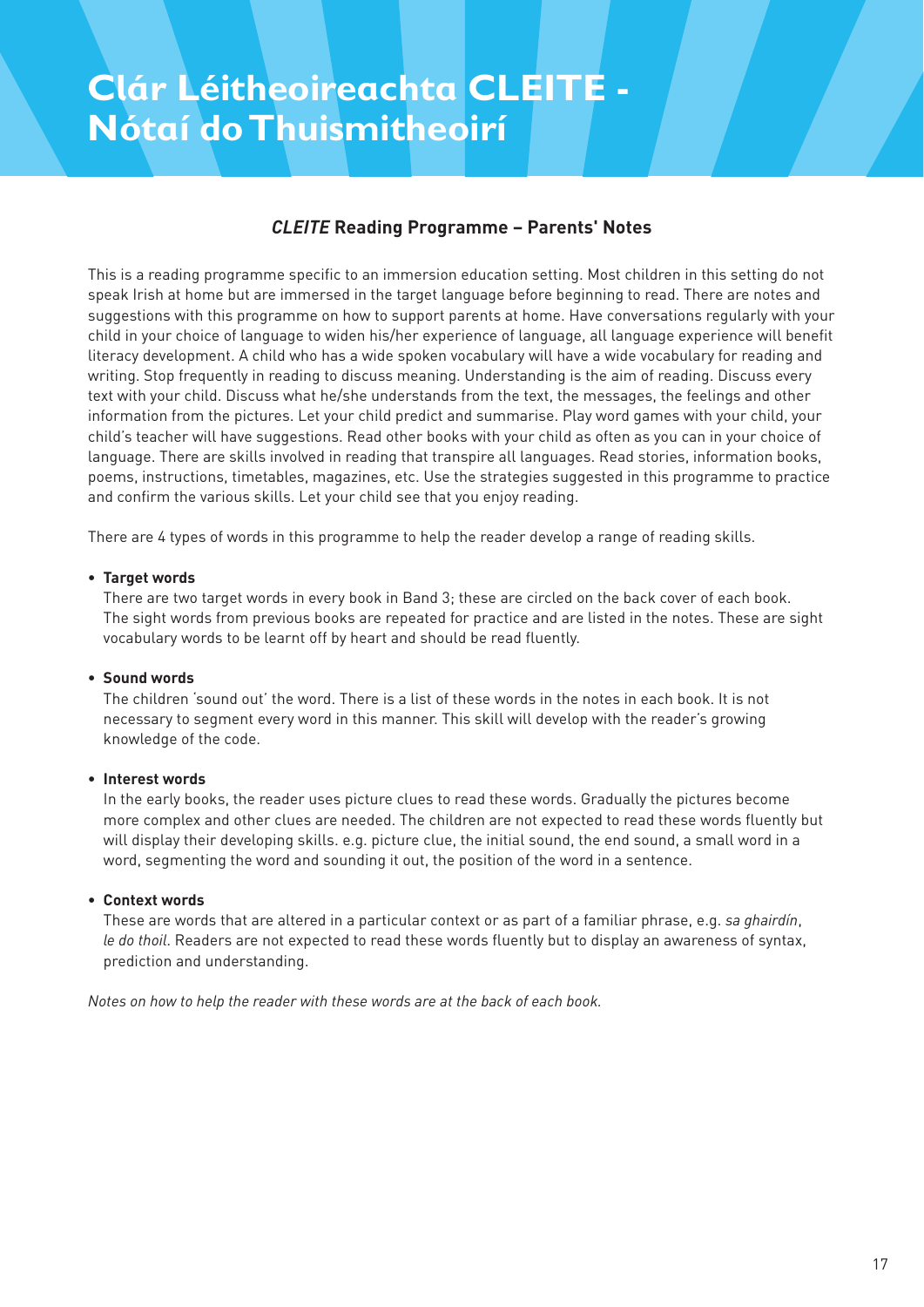# Clár Léitheoireachta CLEITE - Nótaí do Thuismitheoirí

## *CLEITE* Reading Programme – Parents' Notes

This is a reading programme specific to an immersion education setting. Most children in this setting do not speak Irish at home but are immersed in the target language before beginning to read. There are notes and suggestions with this programme on how to support parents at home. Have conversations regularly with your child in your choice of language to widen his/her experience of language, all language experience will benefit literacy development. A child who has a wide spoken vocabulary will have a wide vocabulary for reading and writing. Stop frequently in reading to discuss meaning. Understanding is the aim of reading. Discuss every text with your child. Discuss what he/she understands from the text, the messages, the feelings and other information from the pictures. Let your child predict and summarise. Play word games with your child, your child's teacher will have suggestions. Read other books with your child as often as you can in your choice of language. There are skills involved in reading that transpire all languages. Read stories, information books, poems, instructions, timetables, magazines, etc. Use the strategies suggested in this programme to practice and confirm the various skills. Let your child see that you enjoy reading.

There are 4 types of words in this programme to help the reader develop a range of reading skills.

- **Target words**
  There are two target words in every book in Band 3; these are circled on the back cover of each book. The sight words from previous books are repeated for practice and are listed in the notes. These are sight vocabulary words to be learnt off by heart and should be read fluently.

- **Sound words**
  The children 'sound out' the word. There is a list of these words in the notes in each book. It is not necessary to segment every word in this manner. This skill will develop with the reader's growing knowledge of the code.

- **Interest words**
  In the early books, the reader uses picture clues to read these words. Gradually the pictures become more complex and other clues are needed. The children are not expected to read these words fluently but will display their developing skills. e.g. picture clue, the initial sound, the end sound, a small word in a word, segmenting the word and sounding it out, the position of the word in a sentence.

- **Context words**
  These are words that are altered in a particular context or as part of a familiar phrase, e.g. *sa ghairdín*, *le do thoil*. Readers are not expected to read these words fluently but to display an awareness of syntax, prediction and understanding.

*Notes on how to help the reader with these words are at the back of each book.*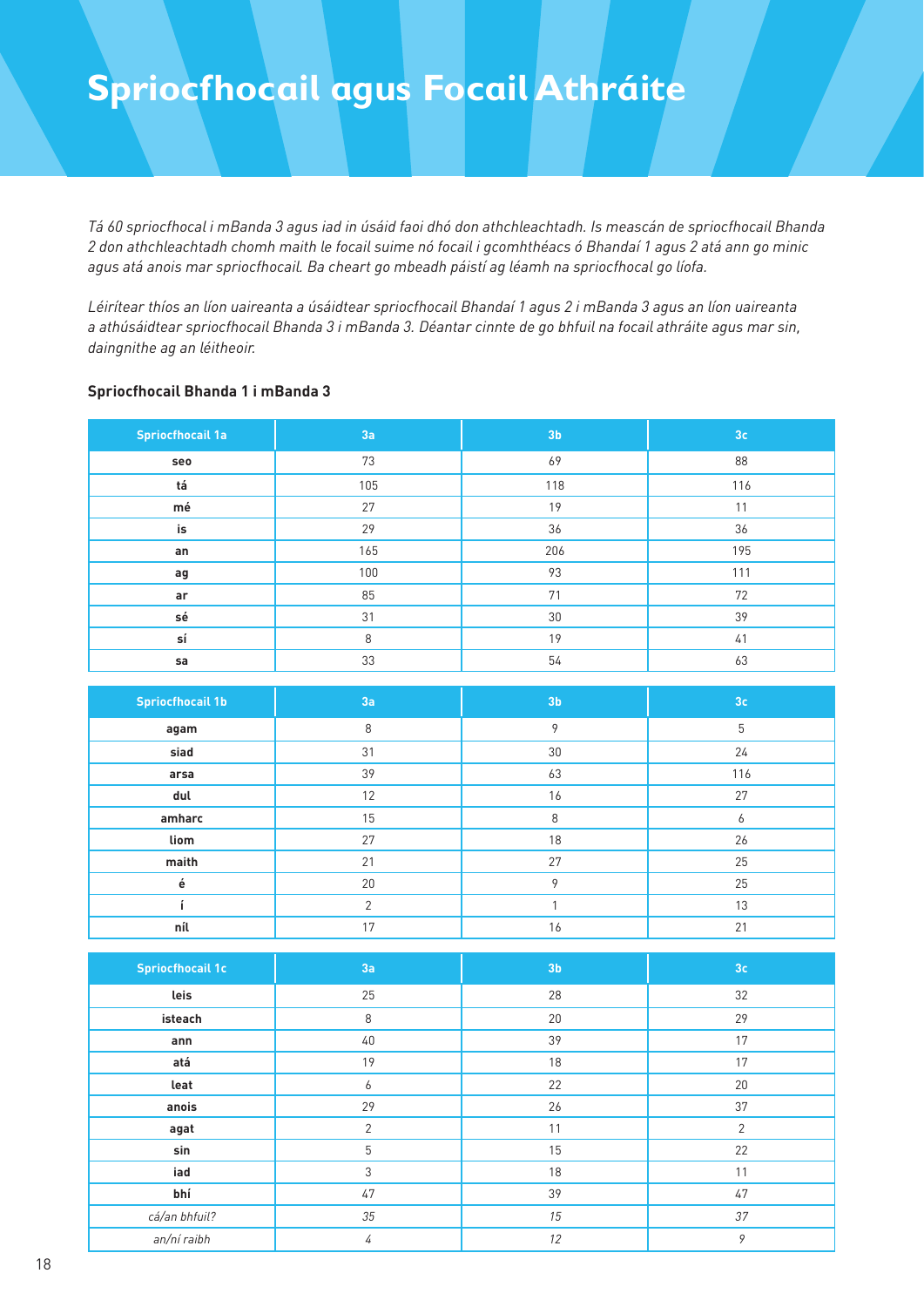# Spriocfhocail agus Focail Athráite

*Tá 60 spriocfhocal i mBanda 3 agus iad in úsáid faoi dhó don athchleachtadh. Is meascán de spriocfhocail Bhanda 2 don athchleachtadh chomh maith le focail suime nó focail i gcomhthéacs ó Bhandaí 1 agus 2 atá ann go minic agus atá anois mar spriocfhocail. Ba cheart go mbeadh páistí ag léamh na spriocfhocal go líofa.*

*Léirítear thíos an líon uaireanta a úsáidtear spriocfhocail Bhandaí 1 agus 2 i mBanda 3 agus an líon uaireanta a athúsáidtear spriocfhocail Bhanda 3 i mBanda 3. Déantar cinnte de go bhfuil na focail athráite agus mar sin, daingnithe ag an léitheoir.*

**Spriocfhocail Bhanda 1 i mBanda 3**

| Spriocfhocail 1a | 3a | 3b | 3c |
|---|---|---|---|
| **seo** | 73 | 69 | 88 |
| **tá** | 105 | 118 | 116 |
| **mé** | 27 | 19 | 11 |
| **is** | 29 | 36 | 36 |
| **an** | 165 | 206 | 195 |
| **ag** | 100 | 93 | 111 |
| **ar** | 85 | 71 | 72 |
| **sé** | 31 | 30 | 39 |
| **sí** | 8 | 19 | 41 |
| **sa** | 33 | 54 | 63 |

| Spriocfhocail 1b | 3a | 3b | 3c |
|---|---|---|---|
| **agam** | 8 | 9 | 5 |
| **siad** | 31 | 30 | 24 |
| **arsa** | 39 | 63 | 116 |
| **dul** | 12 | 16 | 27 |
| **amharc** | 15 | 8 | 6 |
| **liom** | 27 | 18 | 26 |
| **maith** | 21 | 27 | 25 |
| **é** | 20 | 9 | 25 |
| **í** | 2 | 1 | 13 |
| **níl** | 17 | 16 | 21 |

| Spriocfhocail 1c | 3a | 3b | 3c |
|---|---|---|---|
| **leis** | 25 | 28 | 32 |
| **isteach** | 8 | 20 | 29 |
| **ann** | 40 | 39 | 17 |
| **atá** | 19 | 18 | 17 |
| **leat** | 6 | 22 | 20 |
| **anois** | 29 | 26 | 37 |
| **agat** | 2 | 11 | 2 |
| **sin** | 5 | 15 | 22 |
| **iad** | 3 | 18 | 11 |
| **bhí** | 47 | 39 | 47 |
| *cá/an bhfuil?* | *35* | *15* | *37* |
| *an/ní raibh* | *4* | *12* | *9* |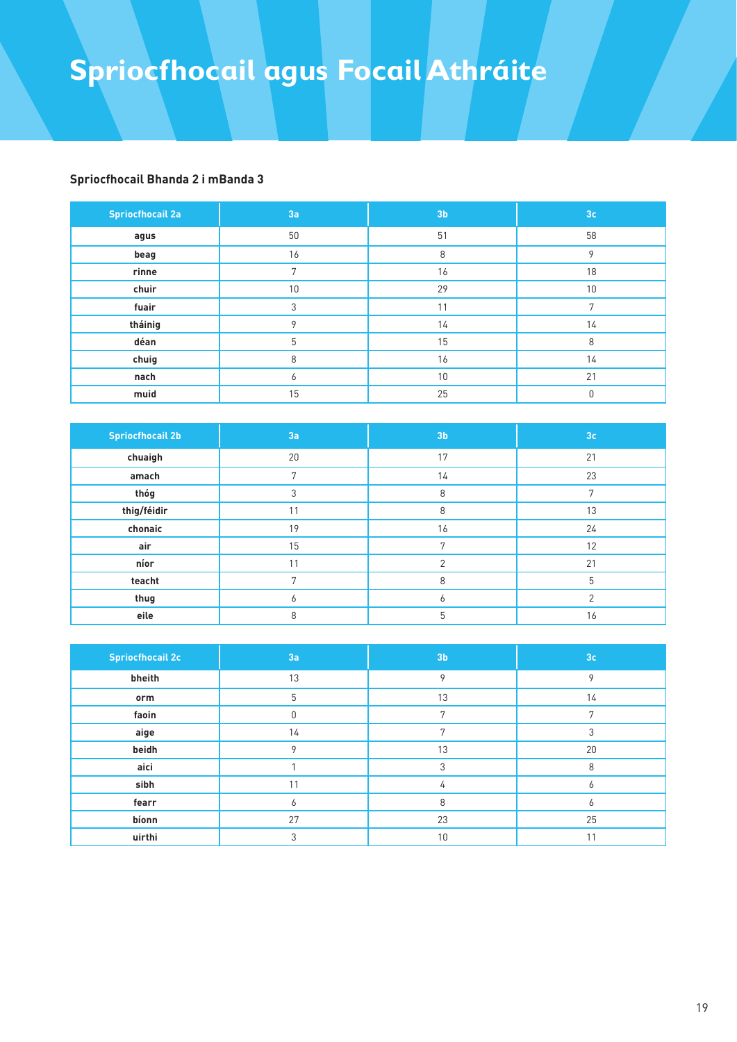# Spriocfhocail agus Focail Athráite

### Spriocfhocail Bhanda 2 i mBanda 3

| Spriocfhocail 2a | 3a | 3b | 3c |
|---|---|---|---|
| **agus** | 50 | 51 | 58 |
| **beag** | 16 | 8 | 9 |
| **rinne** | 7 | 16 | 18 |
| **chuir** | 10 | 29 | 10 |
| **fuair** | 3 | 11 | 7 |
| **tháinig** | 9 | 14 | 14 |
| **déan** | 5 | 15 | 8 |
| **chuig** | 8 | 16 | 14 |
| **nach** | 6 | 10 | 21 |
| **muid** | 15 | 25 | 0 |

| Spriocfhocail 2b | 3a | 3b | 3c |
|---|---|---|---|
| **chuaigh** | 20 | 17 | 21 |
| **amach** | 7 | 14 | 23 |
| **thóg** | 3 | 8 | 7 |
| **thig/féidir** | 11 | 8 | 13 |
| **chonaic** | 19 | 16 | 24 |
| **air** | 15 | 7 | 12 |
| **níor** | 11 | 2 | 21 |
| **teacht** | 7 | 8 | 5 |
| **thug** | 6 | 6 | 2 |
| **eile** | 8 | 5 | 16 |

| Spriocfhocail 2c | 3a | 3b | 3c |
|---|---|---|---|
| **bheith** | 13 | 9 | 9 |
| **orm** | 5 | 13 | 14 |
| **faoin** | 0 | 7 | 7 |
| **aige** | 14 | 7 | 3 |
| **beidh** | 9 | 13 | 20 |
| **aici** | 1 | 3 | 8 |
| **sibh** | 11 | 4 | 6 |
| **fearr** | 6 | 8 | 6 |
| **bíonn** | 27 | 23 | 25 |
| **uirthi** | 3 | 10 | 11 |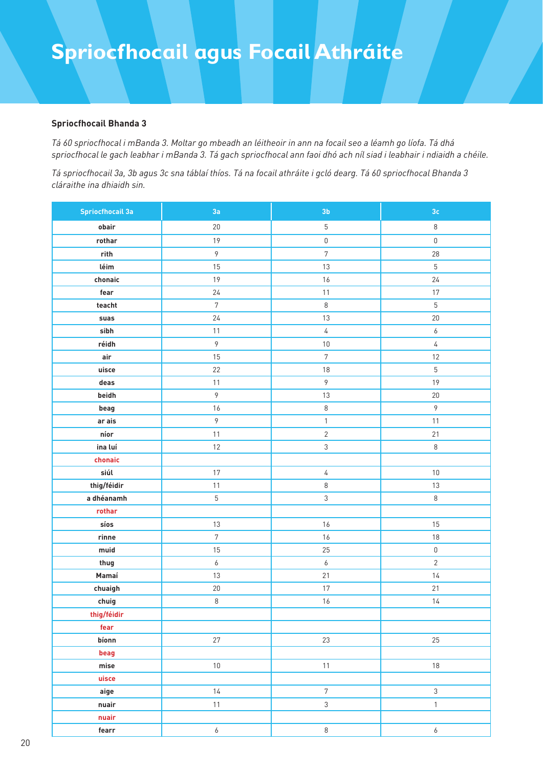# Spriocfhocail agus Focail Athráite

**Spriocfhocail Bhanda 3**

*Tá 60 spriocfhocal i mBanda 3. Moltar go mbeadh an léitheoir in ann na focail seo a léamh go líofa. Tá dhá spriocfhocal le gach leabhar i mBanda 3. Tá gach spriocfhocal ann faoi dhó ach níl siad i leabhair i ndiaidh a chéile.*

*Tá spriocfhocail 3a, 3b agus 3c sna táblaí thíos. Tá na focail athráite i gcló dearg. Tá 60 spriocfhocal Bhanda 3 cláraithe ina dhiaidh sin.*

| Spriocfhocail 3a | 3a | 3b | 3c |
|---|---|---|---|
| **obair** | 20 | 5 | 8 |
| **rothar** | 19 | 0 | 0 |
| **rith** | 9 | 7 | 28 |
| **léim** | 15 | 13 | 5 |
| **chonaic** | 19 | 16 | 24 |
| **fear** | 24 | 11 | 17 |
| **teacht** | 7 | 8 | 5 |
| **suas** | 24 | 13 | 20 |
| **sibh** | 11 | 4 | 6 |
| **réidh** | 9 | 10 | 4 |
| **air** | 15 | 7 | 12 |
| **uisce** | 22 | 18 | 5 |
| **deas** | 11 | 9 | 19 |
| **beidh** | 9 | 13 | 20 |
| **beag** | 16 | 8 | 9 |
| **ar ais** | 9 | 1 | 11 |
| **níor** | 11 | 2 | 21 |
| **ina luí** | 12 | 3 | 8 |
| **chonaic** | | | |
| **siúl** | 17 | 4 | 10 |
| **thig/féidir** | 11 | 8 | 13 |
| **a dhéanamh** | 5 | 3 | 8 |
| **rothar** | | | |
| **síos** | 13 | 16 | 15 |
| **rinne** | 7 | 16 | 18 |
| **muid** | 15 | 25 | 0 |
| **thug** | 6 | 6 | 2 |
| **Mamaí** | 13 | 21 | 14 |
| **chuaigh** | 20 | 17 | 21 |
| **chuig** | 8 | 16 | 14 |
| **thig/féidir** | | | |
| **fear** | | | |
| **bíonn** | 27 | 23 | 25 |
| **beag** | | | |
| **mise** | 10 | 11 | 18 |
| **uisce** | | | |
| **aige** | 14 | 7 | 3 |
| **nuair** | 11 | 3 | 1 |
| **nuair** | | | |
| **fearr** | 6 | 8 | 6 |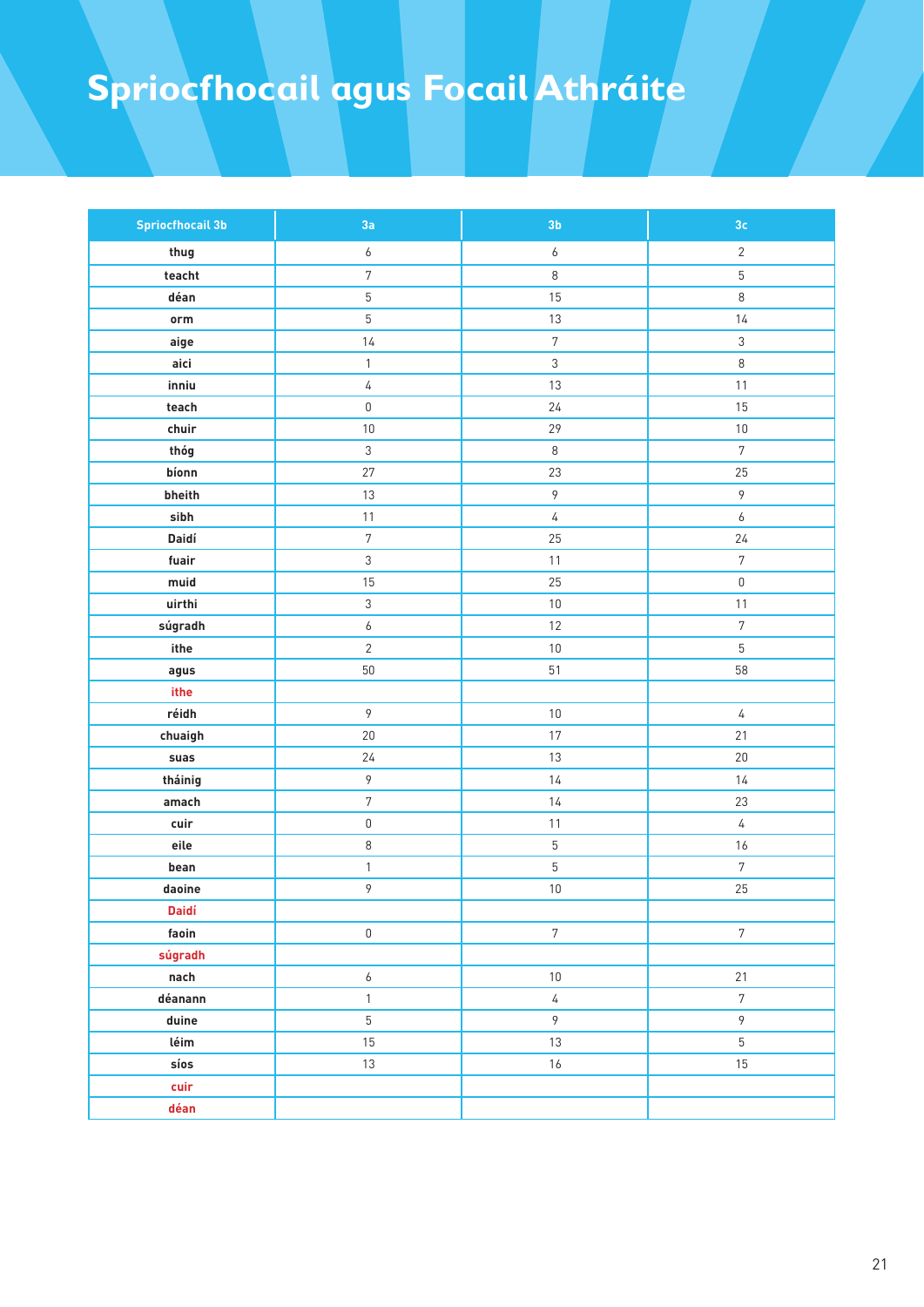# Spriocfhocail agus Focail Athráite

| Spriocfhocail 3b | 3a | 3b | 3c |
|---|---|---|---|
| thug | 6 | 6 | 2 |
| teacht | 7 | 8 | 5 |
| déan | 5 | 15 | 8 |
| orm | 5 | 13 | 14 |
| aige | 14 | 7 | 3 |
| aici | 1 | 3 | 8 |
| inniu | 4 | 13 | 11 |
| teach | 0 | 24 | 15 |
| chuir | 10 | 29 | 10 |
| thóg | 3 | 8 | 7 |
| bíonn | 27 | 23 | 25 |
| bheith | 13 | 9 | 9 |
| sibh | 11 | 4 | 6 |
| Daidí | 7 | 25 | 24 |
| fuair | 3 | 11 | 7 |
| muid | 15 | 25 | 0 |
| uirthi | 3 | 10 | 11 |
| súgradh | 6 | 12 | 7 |
| ithe | 2 | 10 | 5 |
| agus | 50 | 51 | 58 |
| ithe | | | |
| réidh | 9 | 10 | 4 |
| chuaigh | 20 | 17 | 21 |
| suas | 24 | 13 | 20 |
| tháinig | 9 | 14 | 14 |
| amach | 7 | 14 | 23 |
| cuir | 0 | 11 | 4 |
| eile | 8 | 5 | 16 |
| bean | 1 | 5 | 7 |
| daoine | 9 | 10 | 25 |
| Daidí | | | |
| faoin | 0 | 7 | 7 |
| súgradh | | | |
| nach | 6 | 10 | 21 |
| déanann | 1 | 4 | 7 |
| duine | 5 | 9 | 9 |
| léim | 15 | 13 | 5 |
| síos | 13 | 16 | 15 |
| cuir | | | |
| déan | | | |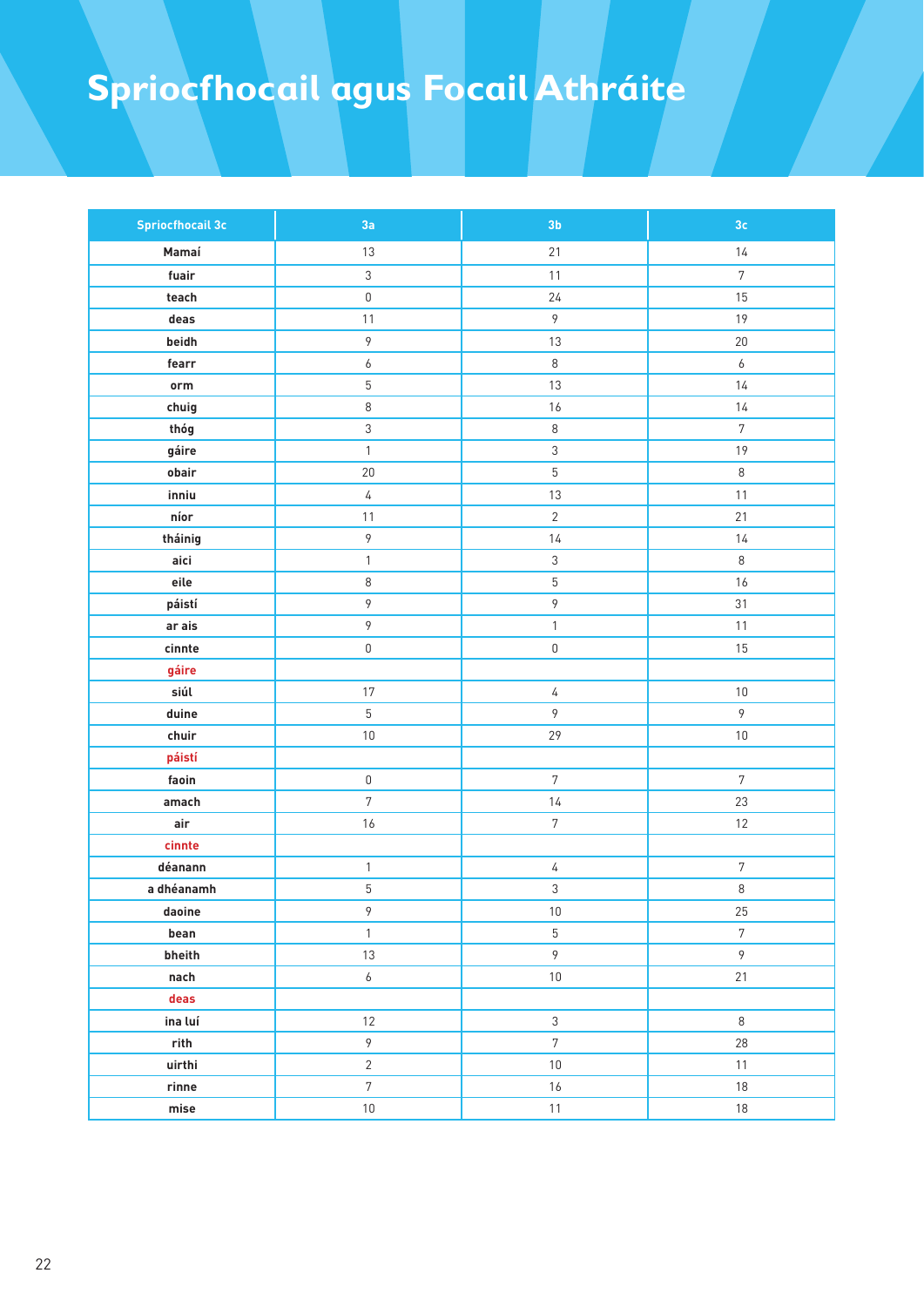# Spriocfhocail agus Focail Athráite

| Spriocfhocail 3c | 3a | 3b | 3c |
|---|---|---|---|
| **Mamaí** | 13 | 21 | 14 |
| **fuair** | 3 | 11 | 7 |
| **teach** | 0 | 24 | 15 |
| **deas** | 11 | 9 | 19 |
| **beidh** | 9 | 13 | 20 |
| **fearr** | 6 | 8 | 6 |
| **orm** | 5 | 13 | 14 |
| **chuig** | 8 | 16 | 14 |
| **thóg** | 3 | 8 | 7 |
| **gáire** | 1 | 3 | 19 |
| **obair** | 20 | 5 | 8 |
| **inniu** | 4 | 13 | 11 |
| **níor** | 11 | 2 | 21 |
| **tháinig** | 9 | 14 | 14 |
| **aici** | 1 | 3 | 8 |
| **eile** | 8 | 5 | 16 |
| **páistí** | 9 | 9 | 31 |
| **ar ais** | 9 | 1 | 11 |
| **cinnte** | 0 | 0 | 15 |
| **gáire** | | | |
| **siúl** | 17 | 4 | 10 |
| **duine** | 5 | 9 | 9 |
| **chuir** | 10 | 29 | 10 |
| **páistí** | | | |
| **faoin** | 0 | 7 | 7 |
| **amach** | 7 | 14 | 23 |
| **air** | 16 | 7 | 12 |
| **cinnte** | | | |
| **déanann** | 1 | 4 | 7 |
| **a dhéanamh** | 5 | 3 | 8 |
| **daoine** | 9 | 10 | 25 |
| **bean** | 1 | 5 | 7 |
| **bheith** | 13 | 9 | 9 |
| **nach** | 6 | 10 | 21 |
| **deas** | | | |
| **ina luí** | 12 | 3 | 8 |
| **rith** | 9 | 7 | 28 |
| **uirthi** | 2 | 10 | 11 |
| **rinne** | 7 | 16 | 18 |
| **mise** | 10 | 11 | 18 |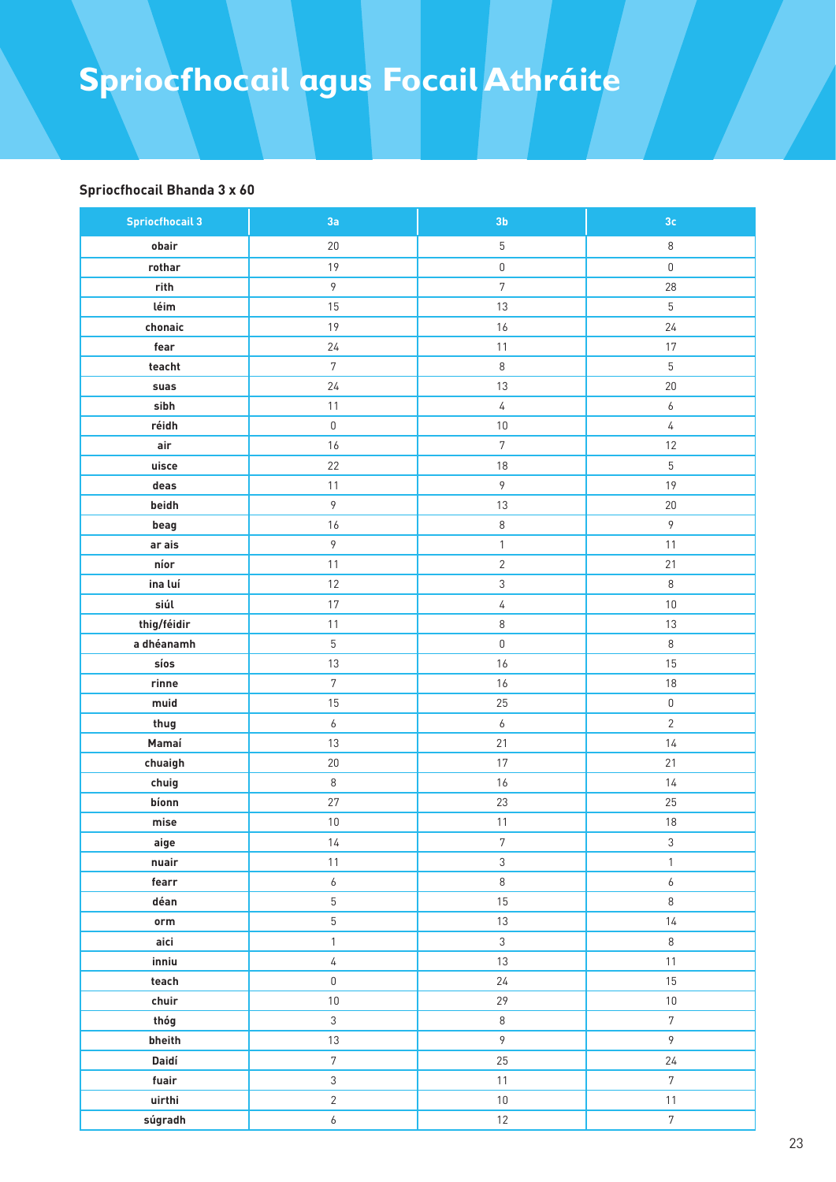# Spriocfhocail agus Focail Athráite

### Spriocfhocail Bhanda 3 x 60

| Spriocfhocail 3 | 3a | 3b | 3c |
|---|---|---|---|
| obair | 20 | 5 | 8 |
| rothar | 19 | 0 | 0 |
| rith | 9 | 7 | 28 |
| léim | 15 | 13 | 5 |
| chonaic | 19 | 16 | 24 |
| fear | 24 | 11 | 17 |
| teacht | 7 | 8 | 5 |
| suas | 24 | 13 | 20 |
| sibh | 11 | 4 | 6 |
| réidh | 0 | 10 | 4 |
| air | 16 | 7 | 12 |
| uisce | 22 | 18 | 5 |
| deas | 11 | 9 | 19 |
| beidh | 9 | 13 | 20 |
| beag | 16 | 8 | 9 |
| ar ais | 9 | 1 | 11 |
| níor | 11 | 2 | 21 |
| ina luí | 12 | 3 | 8 |
| siúl | 17 | 4 | 10 |
| thig/féidir | 11 | 8 | 13 |
| a dhéanamh | 5 | 0 | 8 |
| síos | 13 | 16 | 15 |
| rinne | 7 | 16 | 18 |
| muid | 15 | 25 | 0 |
| thug | 6 | 6 | 2 |
| Mamaí | 13 | 21 | 14 |
| chuaigh | 20 | 17 | 21 |
| chuig | 8 | 16 | 14 |
| bíonn | 27 | 23 | 25 |
| mise | 10 | 11 | 18 |
| aige | 14 | 7 | 3 |
| nuair | 11 | 3 | 1 |
| fearr | 6 | 8 | 6 |
| déan | 5 | 15 | 8 |
| orm | 5 | 13 | 14 |
| aici | 1 | 3 | 8 |
| inniu | 4 | 13 | 11 |
| teach | 0 | 24 | 15 |
| chuir | 10 | 29 | 10 |
| thóg | 3 | 8 | 7 |
| bheith | 13 | 9 | 9 |
| Daidí | 7 | 25 | 24 |
| fuair | 3 | 11 | 7 |
| uirthi | 2 | 10 | 11 |
| súgradh | 6 | 12 | 7 |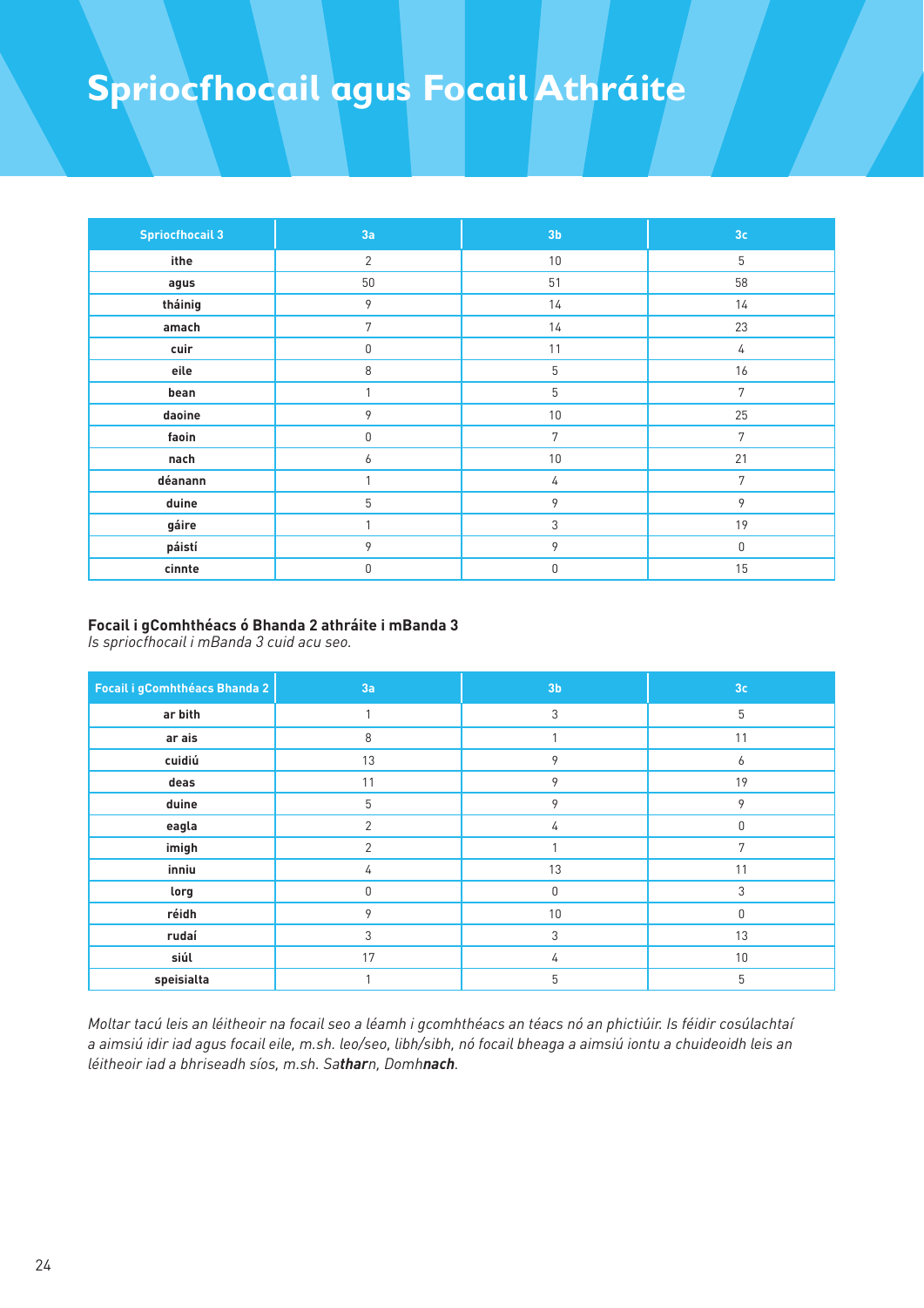# Spriocfhocail agus Focail Athráite

| Spriocfhocail 3 | 3a | 3b | 3c |
|---|---|---|---|
| ithe | 2 | 10 | 5 |
| agus | 50 | 51 | 58 |
| tháinig | 9 | 14 | 14 |
| amach | 7 | 14 | 23 |
| cuir | 0 | 11 | 4 |
| eile | 8 | 5 | 16 |
| bean | 1 | 5 | 7 |
| daoine | 9 | 10 | 25 |
| faoin | 0 | 7 | 7 |
| nach | 6 | 10 | 21 |
| déanann | 1 | 4 | 7 |
| duine | 5 | 9 | 9 |
| gáire | 1 | 3 | 19 |
| páistí | 9 | 9 | 0 |
| cinnte | 0 | 0 | 15 |

**Focail i gComhthéacs ó Bhanda 2 athráite i mBanda 3**
*Is spriocfhocail i mBanda 3 cuid acu seo.*

| Focail i gComhthéacs Bhanda 2 | 3a | 3b | 3c |
|---|---|---|---|
| ar bith | 1 | 3 | 5 |
| ar ais | 8 | 1 | 11 |
| cuidiú | 13 | 9 | 6 |
| deas | 11 | 9 | 19 |
| duine | 5 | 9 | 9 |
| eagla | 2 | 4 | 0 |
| imigh | 2 | 1 | 7 |
| inniu | 4 | 13 | 11 |
| lorg | 0 | 0 | 3 |
| réidh | 9 | 10 | 0 |
| rudaí | 3 | 3 | 13 |
| siúl | 17 | 4 | 10 |
| speisialta | 1 | 5 | 5 |

*Moltar tacú leis an léitheoir na focail seo a léamh i gcomhthéacs an téacs nó an phictiúir. Is féidir cosúlachtaí a aimsiú idir iad agus focail eile, m.sh. leo/seo, libh/sibh, nó focail bheaga a aimsiú iontu a chuideoidh leis an léitheoir iad a bhriseadh síos, m.sh. Sa**thar**n, Domh**nach**.*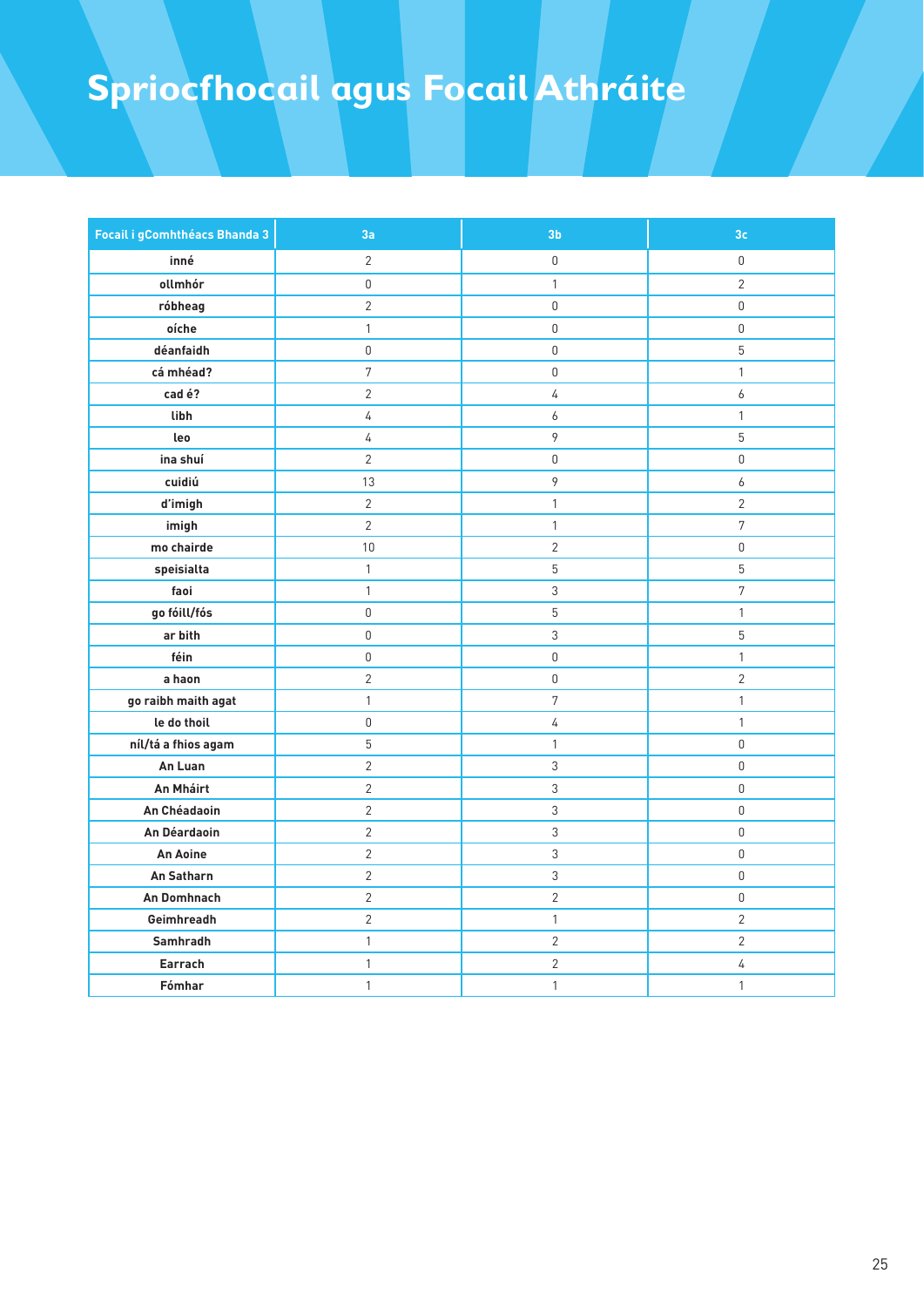# Spriocfhocail agus Focail Athráite

| Focail i gComhthéacs Bhanda 3 | 3a | 3b | 3c |
|---|---|---|---|
| inné | 2 | 0 | 0 |
| ollmhór | 0 | 1 | 2 |
| róbheag | 2 | 0 | 0 |
| oíche | 1 | 0 | 0 |
| déanfaidh | 0 | 0 | 5 |
| cá mhéad? | 7 | 0 | 1 |
| cad é? | 2 | 4 | 6 |
| libh | 4 | 6 | 1 |
| leo | 4 | 9 | 5 |
| ina shuí | 2 | 0 | 0 |
| cuidiú | 13 | 9 | 6 |
| d'imigh | 2 | 1 | 2 |
| imigh | 2 | 1 | 7 |
| mo chairde | 10 | 2 | 0 |
| speisialta | 1 | 5 | 5 |
| faoi | 1 | 3 | 7 |
| go fóill/fós | 0 | 5 | 1 |
| ar bith | 0 | 3 | 5 |
| féin | 0 | 0 | 1 |
| a haon | 2 | 0 | 2 |
| go raibh maith agat | 1 | 7 | 1 |
| le do thoil | 0 | 4 | 1 |
| níl/tá a fhios agam | 5 | 1 | 0 |
| An Luan | 2 | 3 | 0 |
| An Mháirt | 2 | 3 | 0 |
| An Chéadaoin | 2 | 3 | 0 |
| An Déardaoin | 2 | 3 | 0 |
| An Aoine | 2 | 3 | 0 |
| An Satharn | 2 | 3 | 0 |
| An Domhnach | 2 | 2 | 0 |
| Geimhreadh | 2 | 1 | 2 |
| Samhradh | 1 | 2 | 2 |
| Earrach | 1 | 2 | 4 |
| Fómhar | 1 | 1 | 1 |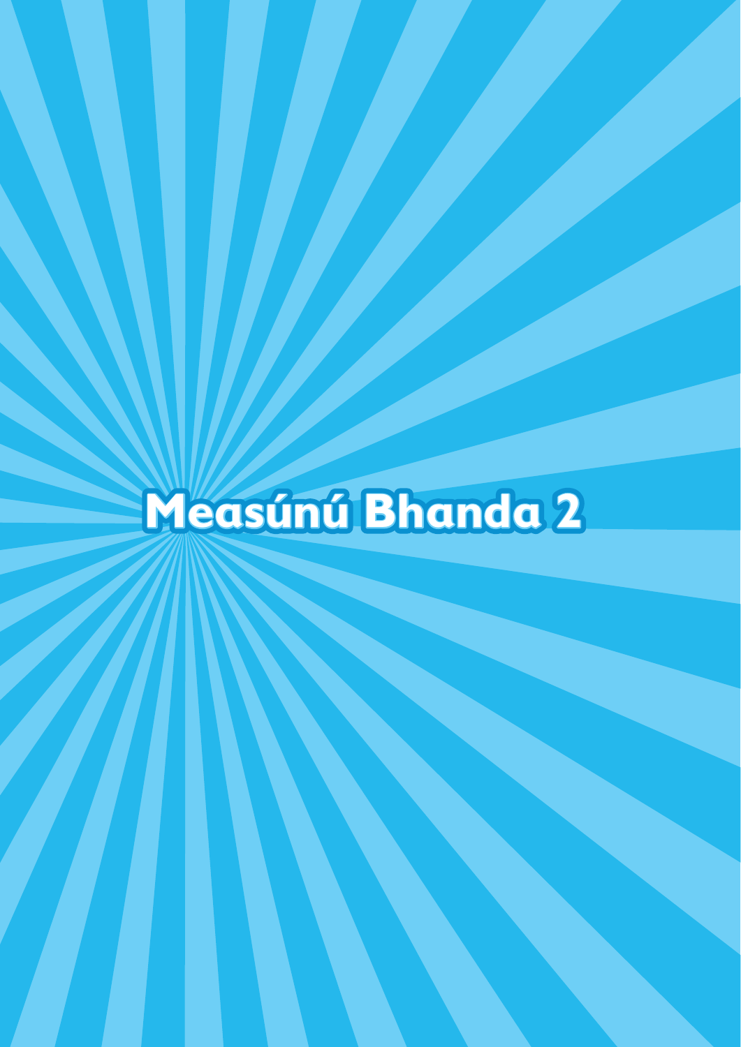# Measúnú Bhanda 2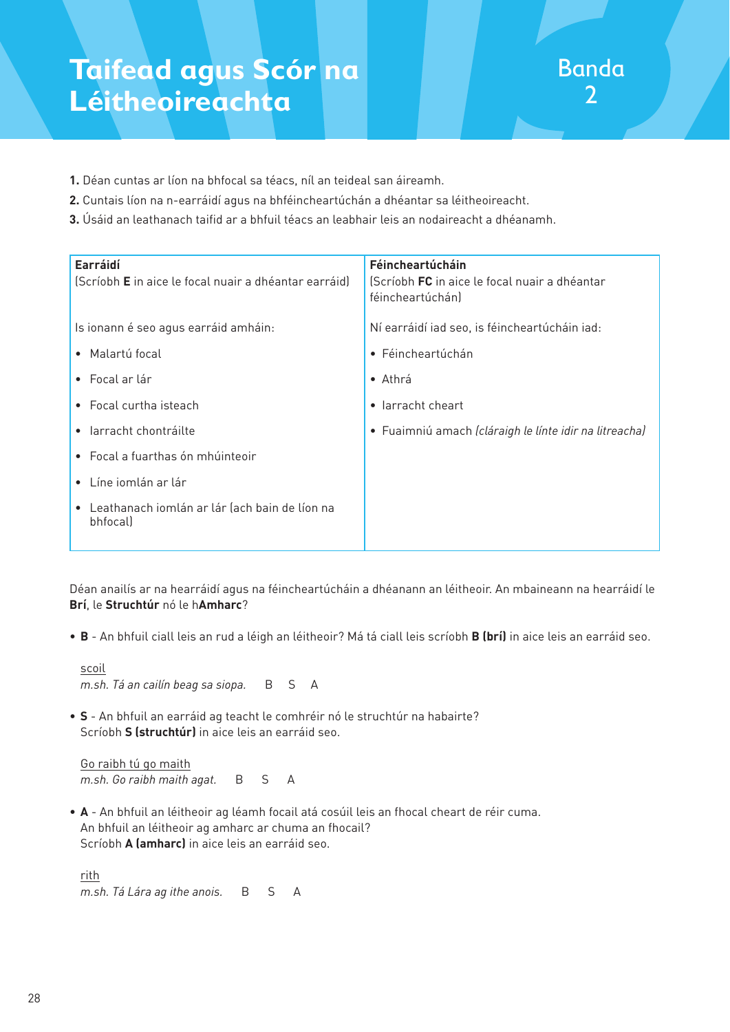# Taifead agus Scór na Léitheoireachta

Banda 2

1. Déan cuntas ar líon na bhfocal sa téacs, níl an teideal san áireamh.
2. Cuntais líon na n-earráidí agus na bhféincheartúchán a dhéantar sa léitheoireacht.
3. Úsáid an leathanach taifid ar a bhfuil téacs an leabhair leis an nodaireacht a dhéanamh.

| **Earráidí**<br>(Scríobh **E** in aice le focal nuair a dhéantar earráid) | **Féincheartúcháin**<br>(Scríobh **FC** in aice le focal nuair a dhéantar féincheartúchán) |
|---|---|
| Is ionann é seo agus earráid amháin:<br>• Malartú focal<br>• Focal ar lár<br>• Focal curtha isteach<br>• Iarracht chontráilte<br>• Focal a fuarthas ón mhúinteoir<br>• Líne iomlán ar lár<br>• Leathanach iomlán ar lár (ach bain de líon na bhfocal) | Ní earráidí iad seo, is féincheartúcháin iad:<br>• Féincheartúchán<br>• Athrá<br>• Iarracht cheart<br>• Fuaimniú amach *(cláraigh le línte idir na litreacha)* |

Déan anailís ar na hearráidí agus na féincheartúcháin a dhéanann an léitheoir. An mbaineann na hearráidí le **Brí**, le **Struchtúr** nó le h**Amharc**?

- **B** - An bhfuil ciall leis an rud a léigh an léitheoir? Má tá ciall leis scríobh **B (brí)** in aice leis an earráid seo.

  scoil
  *m.sh. Tá an cailín beag sa siopa.* B S A

- **S** - An bhfuil an earráid ag teacht le comhréir nó le struchtúr na habairte? Scríobh **S (struchtúr)** in aice leis an earráid seo.

  Go raibh tú go maith
  *m.sh. Go raibh maith agat.* B S A

- **A** - An bhfuil an léitheoir ag léamh focail atá cosúil leis an fhocal cheart de réir cuma. An bhfuil an léitheoir ag amharc ar chuma an fhocail? Scríobh **A (amharc)** in aice leis an earráid seo.

  rith
  *m.sh. Tá Lára ag ithe anois.* B S A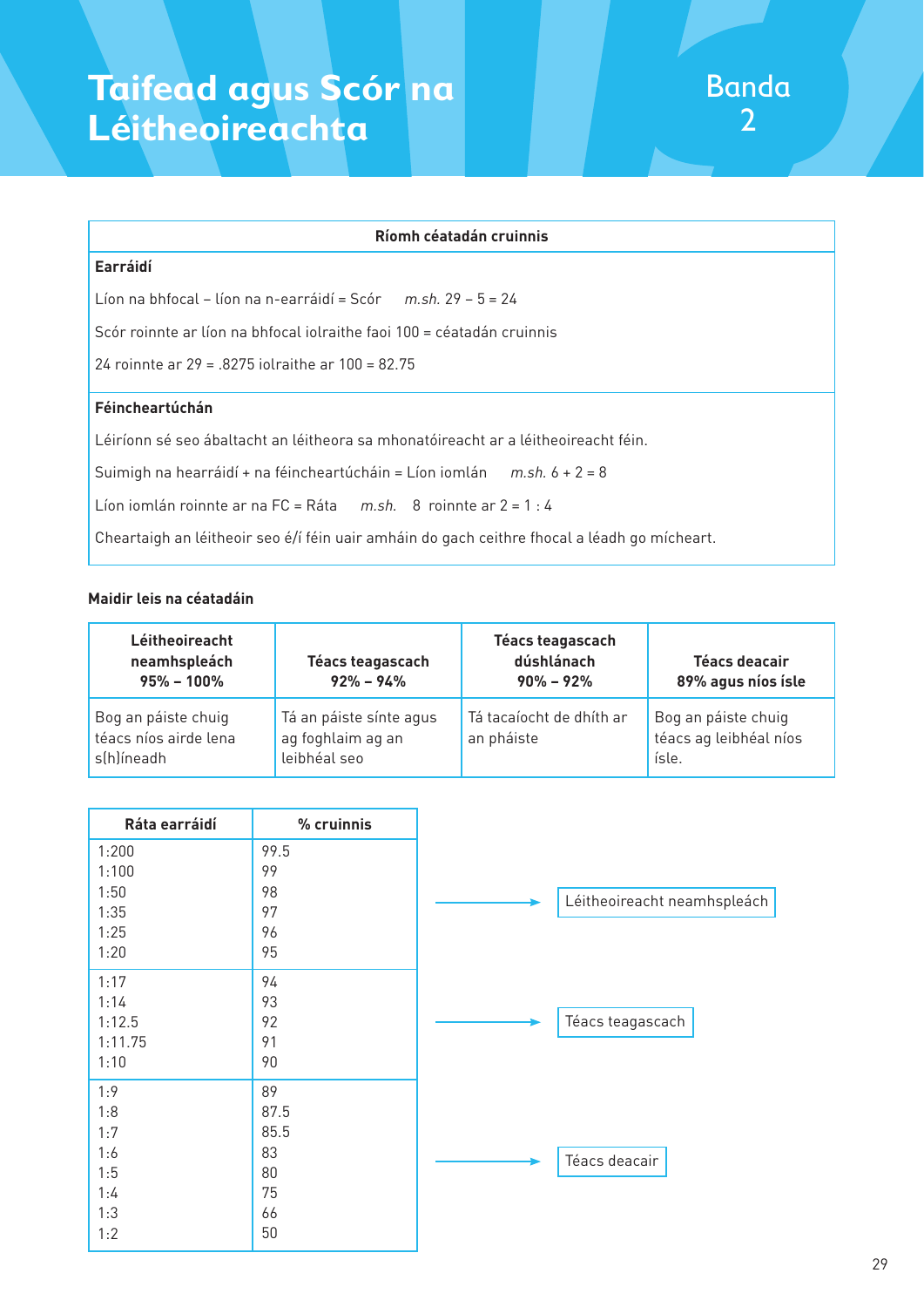# Taifead agus Scór na Léitheoireachta

Banda 2

| Ríomh céatadán cruinnis |
| --- |
| **Earráidí** |
| Líon na bhfocal – líon na n-earráidí = Scór     *m.sh.* 29 – 5 = 24 |
| Scór roinnte ar líon na bhfocal iolraithe faoi 100 = céatadán cruinnis |
| 24 roinnte ar 29 = .8275 iolraithe ar 100 = 82.75 |
| **Féincheartúchán** |
| Léiríonn sé seo ábaltacht an léitheora sa mhonatóireacht ar a léitheoireacht féin. |
| Suimigh na hearráidí + na féincheartúcháin = Líon iomlán     *m.sh.* 6 + 2 = 8 |
| Líon iomlán roinnte ar na FC = Ráta     *m.sh.* 8 roinnte ar 2 = 1 : 4 |
| Cheartaigh an léitheoir seo é/í féin uair amháin do gach ceithre fhocal a léadh go mícheart. |

**Maidir leis na céatadáin**

| Léitheoireacht neamhspleách 95% – 100% | Téacs teagascach 92% – 94% | Téacs teagascach dúshlánach 90% – 92% | Téacs deacair 89% agus níos ísle |
| --- | --- | --- | --- |
| Bog an páiste chuig téacs níos airde lena s(h)líneadh | Tá an páiste sínte agus ag foghlaim ag an leibhéal seo | Tá tacaíocht de dhíth ar an pháiste | Bog an páiste chuig téacs ag leibhéal níos ísle. |

| Ráta earráidí | % cruinnis | |
| --- | --- | --- |
| 1:200 | 99.5 | Léitheoireacht neamhspleách |
| 1:100 | 99 | |
| 1:50 | 98 | |
| 1:35 | 97 | |
| 1:25 | 96 | |
| 1:20 | 95 | |
| 1:17 | 94 | Téacs teagascach |
| 1:14 | 93 | |
| 1:12.5 | 92 | |
| 1:11.75 | 91 | |
| 1:10 | 90 | |
| 1:9 | 89 | Téacs deacair |
| 1:8 | 87.5 | |
| 1:7 | 85.5 | |
| 1:6 | 83 | |
| 1:5 | 80 | |
| 1:4 | 75 | |
| 1:3 | 66 | |
| 1:2 | 50 | |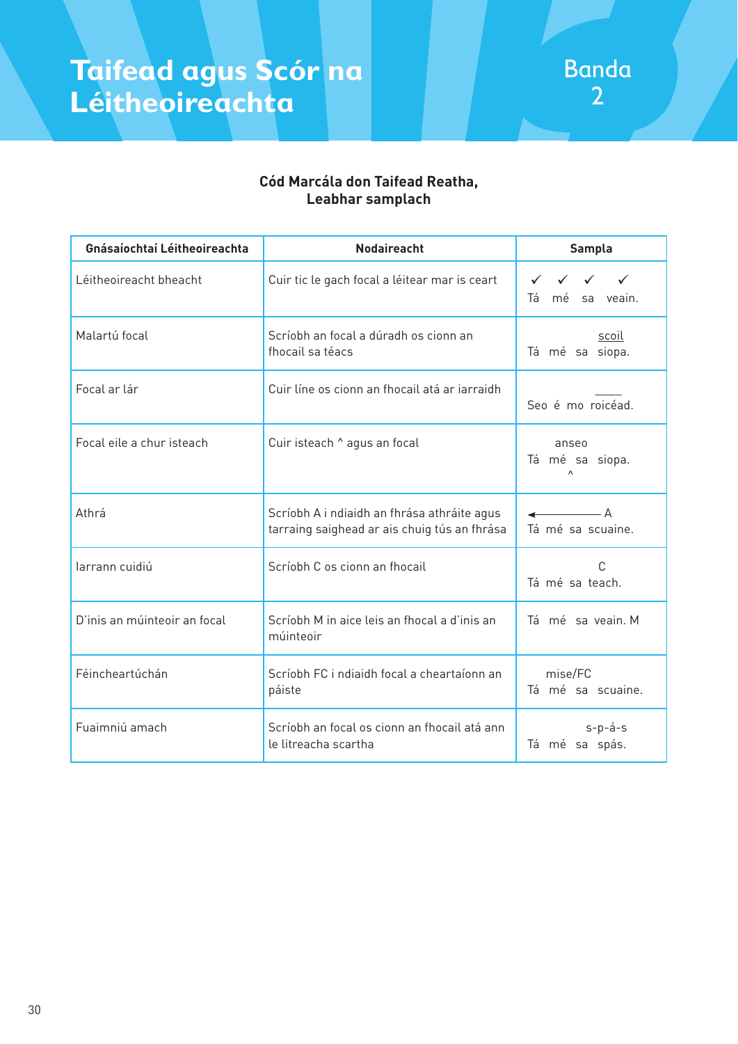# Taifead agus Scór na Léitheoireachta

Banda 2

**Cód Marcála don Taifead Reatha, Leabhar samplach**

| Gnásaíochtaí Léitheoireachta | Nodaireacht | Sampla |
|---|---|---|
| Léitheoireacht bheacht | Cuir tic le gach focal a léitear mar is ceart | ✓ ✓ ✓ ✓<br>Tá mé sa veain. |
| Malartú focal | Scríobh an focal a dúradh os cionn an fhocail sa téacs | scoil<br>Tá mé sa siopa. |
| Focal ar lár | Cuir líne os cionn an fhocail atá ar iarraidh | ____<br>Seo é mo roicéad. |
| Focal eile a chur isteach | Cuir isteach ^ agus an focal | anseo<br>Tá mé sa siopa.<br>^ |
| Athrá | Scríobh A i ndiaidh an fhrása athráite agus tarraing saighead ar ais chuig tús an fhrása | ◄——— A<br>Tá mé sa scuaine. |
| Iarrann cuidiú | Scríobh C os cionn an fhocail | C<br>Tá mé sa teach. |
| D'inis an múinteoir an focal | Scríobh M in aice leis an fhocal a d'inis an múinteoir | Tá mé sa veain. M |
| Féincheartúchán | Scríobh FC i ndiaidh focal a cheartaíonn an páiste | mise/FC<br>Tá mé sa scuaine. |
| Fuaimniú amach | Scríobh an focal os cionn an fhocail atá ann le litreacha scartha | s-p-á-s<br>Tá mé sa spás. |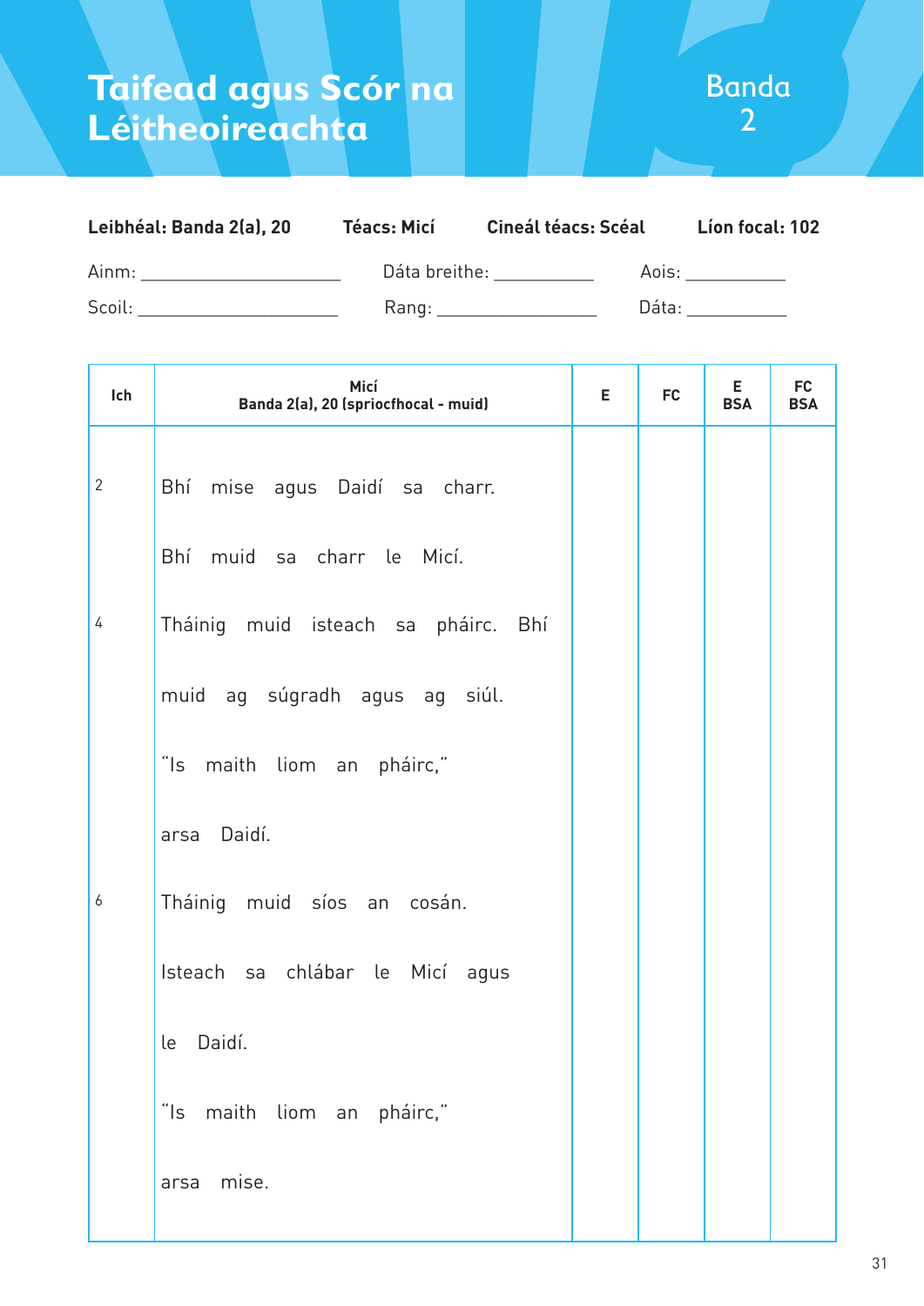# Taifead agus Scór na Léitheoireachta

Banda 2

**Leibhéal: Banda 2(a), 20** **Téacs: Micí** **Cineál téacs: Scéal** **Líon focal: 102**

Ainm: ____________________ Dáta breithe: __________ Aois: __________

Scoil: ____________________ Rang: ________________ Dáta: __________

| Lch | Micí<br>Banda 2(a), 20 (spriocfhocal - muid) | E | FC | E BSA | FC BSA |
|---|---|---|---|---|---|
| 2 | Bhí mise agus Daidí sa charr. | | | | |
| | Bhí muid sa charr le Micí. | | | | |
| 4 | Tháinig muid isteach sa pháirc. Bhí | | | | |
| | muid ag súgradh agus ag siúl. | | | | |
| | "Is maith liom an pháirc," | | | | |
| | arsa Daidí. | | | | |
| 6 | Tháinig muid síos an cosán. | | | | |
| | Isteach sa chlábar le Micí agus | | | | |
| | le Daidí. | | | | |
| | "Is maith liom an pháirc," | | | | |
| | arsa mise. | | | | |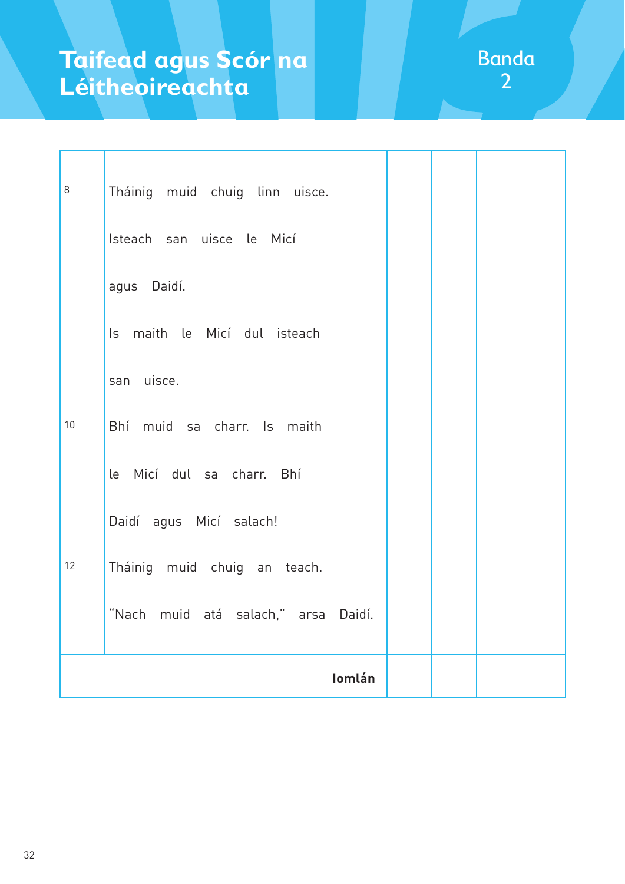# Taifead agus Scór na Léitheoireachta

Banda 2

| | | | | | |
|---|---|---|---|---|---|
| 8 | Tháinig muid chuig linn uisce.<br>Isteach san uisce le Micí<br>agus Daidí.<br>Is maith le Micí dul isteach<br>san uisce. | | | | |
| 10 | Bhí muid sa charr. Is maith<br>le Micí dul sa charr. Bhí<br>Daidí agus Micí salach! | | | | |
| 12 | Tháinig muid chuig an teach.<br>"Nach muid atá salach," arsa Daidí. | | | | |
| | **Iomlán** | | | | |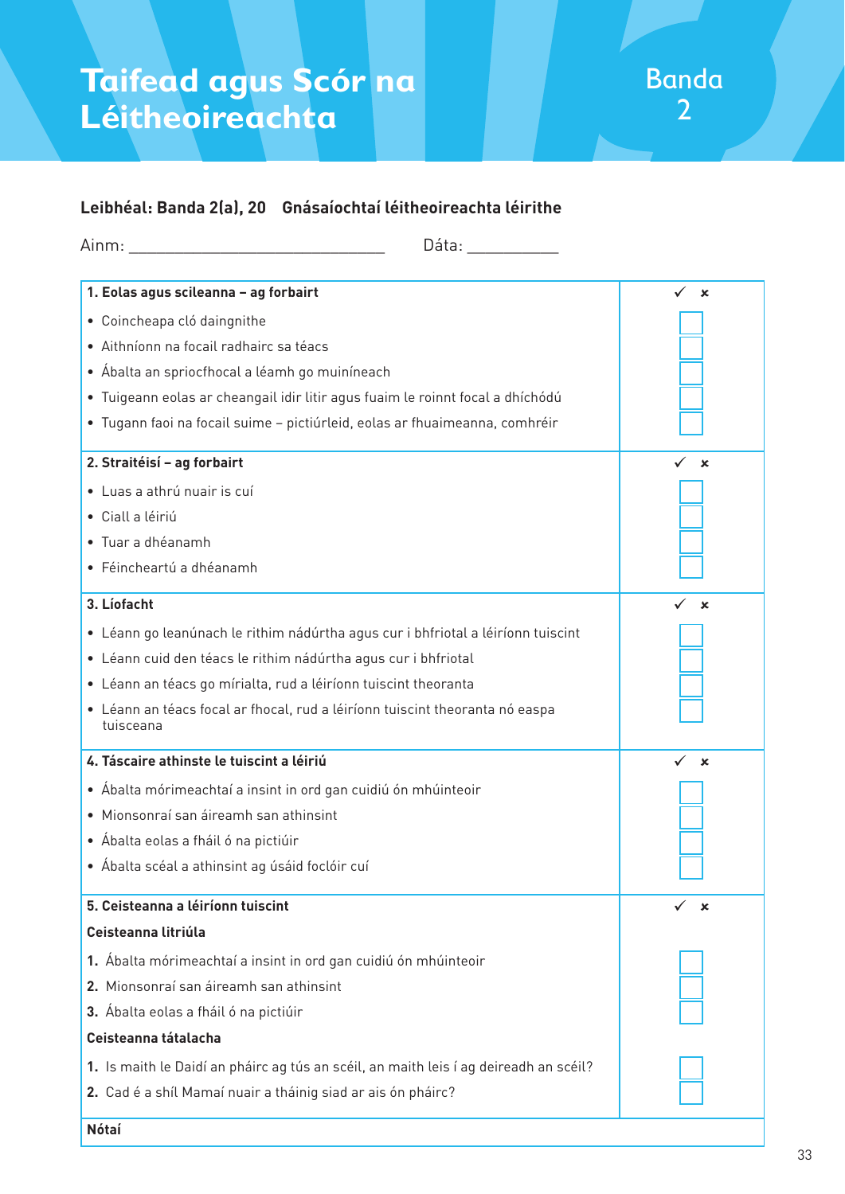# Taifead agus Scór na Léitheoireachta

Banda 2

**Leibhéal: Banda 2(a), 20 Gnásaíochtaí léitheoireachta léirithe**

Ainm: ______________________________ Dáta: __________

| **1. Eolas agus scileanna – ag forbairt** | ✓ ✗ |
|---|---|
| • Coincheapa cló daingnithe | ☐ |
| • Aithníonn na focail radhairc sa téacs | ☐ |
| • Ábalta an spriocfhocal a léamh go muiníneach | ☐ |
| • Tuigeann eolas ar cheangail idir litir agus fuaim le roinnt focal a dhíchódú | ☐ |
| • Tugann faoi na focail suime – pictiúrleid, eolas ar fhuaimeanna, comhréir | ☐ |
| **2. Straitéisí – ag forbairt** | ✓ ✗ |
| • Luas a athrú nuair is cuí | ☐ |
| • Ciall a léiriú | ☐ |
| • Tuar a dhéanamh | ☐ |
| • Féincheartú a dhéanamh | ☐ |
| **3. Líofacht** | ✓ ✗ |
| • Léann go leanúnach le rithim nádúrtha agus cur i bhfriotal a léiríonn tuiscint | ☐ |
| • Léann cuid den téacs le rithim nádúrtha agus cur i bhfriotal | ☐ |
| • Léann an téacs go mírialta, rud a léiríonn tuiscint theoranta | ☐ |
| • Léann an téacs focal ar fhocal, rud a léiríonn tuiscint theoranta nó easpa tuisceana | ☐ |
| **4. Táscaire athinste le tuiscint a léiriú** | ✓ ✗ |
| • Ábalta mórimeachtaí a insint in ord gan cuidiú ón mhúinteoir | ☐ |
| • Mionsonraí san áireamh san athinsint | ☐ |
| • Ábalta eolas a fháil ó na pictiúir | ☐ |
| • Ábalta scéal a athinsint ag úsáid foclóir cuí | ☐ |
| **5. Ceisteanna a léiríonn tuiscint** | ✓ ✗ |
| **Ceisteanna litriúla** | |
| **1.** Ábalta mórimeachtaí a insint in ord gan cuidiú ón mhúinteoir | ☐ |
| **2.** Mionsonraí san áireamh san athinsint | ☐ |
| **3.** Ábalta eolas a fháil ó na pictiúir | ☐ |
| **Ceisteanna tátalacha** | |
| **1.** Is maith le Daidí an pháirc ag tús an scéil, an maith leis í ag deireadh an scéil? | ☐ |
| **2.** Cad é a shíl Mamaí nuair a tháinig siad ar ais ón pháirc? | ☐ |
| **Nótaí** | |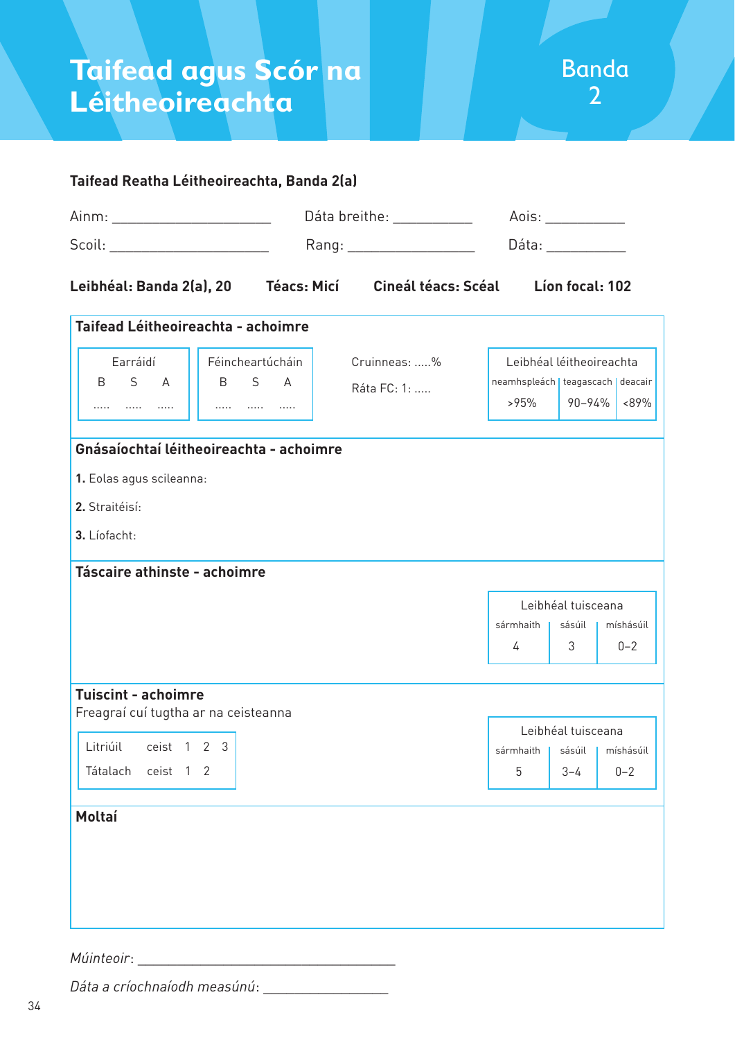# Taifead agus Scór na Léitheoireachta

Banda 2

**Taifead Reatha Léitheoireachta, Banda 2(a)**

Ainm: ____________________ Dáta breithe: __________ Aois: __________

Scoil: ____________________ Rang: ________________ Dáta: __________

**Leibhéal: Banda 2(a), 20** **Téacs: Micí** **Cineál téacs: Scéal** **Líon focal: 102**

**Taifead Léitheoireachta - achoimre**

| Earráidí | | |
|---|---|---|
| B | S | A |
| ..... | ..... | ..... |

| Féincheartúcháin | | |
|---|---|---|
| B | S | A |
| ..... | ..... | ..... |

Cruinneas: .....%

Ráta FC: 1: .....

| Leibhéal léitheoireachta | | |
|---|---|---|
| neamhspleách | teagascach | deacair |
| >95% | 90–94% | <89% |

**Gnásaíochtaí léitheoireachta - achoimre**

**1.** Eolas agus scileanna:

**2.** Straitéisí:

**3.** Líofacht:

**Táscaire athinste - achoimre**

| Leibhéal tuisceana | | |
|---|---|---|
| sármhaith | sásúil | míshásúil |
| 4 | 3 | 0–2 |

**Tuiscint - achoimre**

Freagraí cuí tugtha ar na ceisteanna

| Litriúil | ceist | 1 | 2 | 3 |
|---|---|---|---|---|
| Tátalach | ceist | 1 | 2 | |

| Leibhéal tuisceana | | |
|---|---|---|
| sármhaith | sásúil | míshásúil |
| 5 | 3–4 | 0–2 |

**Moltaí**

*Múinteoir*: ________________________________

*Dáta a críochnaíodh measúnú*: ________________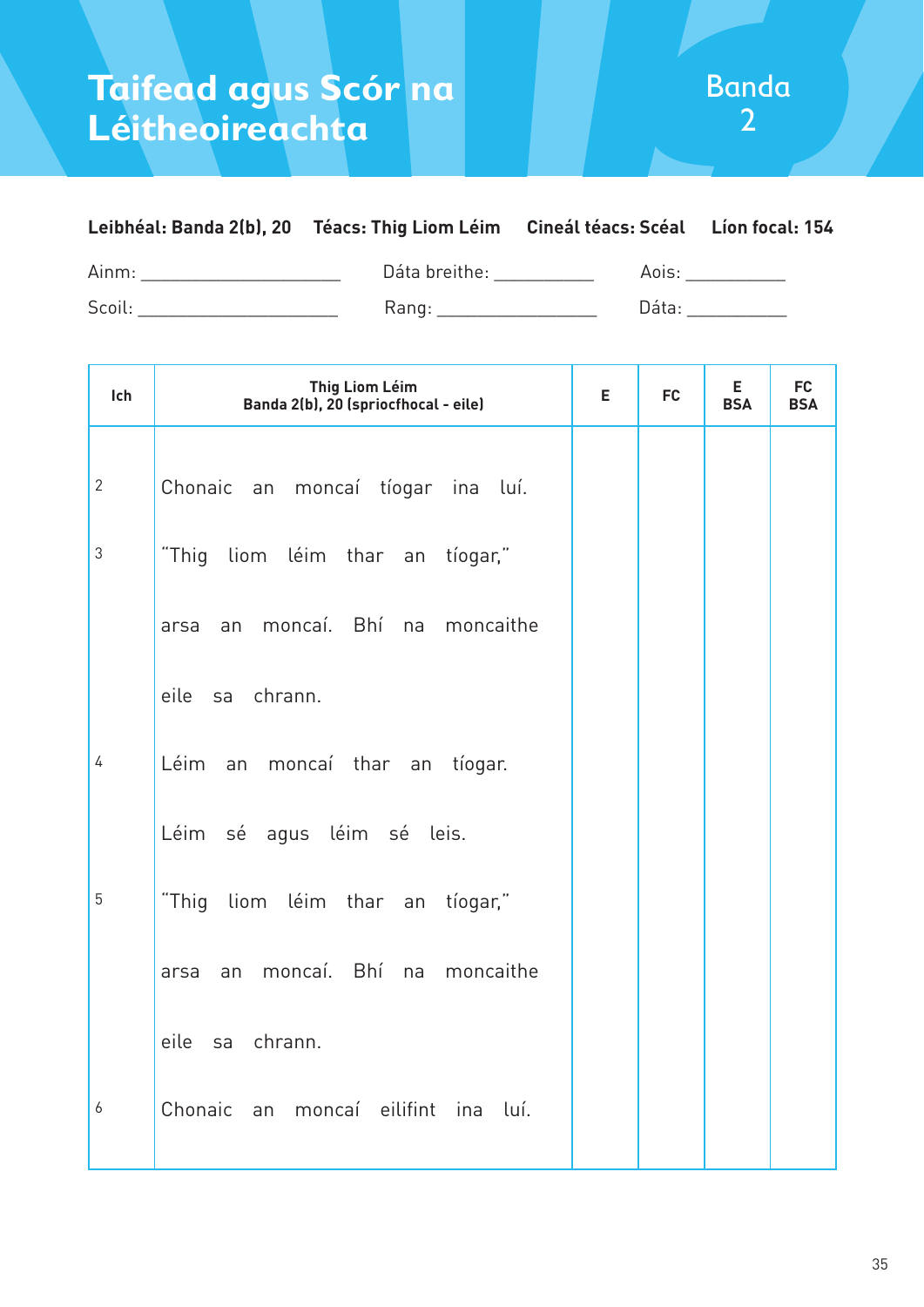# Taifead agus Scór na Léitheoireachta

Banda 2

**Leibhéal: Banda 2(b), 20** **Téacs: Thig Liom Léim** **Cineál téacs: Scéal** **Líon focal: 154**

Ainm: ____________________ Dáta breithe: __________ Aois: __________

Scoil: ____________________ Rang: ________________ Dáta: __________

| Ich | Thig Liom Léim<br>Banda 2(b), 20 (spriocfhocal - eile) | E | FC | E BSA | FC BSA |
|---|---|---|---|---|---|
| 2 | Chonaic an moncaí tíogar ina luí. | | | | |
| 3 | "Thig liom léim thar an tíogar," | | | | |
| | arsa an moncaí. Bhí na moncaithe | | | | |
| | eile sa chrann. | | | | |
| 4 | Léim an moncaí thar an tíogar. | | | | |
| | Léim sé agus léim sé leis. | | | | |
| 5 | "Thig liom léim thar an tíogar," | | | | |
| | arsa an moncaí. Bhí na moncaithe | | | | |
| | eile sa chrann. | | | | |
| 6 | Chonaic an moncaí eilifint ina luí. | | | | |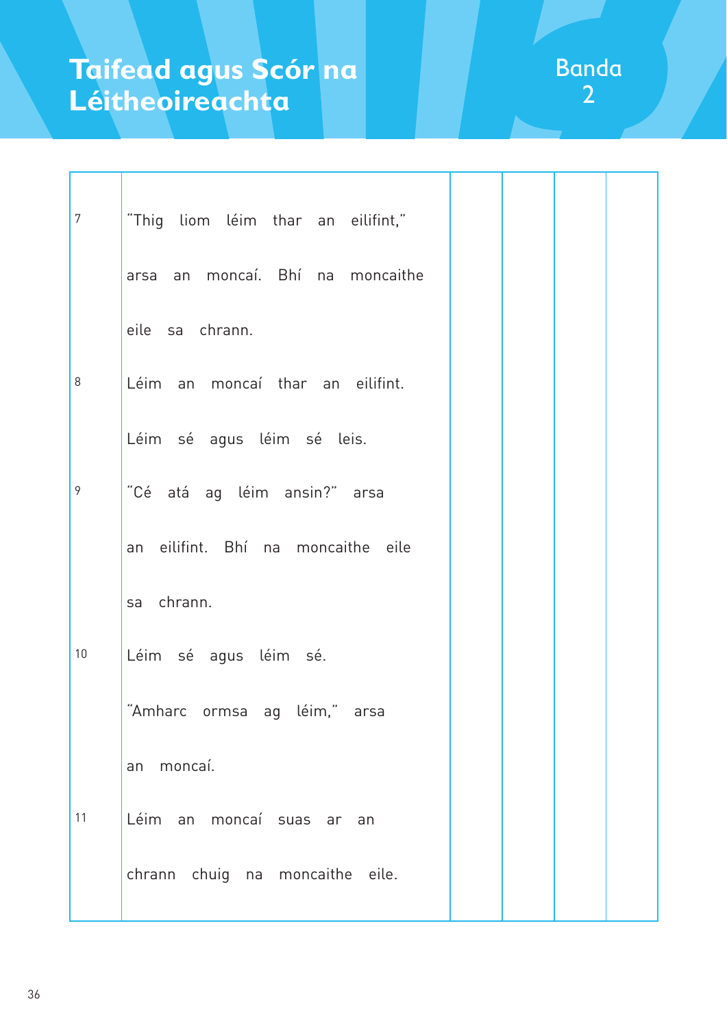# Taifead agus Scór na Léitheoireachta

Banda 2

| | | | | | |
|---|---|---|---|---|---|
| 7 | "Thig liom léim thar an eilifint," arsa an moncaí. Bhí na moncaithe eile sa chrann. | | | | |
| 8 | Léim an moncaí thar an eilifint. Léim sé agus léim sé leis. | | | | |
| 9 | "Cé atá ag léim ansin?" arsa an eilifint. Bhí na moncaithe eile sa chrann. | | | | |
| 10 | Léim sé agus léim sé. "Amharc ormsa ag léim," arsa an moncaí. | | | | |
| 11 | Léim an moncaí suas ar an chrann chuig na moncaithe eile. | | | | |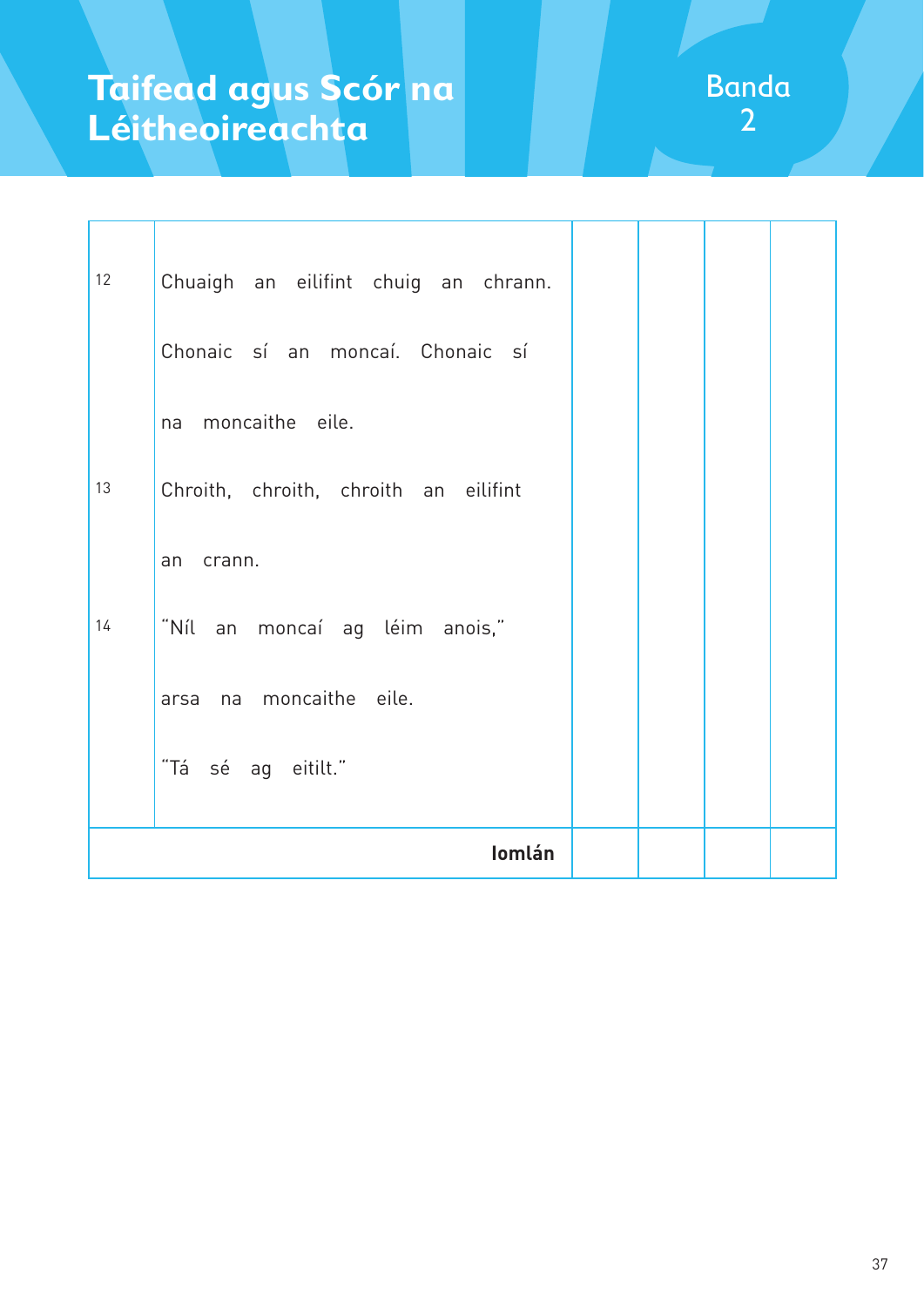# Taifead agus Scór na Léitheoireachta

Banda 2

| | | | | | |
|---|---|---|---|---|---|
| 12 | Chuaigh an eilifint chuig an chrann. Chonaic sí an moncaí. Chonaic sí na moncaithe eile. | | | | |
| 13 | Chroith, chroith, chroith an eilifint an crann. | | | | |
| 14 | "Níl an moncaí ag léim anois," arsa na moncaithe eile. "Tá sé ag eitilt." | | | | |
| | **Iomlán** | | | | |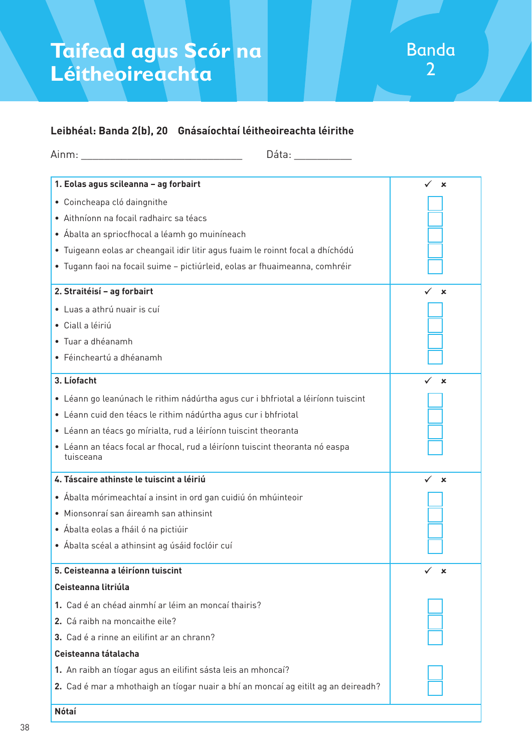# Taifead agus Scór na Léitheoireachta

Banda 2

**Leibhéal: Banda 2(b), 20 Gnásaíochtaí léitheoireachta léirithe**

Ainm: ______________________________ Dáta: __________

| **1. Eolas agus scileanna – ag forbairt** | ✓ × |
|---|---|
| • Coincheapa cló daingnithe | ☐ |
| • Aithníonn na focail radhairc sa téacs | ☐ |
| • Ábalta an spriocfhocal a léamh go muiníneach | ☐ |
| • Tuigeann eolas ar cheangail idir litir agus fuaim le roinnt focal a dhíchódú | ☐ |
| • Tugann faoi na focail suime – pictiúrleid, eolas ar fhuaimeanna, comhréir | ☐ |
| **2. Straitéisí – ag forbairt** | ✓ × |
| • Luas a athrú nuair is cuí | ☐ |
| • Ciall a léiriú | ☐ |
| • Tuar a dhéanamh | ☐ |
| • Féincheartú a dhéanamh | ☐ |
| **3. Líofacht** | ✓ × |
| • Léann go leanúnach le rithim nádúrtha agus cur i bhfriotal a léiríonn tuiscint | ☐ |
| • Léann cuid den téacs le rithim nádúrtha agus cur i bhfriotal | ☐ |
| • Léann an téacs go mírialta, rud a léiríonn tuiscint theoranta | ☐ |
| • Léann an téacs focal ar fhocal, rud a léiríonn tuiscint theoranta nó easpa tuisceana | ☐ |
| **4. Tascaire athinste le tuiscint a léiriú** | ✓ × |
| • Ábalta mórimeachtaí a insint in ord gan cuidiú ón mhúinteoir | ☐ |
| • Mionsonraí san áireamh san athinsint | ☐ |
| • Ábalta eolas a fháil ó na pictiúir | ☐ |
| • Ábalta scéal a athinsint ag úsáid foclóir cuí | ☐ |
| **5. Ceisteanna a léiríonn tuiscint** | ✓ × |
| **Ceisteanna litriúla** | |
| **1.** Cad é an chéad ainmhí ar léim an moncaí thairis? | ☐ |
| **2.** Cá raibh na moncaithe eile? | ☐ |
| **3.** Cad é a rinne an eilifint ar an chrann? | ☐ |
| **Ceisteanna tátalacha** | |
| **1.** An raibh an tíogar agus an eilifint sásta leis an mhoncaí? | ☐ |
| **2.** Cad é mar a mhothaigh an tíogar nuair a bhí an moncaí ag eitilt ag an deireadh? | ☐ |
| **Nótaí** | |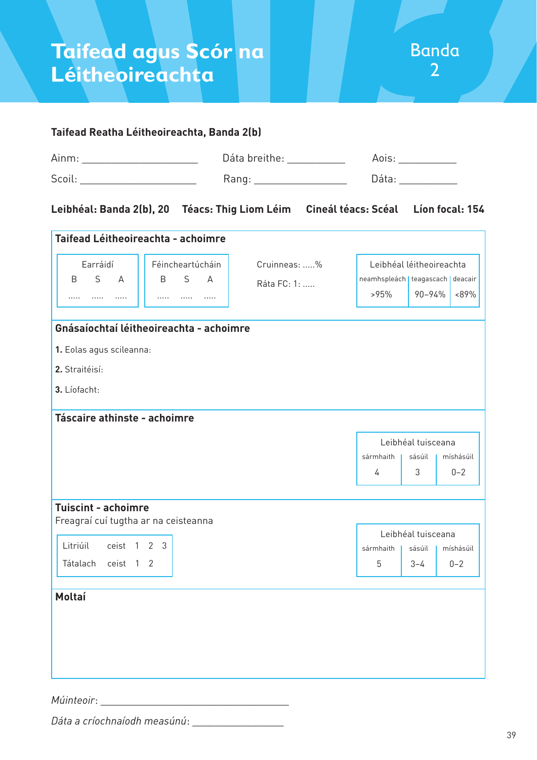# Taifead agus Scór na Léitheoireachta

Banda 2

**Taifead Reatha Léitheoireachta, Banda 2(b)**

Ainm: ____________________ Dáta breithe: __________ Aois: __________

Scoil: ____________________ Rang: ______________ Dáta: __________

**Leibhéal: Banda 2(b), 20** **Téacs: Thig Liom Léim** **Cineál téacs: Scéal** **Líon focal: 154**

**Taifead Léitheoireachta - achoimre**

| Earráidí | | |
|---|---|---|
| B | S | A |
| ..... | ..... | ..... |

| Féincheartúcháin | | |
|---|---|---|
| B | S | A |
| ..... | ..... | ..... |

Cruinneas: .....%

Ráta FC: 1: .....

| Leibhéal léitheoireachta | | |
|---|---|---|
| neamhspleách | teagascach | deacair |
| >95% | 90–94% | <89% |

**Gnásaíochtaí léitheoireachta - achoimre**

**1.** Eolas agus scileanna:

**2.** Straitéisí:

**3.** Líofacht:

**Táscaire athinste - achoimre**

| Leibhéal tuisceana | | |
|---|---|---|
| sármhaith | sásúil | míshásúil |
| 4 | 3 | 0–2 |

**Tuiscint - achoimre**

Freagraí cuí tugtha ar na ceisteanna

| | | | | |
|---|---|---|---|---|
| Litriúil | ceist | 1 | 2 | 3 |
| Tátalach | ceist | 1 | 2 | |

| Leibhéal tuisceana | | |
|---|---|---|
| sármhaith | sásúil | míshásúil |
| 5 | 3–4 | 0–2 |

**Moltaí**

*Múinteoir*: ______________________________

*Dáta a críochnaíodh measúnú*: ______________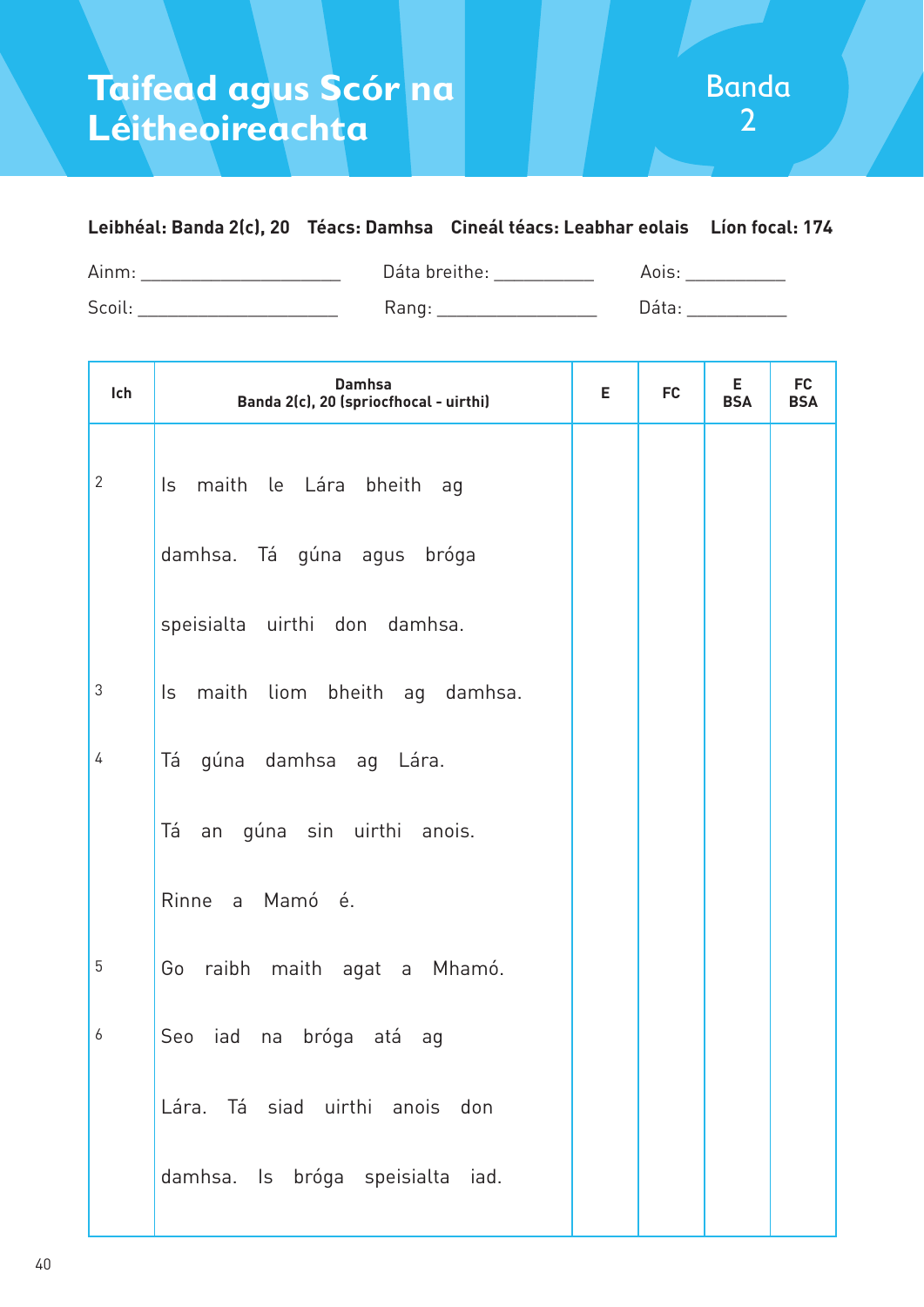# Taifead agus Scór na Léitheoireachta

Banda 2

**Leibhéal: Banda 2(c), 20** **Téacs: Damhsa** **Cineál téacs: Leabhar eolais** **Líon focal: 174**

Ainm: ____________________ Dáta breithe: __________ Aois: __________

Scoil: ____________________ Rang: ________________ Dáta: __________

| Ich | Damhsa<br>Banda 2(c), 20 (spriocfhocal - uirthi) | E | FC | E BSA | FC BSA |
|---|---|---|---|---|---|
| 2 | Is maith le Lára bheith ag | | | | |
| | damhsa. Tá gúna agus bróga | | | | |
| | speisialta uirthi don damhsa. | | | | |
| 3 | Is maith liom bheith ag damhsa. | | | | |
| 4 | Tá gúna damhsa ag Lára. | | | | |
| | Tá an gúna sin uirthi anois. | | | | |
| | Rinne a Mamó é. | | | | |
| 5 | Go raibh maith agat a Mhamó. | | | | |
| 6 | Seo iad na bróga atá ag | | | | |
| | Lára. Tá siad uirthi anois don | | | | |
| | damhsa. Is bróga speisialta iad. | | | | |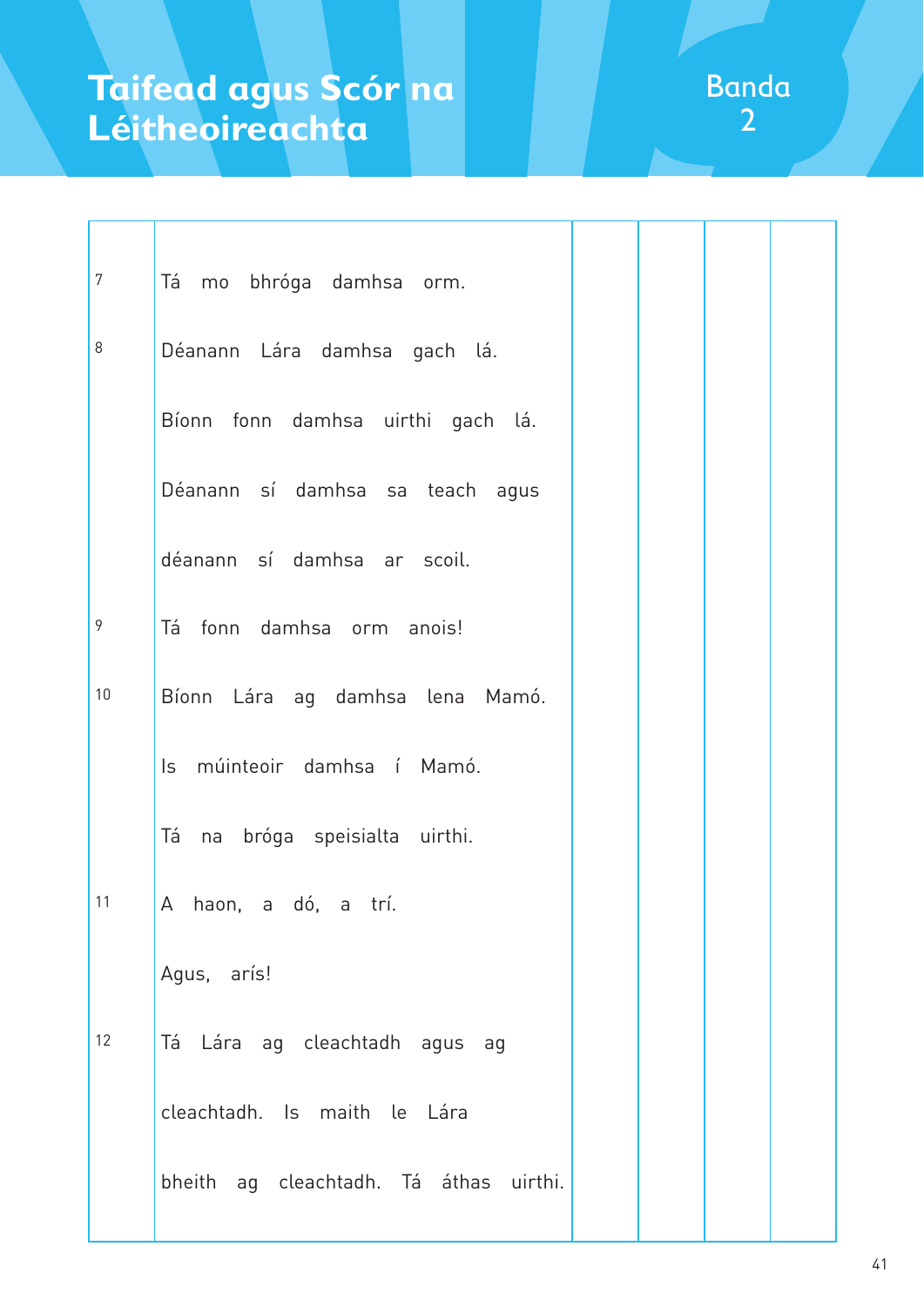# Taifead agus Scór na Léitheoireachta

Banda 2

| | | | | | |
|---|---|---|---|---|---|
| 7 | Tá mo bhróga damhsa orm. | | | | |
| 8 | Déanann Lára damhsa gach lá. Bíonn fonn damhsa uirthi gach lá. Déanann sí damhsa sa teach agus déanann sí damhsa ar scoil. | | | | |
| 9 | Tá fonn damhsa orm anois! | | | | |
| 10 | Bíonn Lára ag damhsa lena Mamó. Is múinteoir damhsa í Mamó. Tá na bróga speisialta uirthi. | | | | |
| 11 | A haon, a dó, a trí. Agus, arís! | | | | |
| 12 | Tá Lára ag cleachtadh agus ag cleachtadh. Is maith le Lára bheith ag cleachtadh. Tá áthas uirthi. | | | | |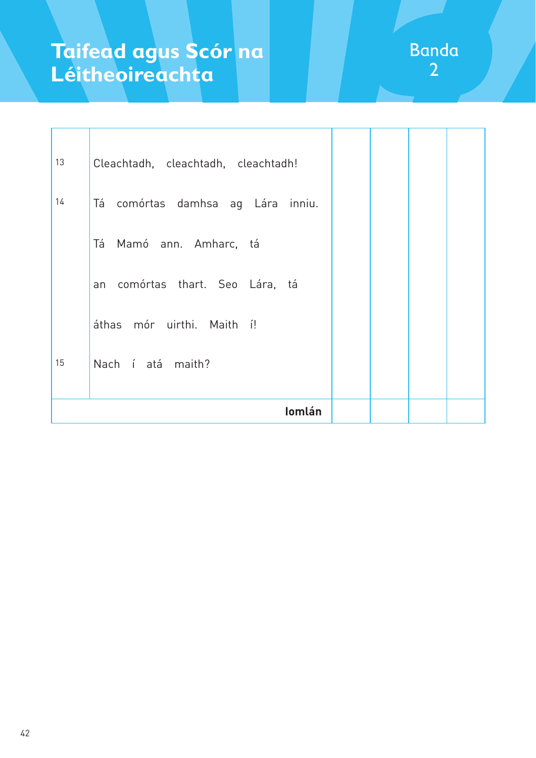# Taifead agus Scór na Léitheoireachta

Banda 2

| | | | | | |
|---|---|---|---|---|---|
| 13 | Cleachtadh, cleachtadh, cleachtadh! | | | | |
| 14 | Tá comórtas damhsa ag Lára inniu. | | | | |
| | Tá Mamó ann. Amharc, tá | | | | |
| | an comórtas thart. Seo Lára, tá | | | | |
| | áthas mór uirthi. Maith í! | | | | |
| 15 | Nach í atá maith? | | | | |
| | **Iomlán** | | | | |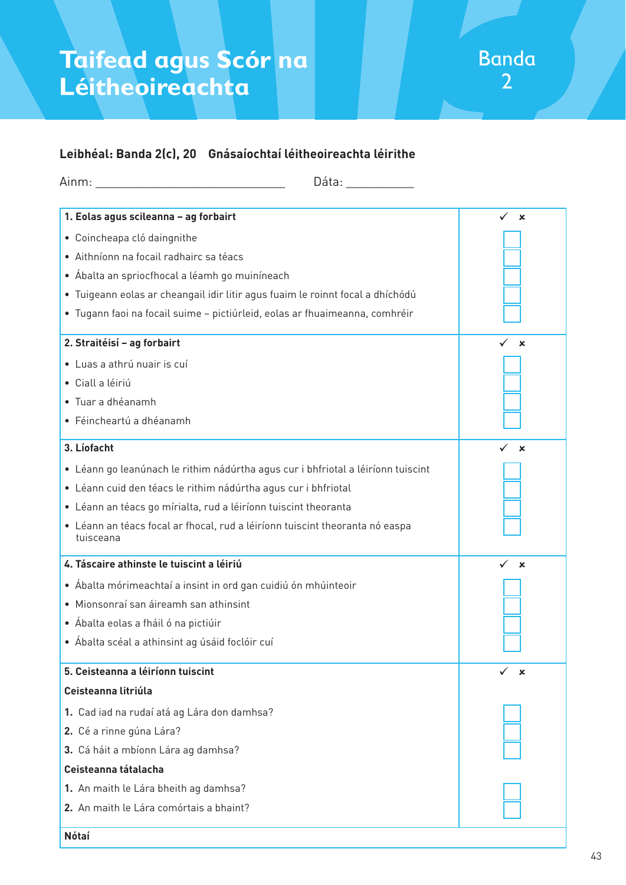# Taifead agus Scór na Léitheoireachta

Banda 2

**Leibhéal: Banda 2(c), 20    Gnásaíochtaí léitheoireachta léirithe**

Ainm: ______________________________    Dáta: __________

| **1. Eolas agus scileanna – ag forbairt** | ✓ × |
|---|---|
| • Coincheapa cló daingnithe | ☐ |
| • Aithníonn na focail radhairc sa téacs | ☐ |
| • Ábalta an spriocfhocal a léamh go muiníneach | ☐ |
| • Tuigeann eolas ar cheangail idir litir agus fuaim le roinnt focal a dhíchódú | ☐ |
| • Tugann faoi na focail suime – pictiúrleid, eolas ar fhuaimeanna, comhréir | ☐ |
| **2. Straitéisí – ag forbairt** | ✓ × |
| • Luas a athrú nuair is cuí | ☐ |
| • Ciall a léiriú | ☐ |
| • Tuar a dhéanamh | ☐ |
| • Féincheartú a dhéanamh | ☐ |
| **3. Líofacht** | ✓ × |
| • Léann go leanúnach le rithim nádúrtha agus cur i bhfriotal a léiríonn tuiscint | ☐ |
| • Léann cuid den téacs le rithim nádúrtha agus cur i bhfriotal | ☐ |
| • Léann an téacs go mírialta, rud a léiríonn tuiscint theoranta | ☐ |
| • Léann an téacs focal ar fhocal, rud a léiríonn tuiscint theoranta nó easpa tuisceana | ☐ |
| **4. Tascaire athinste le tuiscint a léiriú** | ✓ × |
| • Ábalta mórimeachtaí a insint in ord gan cuidiú ón mhúinteoir | ☐ |
| • Mionsonraí san áireamh san athinsint | ☐ |
| • Ábalta eolas a fháil ó na pictiúir | ☐ |
| • Ábalta scéal a athinsint ag úsáid foclóir cuí | ☐ |
| **5. Ceisteanna a léiríonn tuiscint** | ✓ × |
| **Ceisteanna litriúla** | |
| **1.** Cad iad na rudaí atá ag Lára don damhsa? | ☐ |
| **2.** Cé a rinne gúna Lára? | ☐ |
| **3.** Cá háit a mbíonn Lára ag damhsa? | ☐ |
| **Ceisteanna tátalacha** | |
| **1.** An maith le Lára bheith ag damhsa? | ☐ |
| **2.** An maith le Lára comórtais a bhaint? | ☐ |
| **Nótaí** | |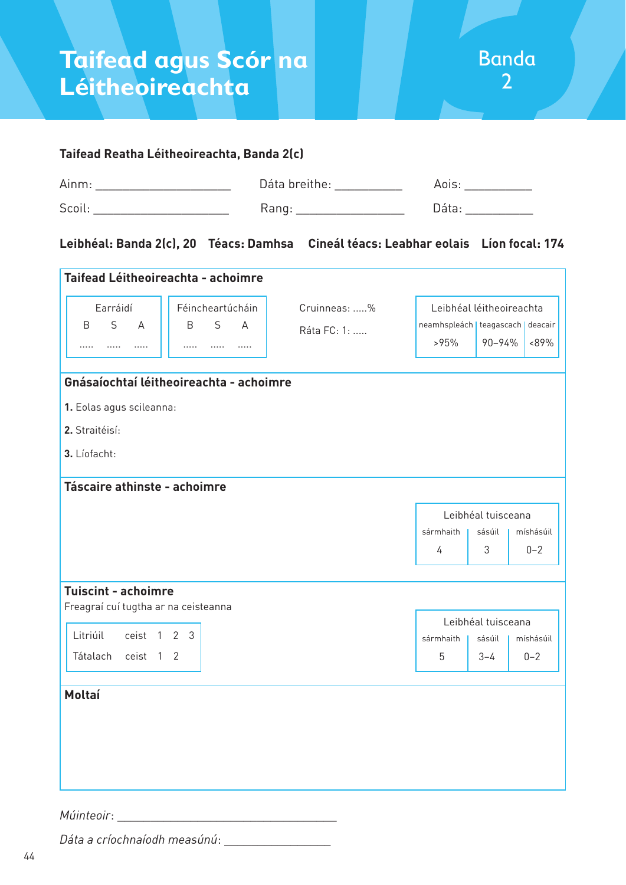# Taifead agus Scór na Léitheoireachta

Banda 2

**Taifead Reatha Léitheoireachta, Banda 2(c)**

Ainm: ____________________ Dáta breithe: __________ Aois: __________

Scoil: ____________________ Rang: ________________ Dáta: __________

**Leibhéal: Banda 2(c), 20** **Téacs: Damhsa** **Cineál téacs: Leabhar eolais** **Líon focal: 174**

## Taifead Léitheoireachta - achoimre

| Earráidí | | |
|---|---|---|
| B | S | A |
| ..... | ..... | ..... |

| Féincheartúcháin | | |
|---|---|---|
| B | S | A |
| ..... | ..... | ..... |

Cruinneas: .....%

Ráta FC: 1: .....

| Leibhéal léitheoireachta | | |
|---|---|---|
| neamhspleách | teagascach | deacair |
| >95% | 90–94% | <89% |

## Gnásaíochtaí léitheoireachta - achoimre

**1.** Eolas agus scileanna:

**2.** Straitéisí:

**3.** Líofacht:

## Táscaire athinste - achoimre

| Leibhéal tuisceana | | |
|---|---|---|
| sármhaith | sásúil | míshásúil |
| 4 | 3 | 0–2 |

## Tuiscint - achoimre

Freagraí cuí tugtha ar na ceisteanna

| | | | | |
|---|---|---|---|---|
| Litriúil | ceist | 1 | 2 | 3 |
| Tátalach | ceist | 1 | 2 | |

| Leibhéal tuisceana | | |
|---|---|---|
| sármhaith | sásúil | míshásúil |
| 5 | 3–4 | 0–2 |

## Moltaí

*Múinteoir*: ________________________________

*Dáta a críochnaíodh measúnú*: ________________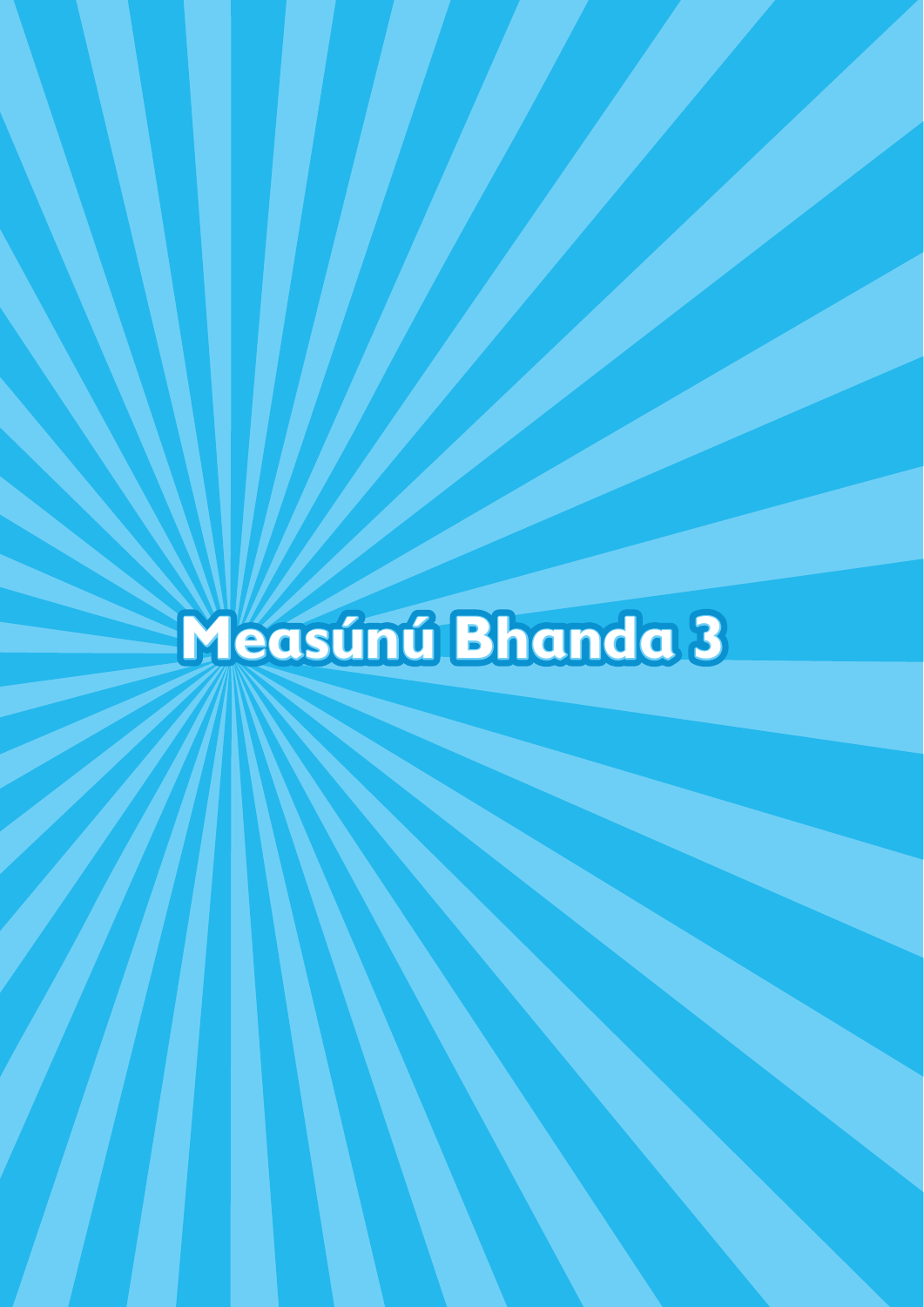# Measúnú Bhanda 3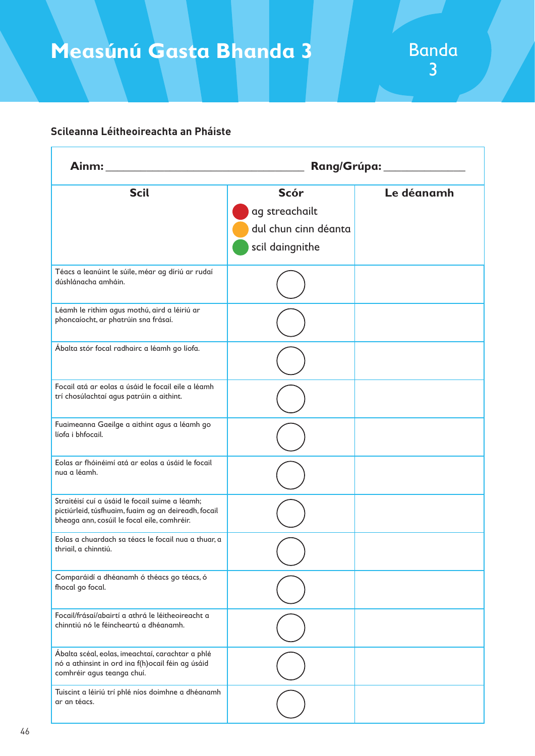# Measúnú Gasta Bhanda 3

Banda 3

## Scileanna Léitheoireachta an Pháiste

**Ainm:** ______________________________ **Rang/Grúpa:** ______________

| Scil | Scór<br>🔴 ag streachailt<br>🟠 dul chun cinn déanta<br>🟢 scil daingnithe | Le déanamh |
|---|---|---|
| Téacs a leanúint le súile, méar ag díriú ar rudaí dúshlánacha amháin. | ◯ | |
| Léamh le rithim agus mothú, aird a léiriú ar phoncaíocht, ar phatrúin sna frásaí. | ◯ | |
| Ábalta stór focal radhairc a léamh go líofa. | ◯ | |
| Focail atá ar eolas a úsáid le focail eile a léamh trí chosúlachtaí agus patrúin a aithint. | ◯ | |
| Fuaimeanna Gaeilge a aithint agus a léamh go líofa i bhfocail. | ◯ | |
| Eolas ar fhóinéimí atá ar eolas a úsáid le focail nua a léamh. | ◯ | |
| Straitéisí cuí a úsáid le focail suime a léamh; pictiúrleid, túsfhuaim, fuaim ag an deireadh, focail bheaga ann, cosúil le focal eile, comhréir. | ◯ | |
| Eolas a chuardach sa téacs le focail nua a thuar, a thriail, a chinntiú. | ◯ | |
| Comparáidí a dhéanamh ó théacs go téacs, ó fhocal go focal. | ◯ | |
| Focail/frásaí/abairtí a athrá le léitheoireacht a chinntiú nó le féincheartú a dhéanamh. | ◯ | |
| Ábalta scéal, eolas, imeachtaí, carachtar a phlé nó a athinsint in ord ina f(h)ocail féin ag úsáid comhréir agus teanga chuí. | ◯ | |
| Tuiscint a léiriú trí phlé níos doimhne a dhéanamh ar an téacs. | ◯ | |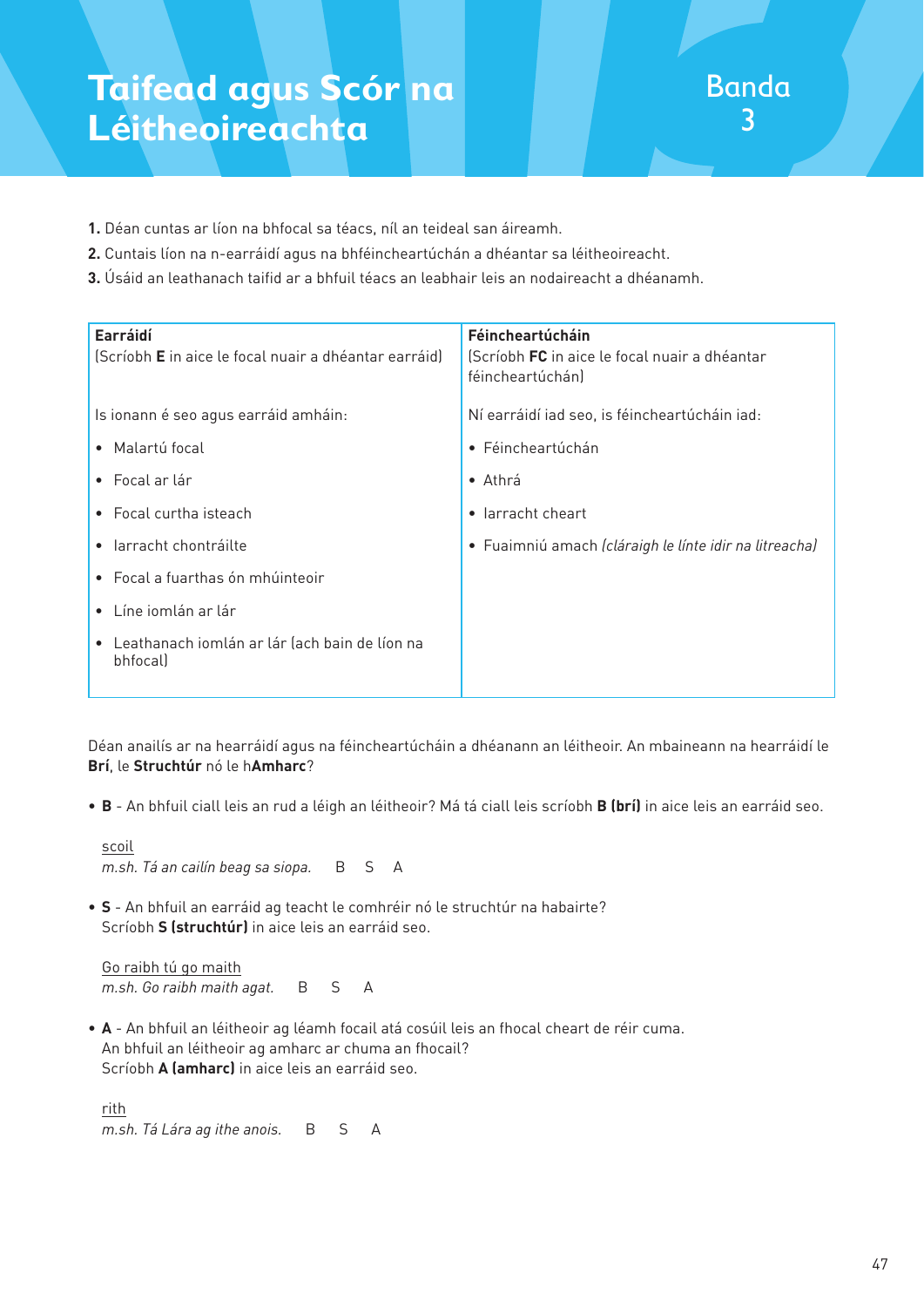# Taifead agus Scór na Léitheoireachta

Banda 3

1. Déan cuntas ar líon na bhfocal sa téacs, níl an teideal san áireamh.
2. Cuntais líon na n-earráidí agus na bhféincheartúchán a dhéantar sa léitheoireacht.
3. Úsáid an leathanach taifid ar a bhfuil téacs an leabhair leis an nodaireacht a dhéanamh.

| **Earráidí**<br>(Scríobh **E** in aice le focal nuair a dhéantar earráid) | **Féincheartúcháin**<br>(Scríobh **FC** in aice le focal nuair a dhéantar féincheartúchán) |
|---|---|
| Is ionann é seo agus earráid amháin:<br>• Malartú focal<br>• Focal ar lár<br>• Focal curtha isteach<br>• Iarracht chontráilte<br>• Focal a fuarthas ón mhúinteoir<br>• Líne iomlán ar lár<br>• Leathanach iomlán ar lár (ach bain de líon na bhfocal) | Ní earráidí iad seo, is féincheartúcháin iad:<br>• Féincheartúchán<br>• Athrá<br>• Iarracht cheart<br>• Fuaimniú amach *(cláraigh le línte idir na litreacha)* |

Déan anailís ar na hearráidí agus na féincheartúcháin a dhéanann an léitheoir. An mbaineann na hearráidí le **Brí**, le **Struchtúr** nó le h**Amharc**?

- **B** - An bhfuil ciall leis an rud a léigh an léitheoir? Má tá ciall leis scríobh **B (brí)** in aice leis an earráid seo.

  scoil
  *m.sh. Tá an cailín beag sa siopa.* B S A

- **S** - An bhfuil an earráid ag teacht le comhréir nó le struchtúr na habairte?
  Scríobh **S (struchtúr)** in aice leis an earráid seo.

  Go raibh tú go maith
  *m.sh. Go raibh maith agat.* B S A

- **A** - An bhfuil an léitheoir ag léamh focail atá cosúil leis an fhocal cheart de réir cuma.
  An bhfuil an léitheoir ag amharc ar chuma an fhocail?
  Scríobh **A (amharc)** in aice leis an earráid seo.

  rith
  *m.sh. Tá Lára ag ithe anois.* B S A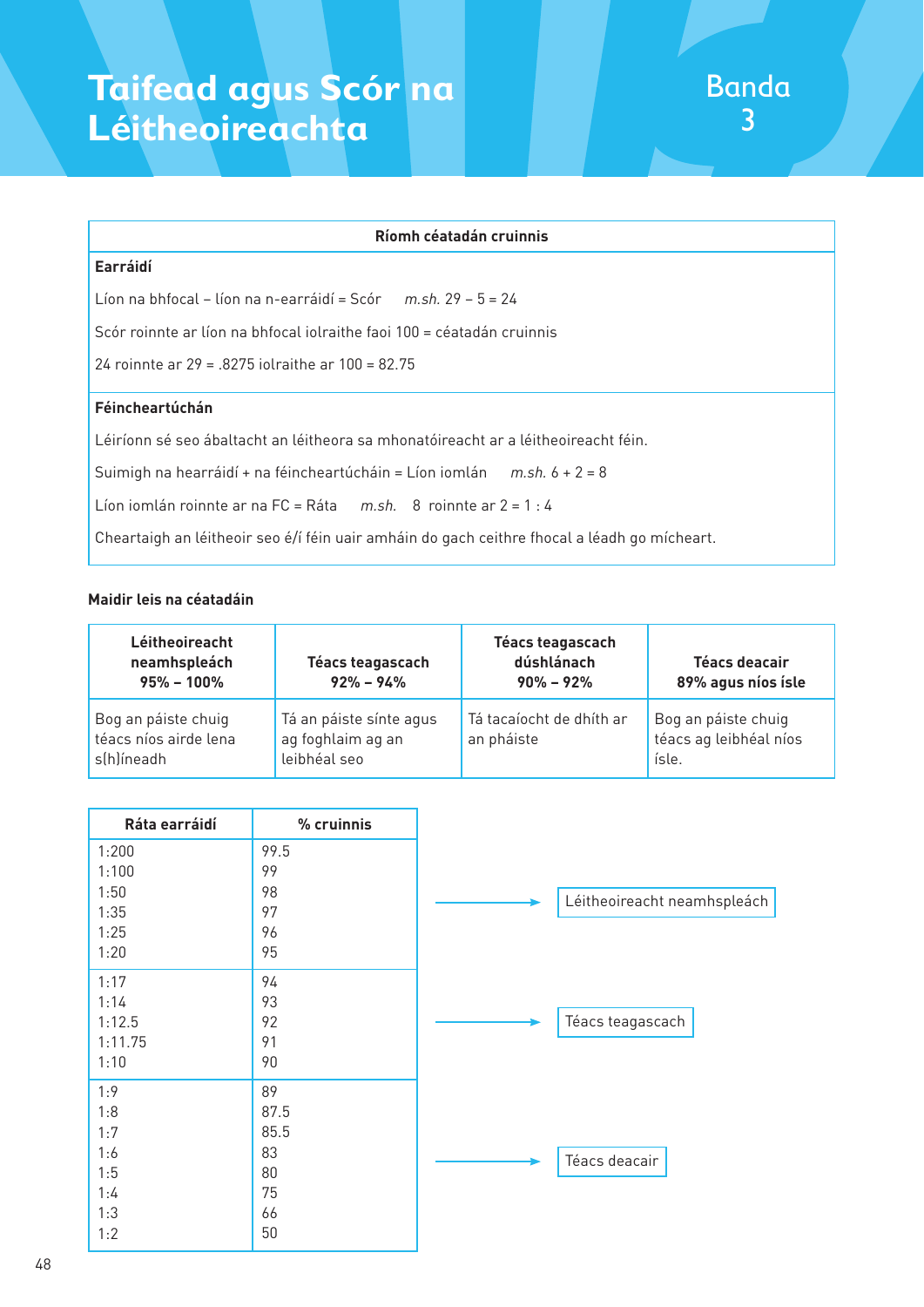# Taifead agus Scór na Léitheoireachta

Banda 3

| Ríomh céatadán cruinnis |
|---|
| **Earráidí** |
| Líon na bhfocal – líon na n-earráidí = Scór *m.sh.* 29 – 5 = 24 |
| Scór roinnte ar líon na bhfocal iolraithe faoi 100 = céatadán cruinnis |
| 24 roinnte ar 29 = .8275 iolraithe ar 100 = 82.75 |
| **Féincheartúchán** |
| Léiríonn sé seo ábaltacht an léitheora sa mhonatóireacht ar a léitheoireacht féin. |
| Suimigh na hearráidí + na féincheartúcháin = Líon iomlán *m.sh.* 6 + 2 = 8 |
| Líon iomlán roinnte ar na FC = Ráta *m.sh.* 8 roinnte ar 2 = 1 : 4 |
| Cheartaigh an léitheoir seo é/í féin uair amháin do gach ceithre fhocal a léadh go mícheart. |

**Maidir leis na céatadáin**

| Léitheoireacht neamhspleách 95% – 100% | Téacs teagascach 92% – 94% | Téacs teagascach dúshlánach 90% – 92% | Téacs deacair 89% agus níos ísle |
|---|---|---|---|
| Bog an páiste chuig téacs níos airde lena s(h)íneadh | Tá an páiste sínte agus ag foghlaim ag an leibhéal seo | Tá tacaíocht de dhíth ar an pháiste | Bog an páiste chuig téacs ag leibhéal níos ísle. |

| Ráta earráidí | % cruinnis | |
|---|---|---|
| 1:200 | 99.5 | |
| 1:100 | 99 | |
| 1:50 | 98 | Léitheoireacht neamhspleách |
| 1:35 | 97 | |
| 1:25 | 96 | |
| 1:20 | 95 | |
| 1:17 | 94 | |
| 1:14 | 93 | |
| 1:12.5 | 92 | Téacs teagascach |
| 1:11.75 | 91 | |
| 1:10 | 90 | |
| 1:9 | 89 | |
| 1:8 | 87.5 | |
| 1:7 | 85.5 | |
| 1:6 | 83 | Téacs deacair |
| 1:5 | 80 | |
| 1:4 | 75 | |
| 1:3 | 66 | |
| 1:2 | 50 | |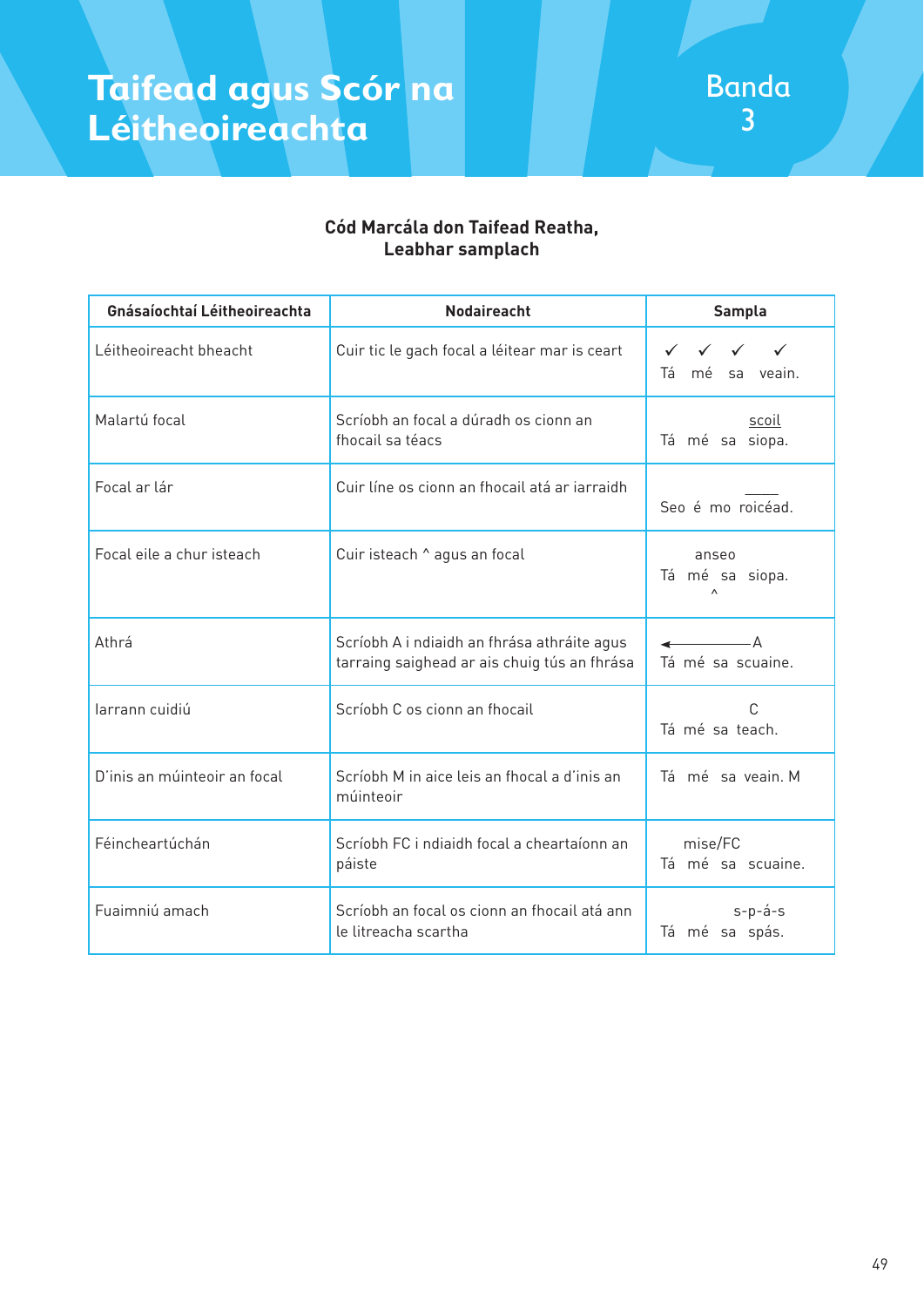# Taifead agus Scór na Léitheoireachta

Banda 3

**Cód Marcála don Taifead Reatha, Leabhar samplach**

| Gnásaíochtaí Léitheoireachta | Nodaireacht | Sampla |
|---|---|---|
| Léitheoireacht bheacht | Cuir tic le gach focal a léitear mar is ceart | ✓ ✓ ✓ ✓<br>Tá mé sa veain. |
| Malartú focal | Scríobh an focal a dúradh os cionn an fhocail sa téacs | scoil<br>Tá mé sa siopa. |
| Focal ar lár | Cuir líne os cionn an fhocail atá ar iarraidh | \_\_\_\_<br>Seo é mo roicéad. |
| Focal eile a chur isteach | Cuir isteach ^ agus an focal | anseo<br>Tá mé sa siopa.<br>^ |
| Athrá | Scríobh A i ndiaidh an fhrása athráite agus tarraing saighead ar ais chuig tús an fhrása | ◄———A<br>Tá mé sa scuaine. |
| Iarrann cuidiú | Scríobh C os cionn an fhocail | C<br>Tá mé sa teach. |
| D'inis an múinteoir an focal | Scríobh M in aice leis an fhocal a d'inis an múinteoir | Tá mé sa veain. M |
| Féincheartúchán | Scríobh FC i ndiaidh focal a cheartaíonn an páiste | mise/FC<br>Tá mé sa scuaine. |
| Fuaimniú amach | Scríobh an focal os cionn an fhocail atá ann le litreacha scartha | s-p-á-s<br>Tá mé sa spás. |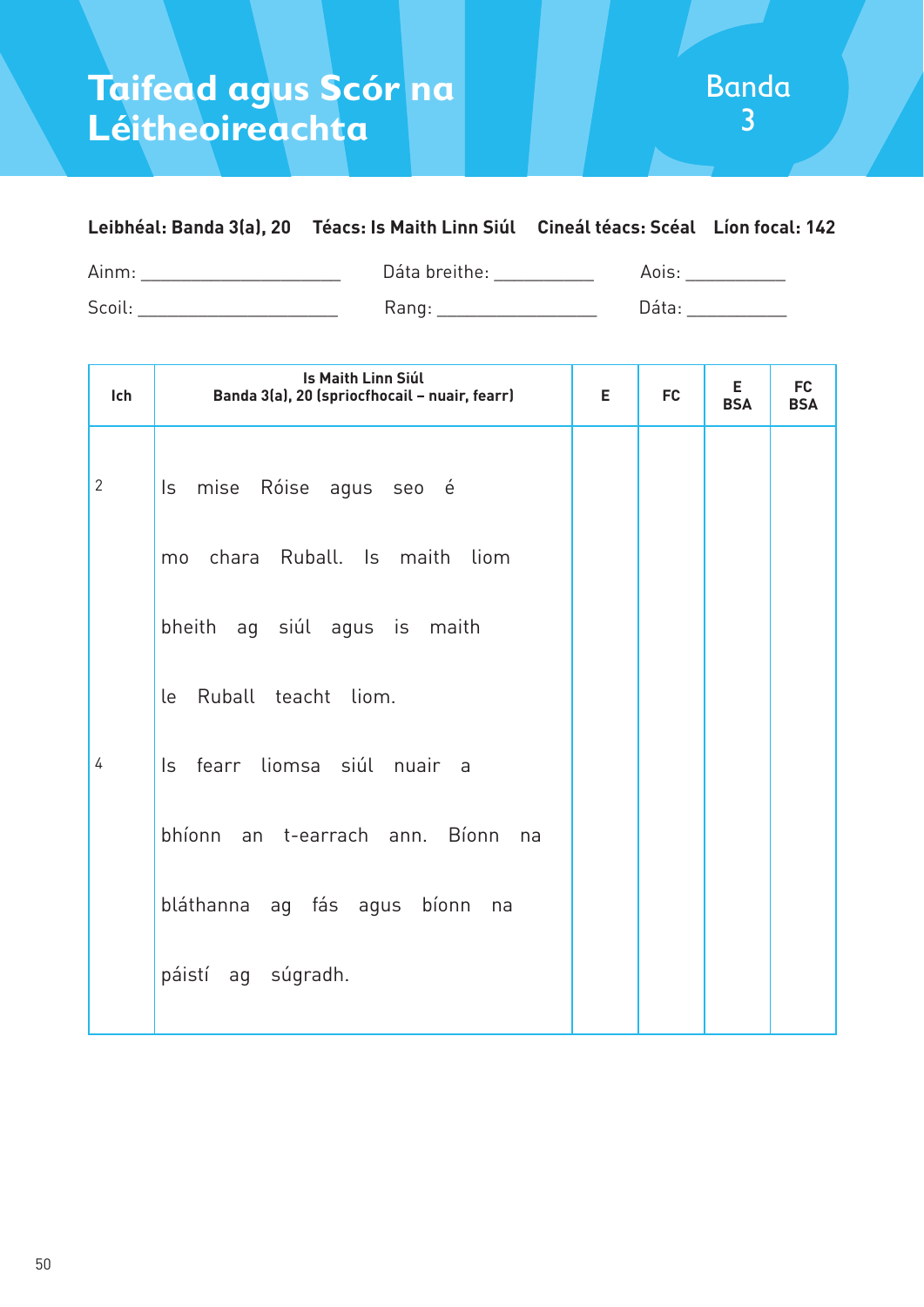# Taifead agus Scór na Léitheoireachta

Banda 3

**Leibhéal: Banda 3(a), 20** **Téacs: Is Maith Linn Siúl** **Cineál téacs: Scéal** **Líon focal: 142**

Ainm: ____________________ Dáta breithe: __________ Aois: __________

Scoil: ____________________ Rang: ________________ Dáta: __________

| Ich | Is Maith Linn Siúl<br>Banda 3(a), 20 (spriocfhocail – nuair, fearr) | E | FC | E BSA | FC BSA |
|---|---|---|---|---|---|
| 2 | Is mise Róise agus seo é<br>mo chara Ruball. Is maith liom<br>bheith ag siúl agus is maith<br>le Ruball teacht liom. | | | | |
| 4 | Is fearr liomsa siúl nuair a<br>bhíonn an t-earrach ann. Bíonn na<br>bláthanna ag fás agus bíonn na<br>páistí ag súgradh. | | | | |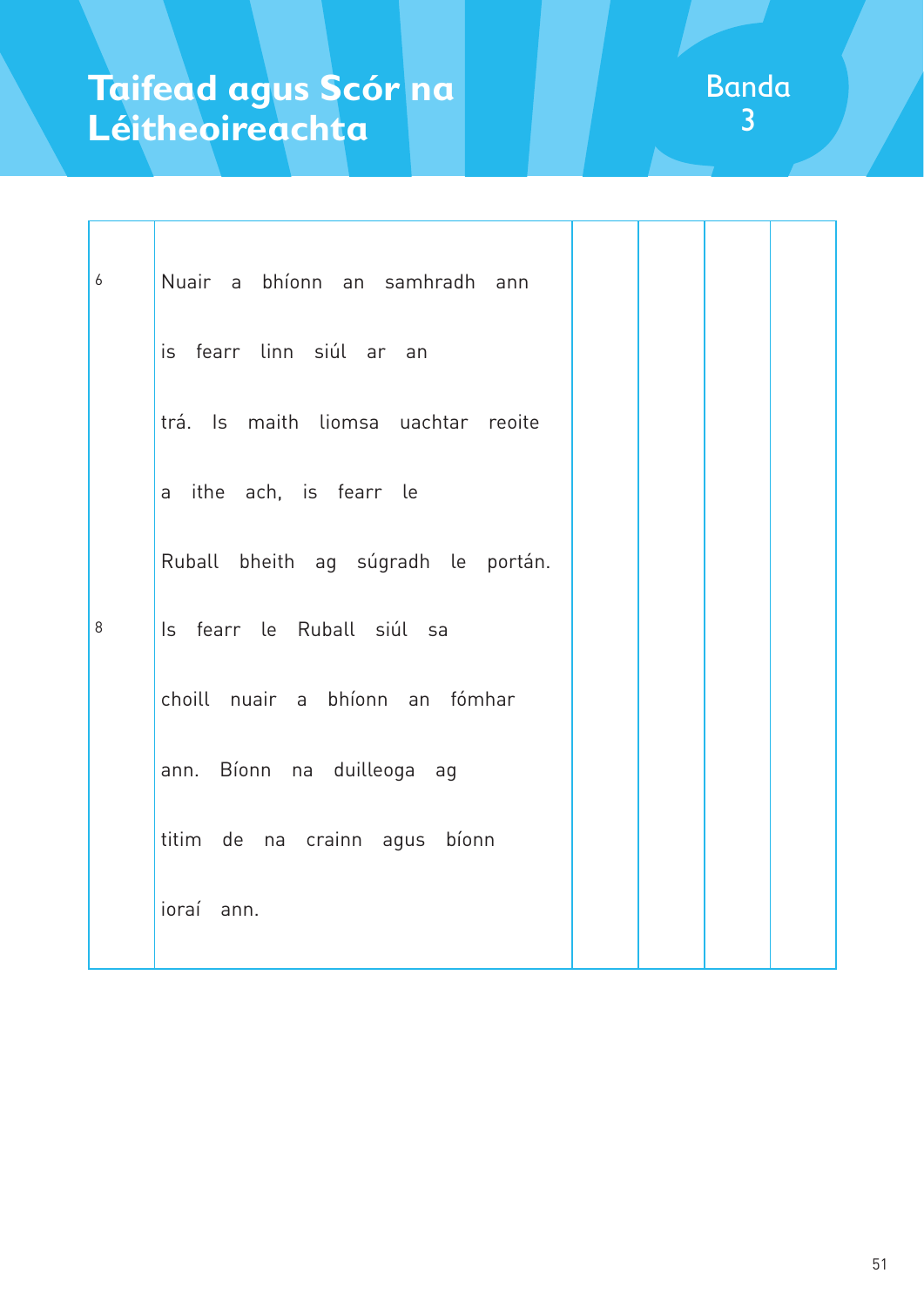# Taifead agus Scór na Léitheoireachta

Banda 3

| | | | | | |
|---|---|---|---|---|---|
| 6 | Nuair a bhíonn an samhradh ann<br><br>is fearr linn siúl ar an<br><br>trá. Is maith liomsa uachtar reoite<br><br>a ithe ach, is fearr le<br><br>Ruball bheith ag súgradh le portán. | | | | |
| 8 | Is fearr le Ruball siúl sa<br><br>choill nuair a bhíonn an fómhar<br><br>ann. Bíonn na duilleoga ag<br><br>titim de na crainn agus bíonn<br><br>ioraí ann. | | | | |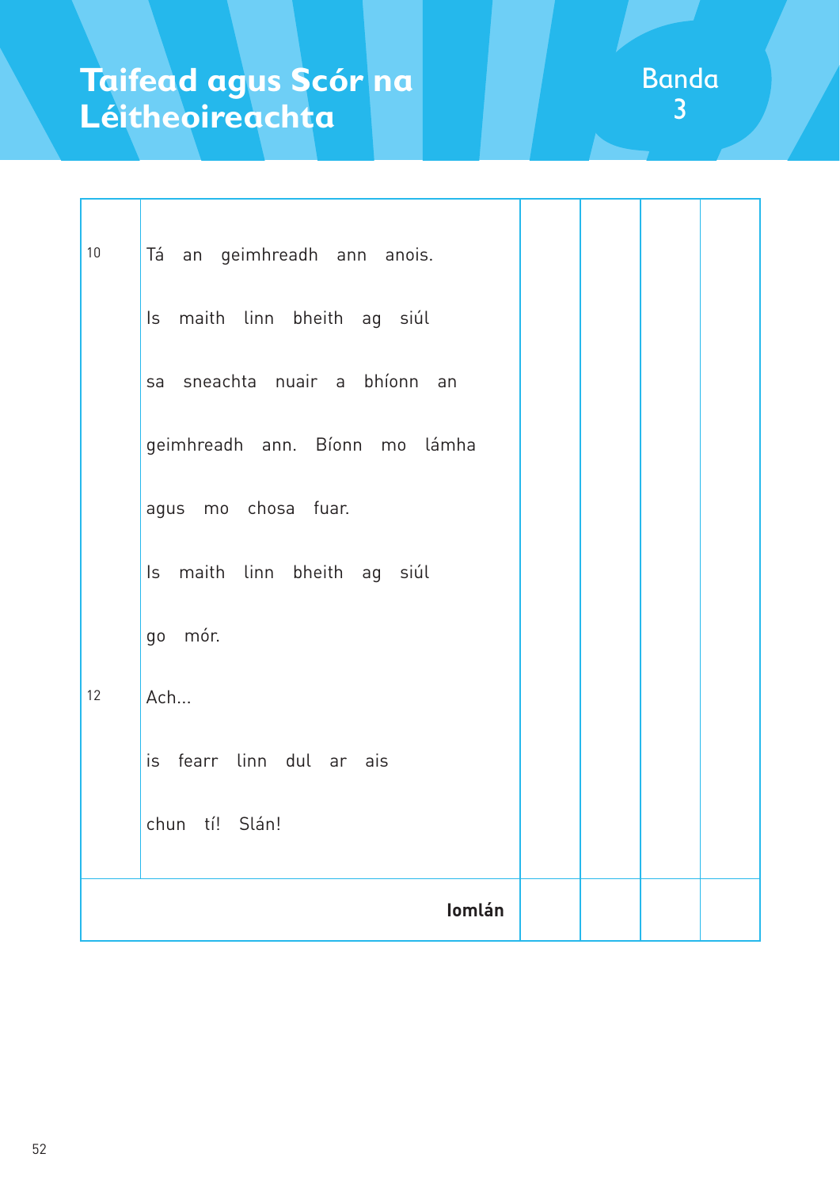# Taifead agus Scór na Léitheoireachta

Banda 3

| | | | | | |
|---|---|---|---|---|---|
| 10 | Tá an geimhreadh ann anois.<br>Is maith linn bheith ag siúl<br>sa sneachta nuair a bhíonn an<br>geimhreadh ann. Bíonn mo lámha<br>agus mo chosa fuar.<br>Is maith linn bheith ag siúl<br>go mór. | | | | |
| 12 | Ach...<br>is fearr linn dul ar ais<br>chun tí! Slán! | | | | |
| | **Iomlán** | | | | |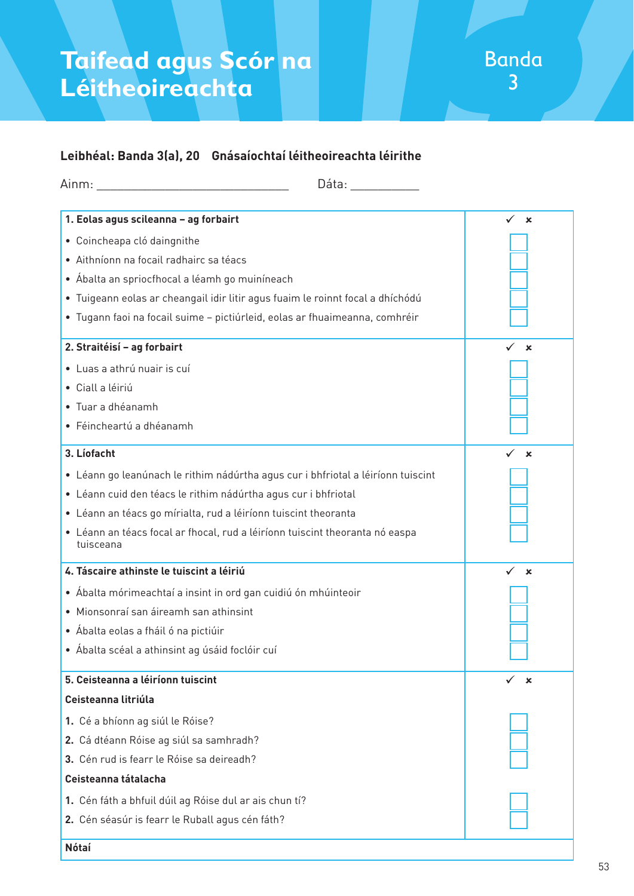# Taifead agus Scór na Léitheoireachta

Banda 3

**Leibhéal: Banda 3(a), 20 Gnásaíochtaí léitheoireachta léirithe**

Ainm: ______________________________ Dáta: __________

| **1. Eolas agus scileanna – ag forbairt** | ✓ | × |
|---|---|---|
| • Coincheapa cló daingnithe | | |
| • Aithníonn na focail radhairc sa téacs | | |
| • Ábalta an spriocfhocal a léamh go muiníneach | | |
| • Tuigeann eolas ar cheangail idir litir agus fuaim le roinnt focal a dhíchódú | | |
| • Tugann faoi na focail suime – pictiúrleid, eolas ar fhuaimeanna, comhréir | | |
| **2. Straitéisí – ag forbairt** | ✓ | × |
| • Luas a athrú nuair is cuí | | |
| • Ciall a léiriú | | |
| • Tuar a dhéanamh | | |
| • Féincheartú a dhéanamh | | |
| **3. Líofacht** | ✓ | × |
| • Léann go leanúnach le rithim nádúrtha agus cur i bhfriotal a léiríonn tuiscint | | |
| • Léann cuid den téacs le rithim nádúrtha agus cur i bhfriotal | | |
| • Léann an téacs go mírialta, rud a léiríonn tuiscint theoranta | | |
| • Léann an téacs focal ar fhocal, rud a léiríonn tuiscint theoranta nó easpa tuisceana | | |
| **4. Táscaire athinste le tuiscint a léiriú** | ✓ | × |
| • Ábalta mórimeachtaí a insint in ord gan cuidiú ón mhúinteoir | | |
| • Mionsonraí san áireamh san athinsint | | |
| • Ábalta eolas a fháil ó na pictiúir | | |
| • Ábalta scéal a athinsint ag úsáid foclóir cuí | | |
| **5. Ceisteanna a léiríonn tuiscint** | ✓ | × |
| **Ceisteanna litriúla** | | |
| **1.** Cé a bhíonn ag siúl le Róise? | | |
| **2.** Cá dtéann Róise ag siúl sa samhradh? | | |
| **3.** Cén rud is fearr le Róise sa deireadh? | | |
| **Ceisteanna tátalacha** | | |
| **1.** Cén fáth a bhfuil dúil ag Róise dul ar ais chun tí? | | |
| **2.** Cén séasúr is fearr le Ruball agus cén fáth? | | |
| **Nótaí** | | |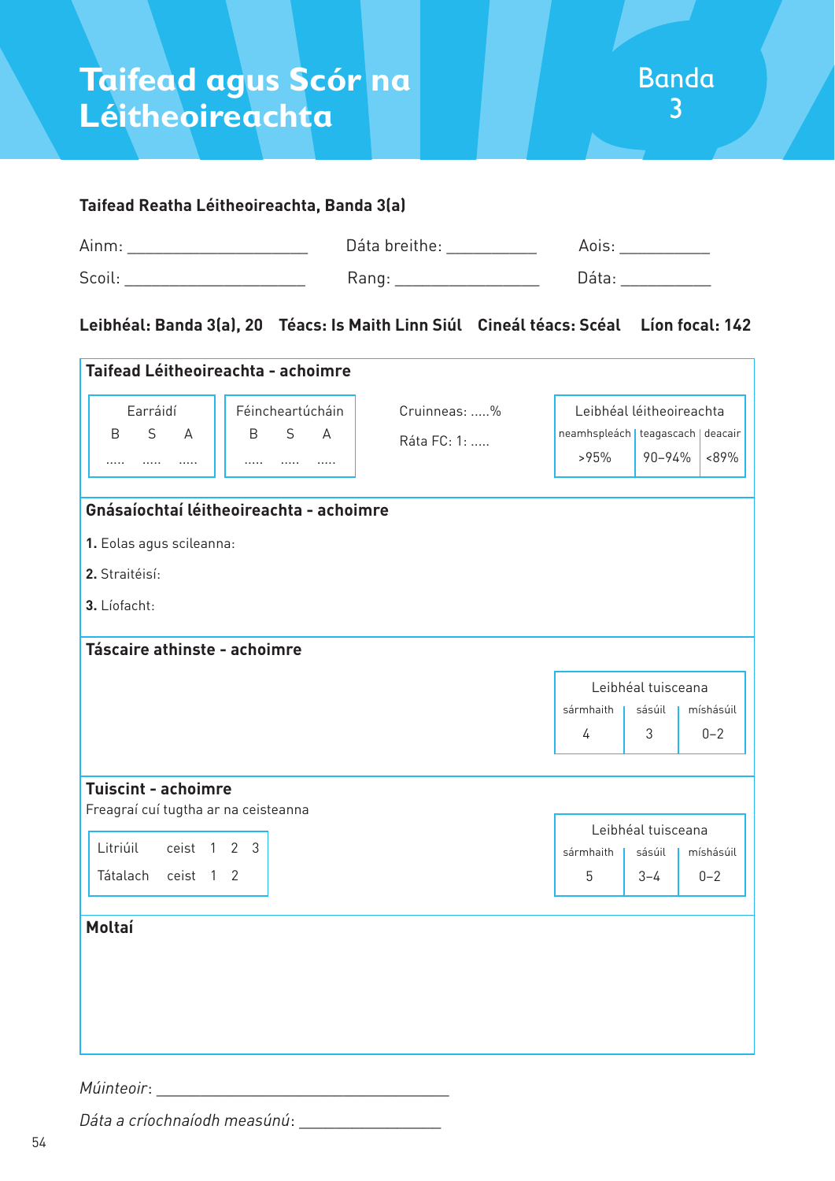# Taifead agus Scór na Léitheoireachta

Banda 3

**Taifead Reatha Léitheoireachta, Banda 3(a)**

Ainm: ____________________ Dáta breithe: __________ Aois: __________

Scoil: ____________________ Rang: ________________ Dáta: __________

**Leibhéal: Banda 3(a), 20  Téacs: Is Maith Linn Siúl  Cineál téacs: Scéal  Líon focal: 142**

## Taifead Léitheoireachta - achoimre

| Earráidí | | | Féincheartúcháin | | |
|---|---|---|---|---|---|
| B | S | A | B | S | A |
| ..... | ..... | ..... | ..... | ..... | ..... |

Cruinneas: .....%

Ráta FC: 1: .....

| Leibhéal léitheoireachta | | |
|---|---|---|
| neamhspleách | teagascach | deacair |
| >95% | 90–94% | <89% |

## Gnásaíochtaí léitheoireachta - achoimre

**1.** Eolas agus scileanna:

**2.** Straitéisí:

**3.** Líofacht:

## Táscaire athinste - achoimre

| Leibhéal tuisceana | | |
|---|---|---|
| sármhaith | sásúil | míshásúil |
| 4 | 3 | 0–2 |

## Tuiscint - achoimre

Freagraí cuí tugtha ar na ceisteanna

| | | | | |
|---|---|---|---|---|
| Litriúil | ceist | 1 | 2 | 3 |
| Tátalach | ceist | 1 | 2 | |

| Leibhéal tuisceana | | |
|---|---|---|
| sármhaith | sásúil | míshásúil |
| 5 | 3–4 | 0–2 |

## Moltaí

*Múinteoir*: ________________________________

*Dáta a críochnaíodh measúnú*: ________________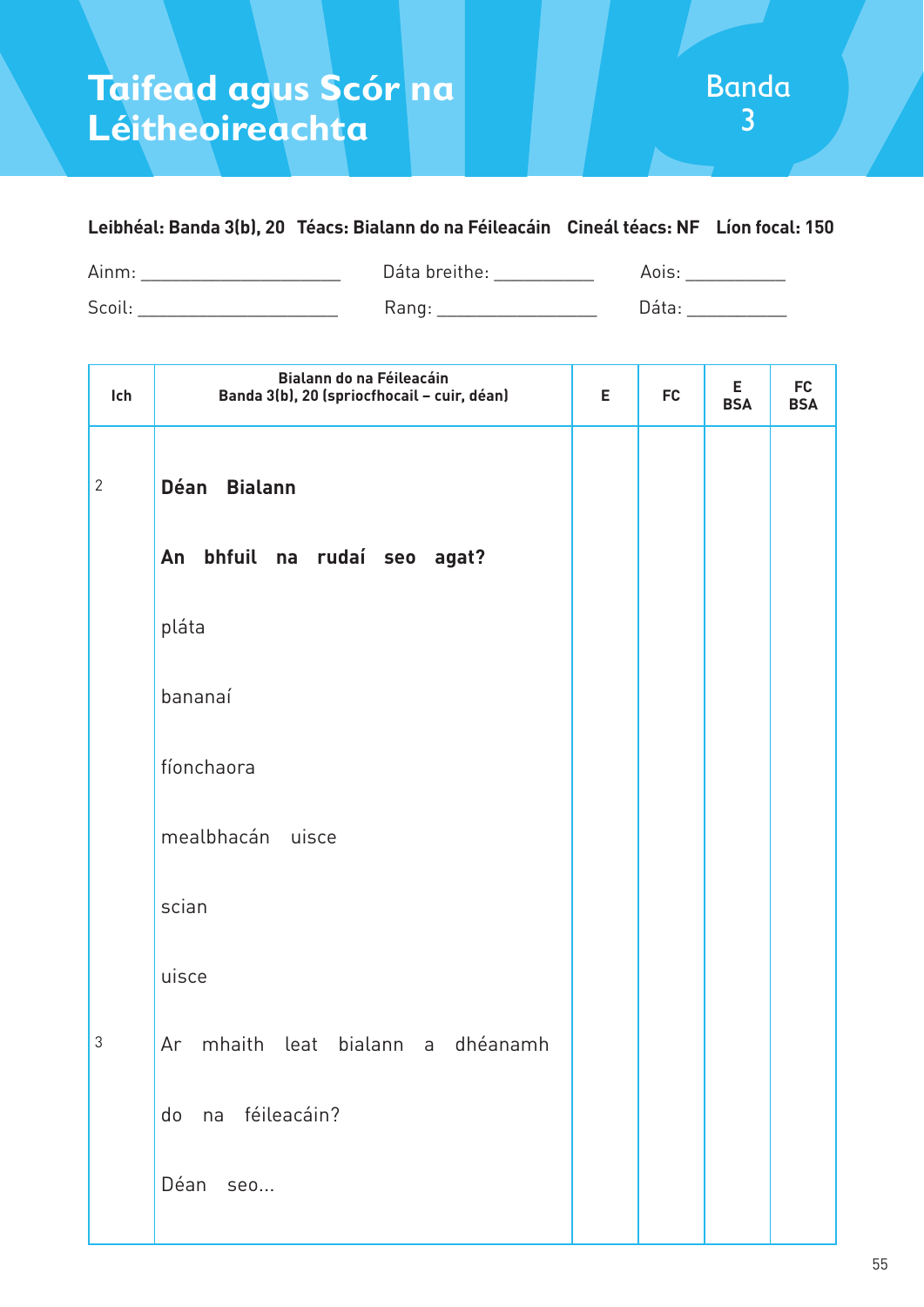# Taifead agus Scór na Léitheoireachta

Banda 3

**Leibhéal: Banda 3(b), 20   Téacs: Bialann do na Féileacáin   Cineál téacs: NF   Líon focal: 150**

Ainm: ____________________   Dáta breithe: __________   Aois: __________

Scoil: ____________________   Rang: ________________   Dáta: __________

| Ich | Bialann do na Féileacáin<br>Banda 3(b), 20 (spriocfhocail – cuir, déan) | E | FC | E BSA | FC BSA |
|---|---|---|---|---|---|
| 2 | **Déan Bialann** | | | | |
| | **An bhfuil na rudaí seo agat?** | | | | |
| | pláta | | | | |
| | bananaí | | | | |
| | fíonchaora | | | | |
| | mealbhacán uisce | | | | |
| | scian | | | | |
| | uisce | | | | |
| 3 | Ar mhaith leat bialann a dhéanamh | | | | |
| | do na féileacáin? | | | | |
| | Déan seo... | | | | |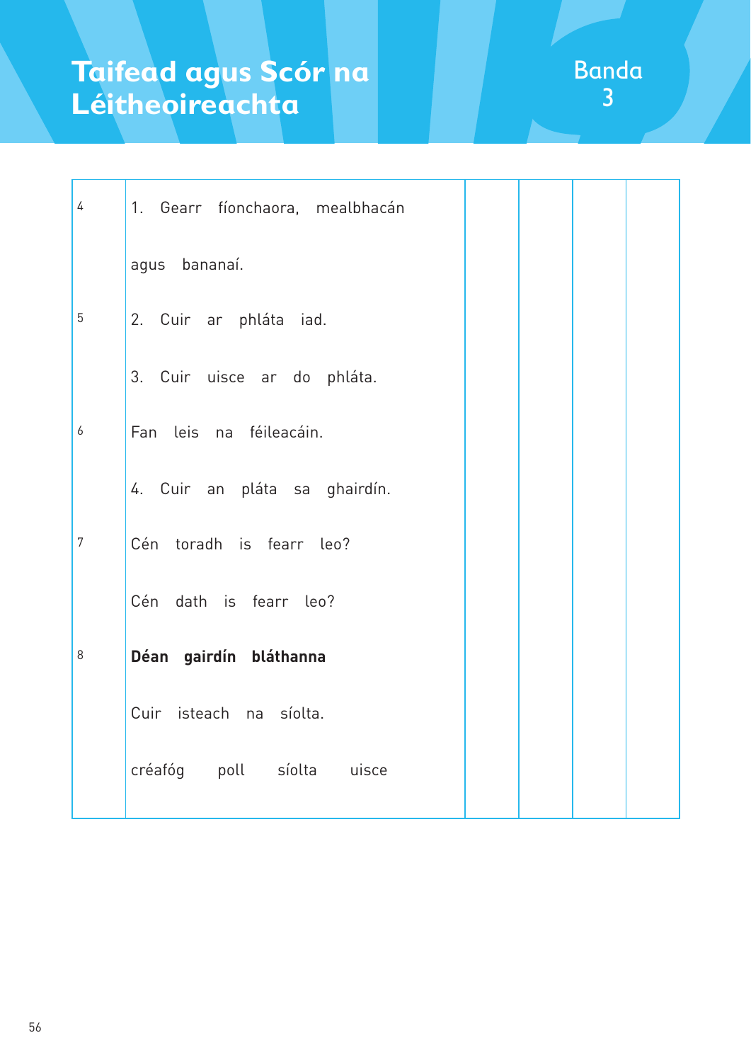# Taifead agus Scór na Léitheoireachta

Banda 3

| | | | | | |
|---|---|---|---|---|---|
| 4 | 1. Gearr fíonchaora, mealbhacán | | | | |
| | agus bananaí. | | | | |
| 5 | 2. Cuir ar phláta iad. | | | | |
| | 3. Cuir uisce ar do phláta. | | | | |
| 6 | Fan leis na féileacáin. | | | | |
| | 4. Cuir an pláta sa ghairdín. | | | | |
| 7 | Cén toradh is fearr leo? | | | | |
| | Cén dath is fearr leo? | | | | |
| 8 | **Déan gairdín bláthanna** | | | | |
| | Cuir isteach na síolta. | | | | |
| | créafóg poll síolta uisce | | | | |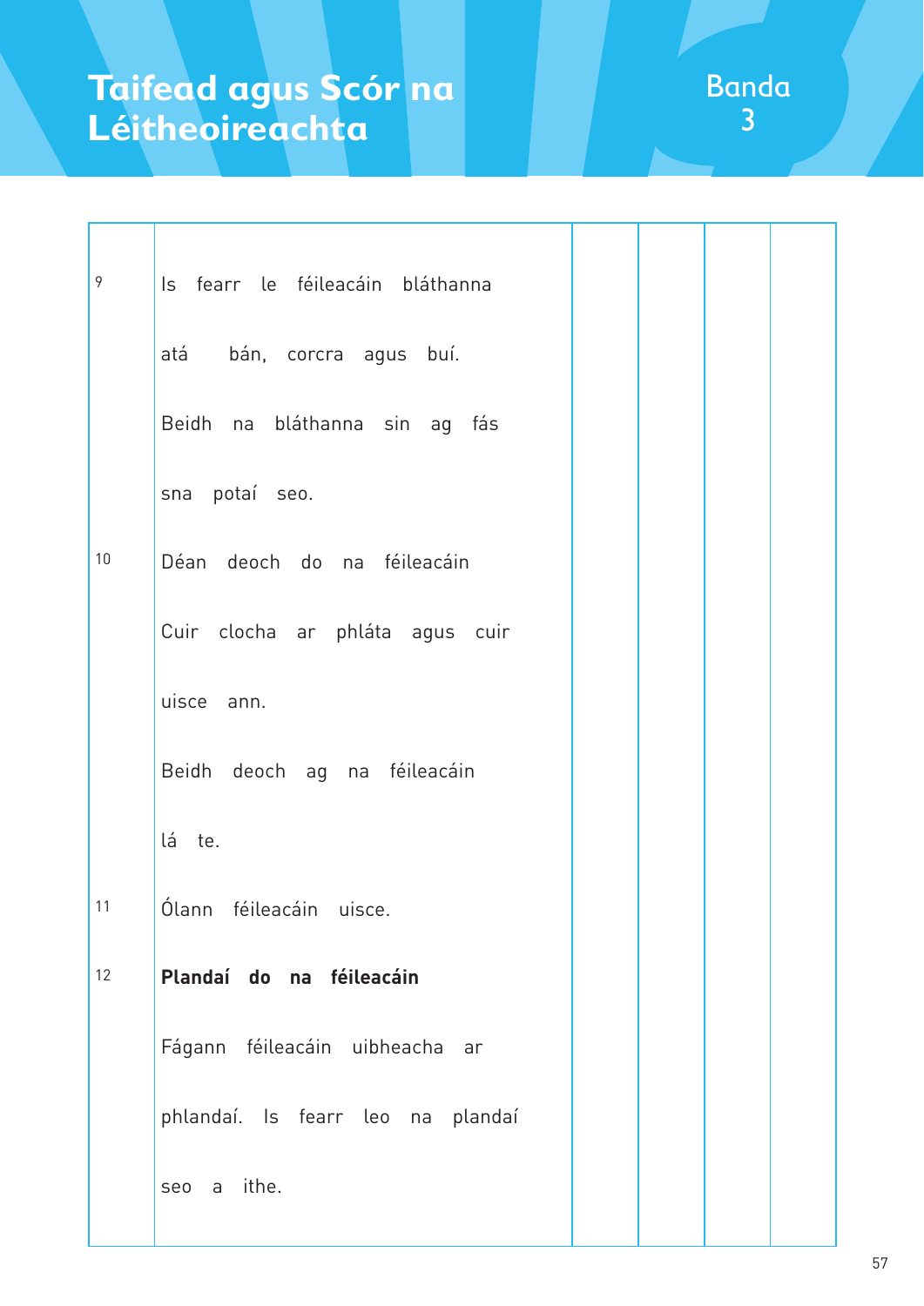# Taifead agus Scór na Léitheoireachta

Banda 3

| | | | | | |
|---|---|---|---|---|---|
| 9 | Is fearr le féileacáin bláthanna<br><br>atá bán, corcra agus buí.<br><br>Beidh na bláthanna sin ag fás<br><br>sna potaí seo. | | | | |
| 10 | Déan deoch do na féileacáin<br><br>Cuir clocha ar phláta agus cuir<br><br>uisce ann.<br><br>Beidh deoch ag na féileacáin<br><br>lá te. | | | | |
| 11 | Ólann féileacáin uisce. | | | | |
| 12 | **Plandaí do na féileacáin**<br><br>Fágann féileacáin uibheacha ar<br><br>phlandaí. Is fearr leo na plandaí<br><br>seo a ithe. | | | | |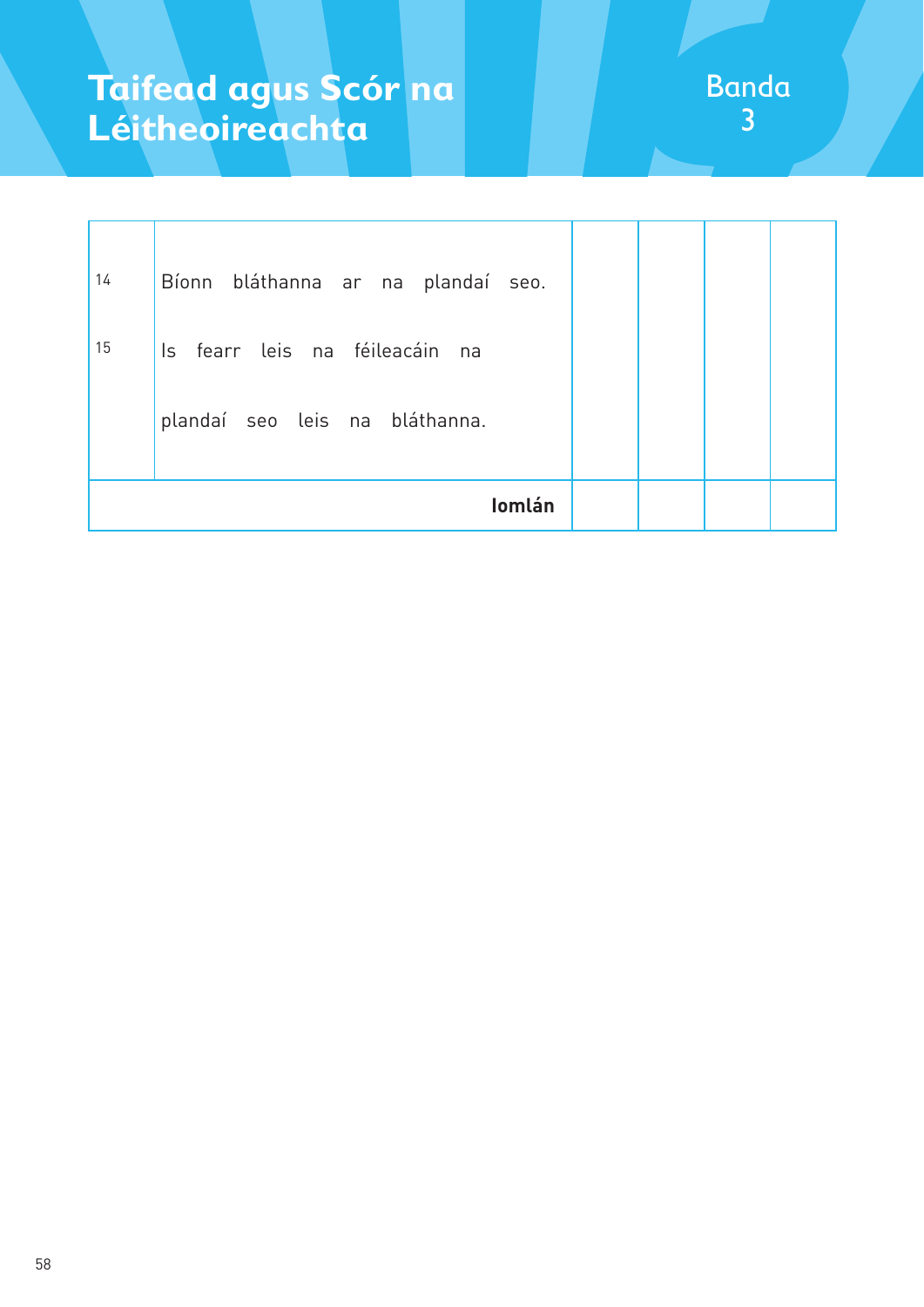# Taifead agus Scór na Léitheoireachta

Banda 3

| | | | | | |
|---|---|---|---|---|---|
| 14 | Bíonn bláthanna ar na plandaí seo. | | | | |
| 15 | Is fearr leis na féileacáin na plandaí seo leis na bláthanna. | | | | |
| | **Iomlán** | | | | |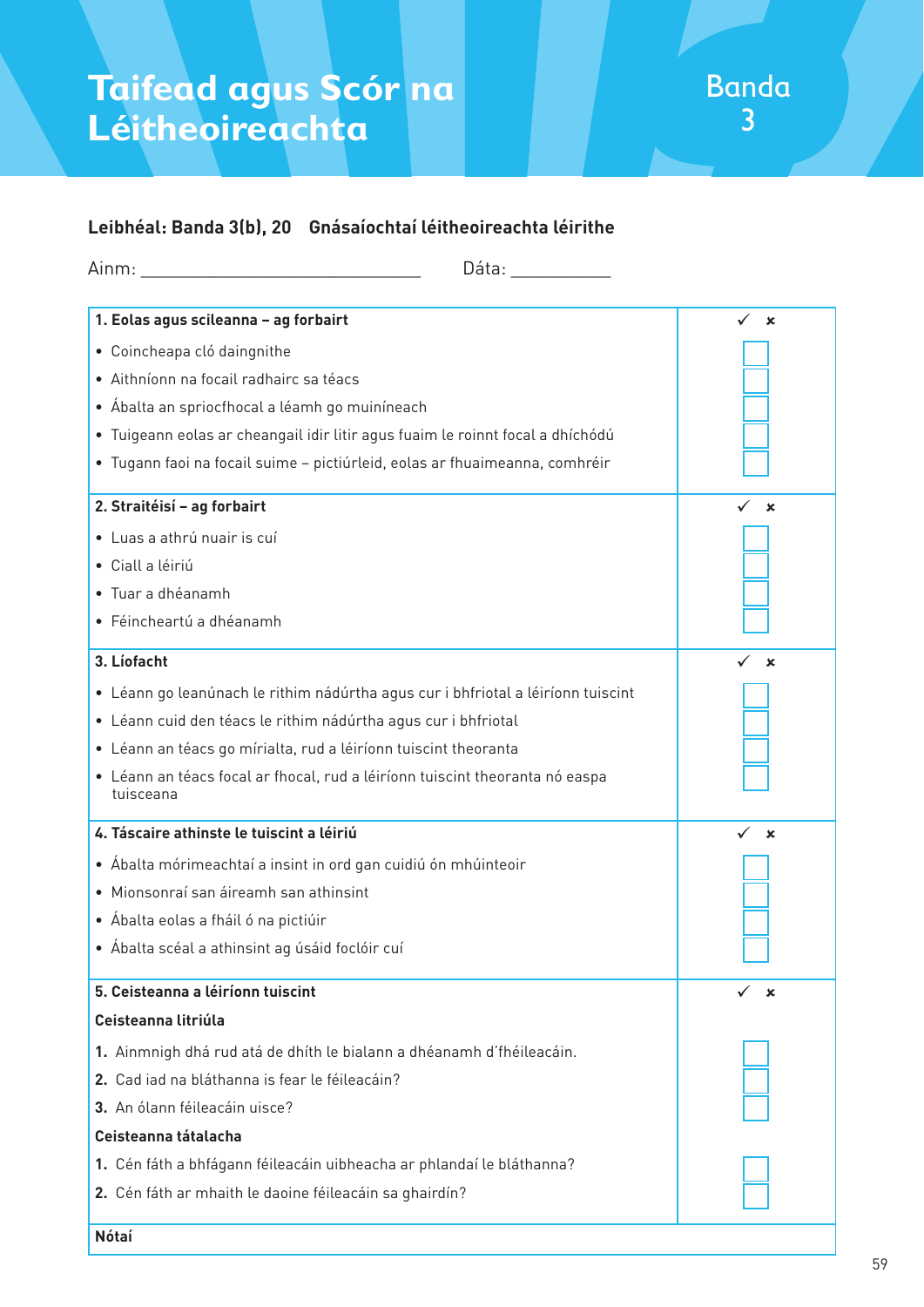# Taifead agus Scór na Léitheoireachta

Banda 3

**Leibhéal: Banda 3(b), 20    Gnásaíochtaí léitheoireachta léirithe**

Ainm: ______________________________    Dáta: __________

| **1. Eolas agus scileanna – ag forbairt** | ✓ × |
|---|---|
| • Coincheapa cló daingnithe | ☐ |
| • Aithníonn na focail radhairc sa téacs | ☐ |
| • Ábalta an spriocfhocal a léamh go muiníneach | ☐ |
| • Tuigeann eolas ar cheangail idir litir agus fuaim le roinnt focal a dhíchódú | ☐ |
| • Tugann faoi na focail suime – pictiúrleid, eolas ar fhuaimeanna, comhréir | ☐ |
| **2. Straitéisí – ag forbairt** | ✓ × |
| • Luas a athrú nuair is cuí | ☐ |
| • Ciall a léiriú | ☐ |
| • Tuar a dhéanamh | ☐ |
| • Féincheartú a dhéanamh | ☐ |
| **3. Líofacht** | ✓ × |
| • Léann go leanúnach le rithim nádúrtha agus cur i bhfriotal a léiríonn tuiscint | ☐ |
| • Léann cuid den téacs le rithim nádúrtha agus cur i bhfriotal | ☐ |
| • Léann an téacs go mírialta, rud a léiríonn tuiscint theoranta | ☐ |
| • Léann an téacs focal ar fhocal, rud a léiríonn tuiscint theoranta nó easpa tuisceana | ☐ |
| **4. Táscaire athinste le tuiscint a léiriú** | ✓ × |
| • Ábalta mórimeachtaí a insint in ord gan cuidiú ón mhúinteoir | ☐ |
| • Mionsonraí san áireamh san athinsint | ☐ |
| • Ábalta eolas a fháil ó na pictiúir | ☐ |
| • Ábalta scéal a athinsint ag úsáid foclóir cuí | ☐ |
| **5. Ceisteanna a léiríonn tuiscint** | ✓ × |
| **Ceisteanna litriúla** | |
| **1.** Ainmnigh dhá rud atá de dhíth le bialann a dhéanamh d'fhéileacáin. | ☐ |
| **2.** Cad iad na bláthanna is fear le féileacáin? | ☐ |
| **3.** An ólann féileacáin uisce? | ☐ |
| **Ceisteanna tátalacha** | |
| **1.** Cén fáth a bhfágann féileacáin uibheacha ar phlandaí le bláthanna? | ☐ |
| **2.** Cén fáth ar mhaith le daoine féileacáin sa ghairdín? | ☐ |
| **Nótaí** | |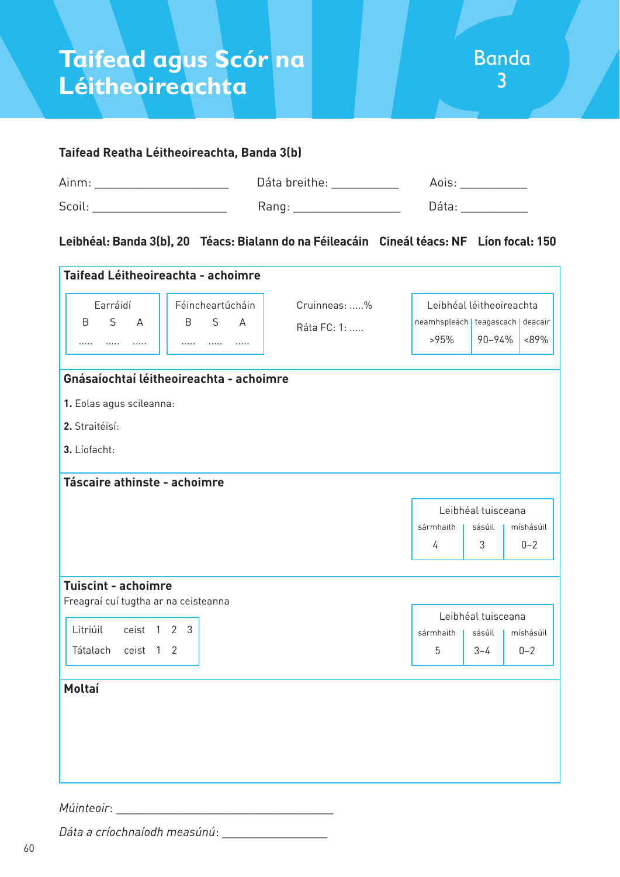# Taifead agus Scór na Léitheoireachta

## Banda 3

### Taifead Reatha Léitheoireachta, Banda 3(b)

Ainm: ____________________ Dáta breithe: __________ Aois: __________

Scoil: ____________________ Rang: ________________ Dáta: __________

**Leibhéal: Banda 3(b), 20 Téacs: Bialann do na Féileacáin Cineál téacs: NF Líon focal: 150**

**Taifead Léitheoireachta - achoimre**

| Earráidí | | | Féincheartúcháin | | |
|---|---|---|---|---|---|
| B | S | A | B | S | A |
| ..... | ..... | ..... | ..... | ..... | ..... |

Cruinneas: .....%

Ráta FC: 1: .....

| Leibhéal léitheoireachta | | |
|---|---|---|
| neamhspleách | teagascach | deacair |
| >95% | 90–94% | <89% |

**Gnásaíochtaí léitheoireachta - achoimre**

**1.** Eolas agus scileanna:

**2.** Straitéisí:

**3.** Líofacht:

**Táscaire athinste - achoimre**

| Leibhéal tuisceana | | |
|---|---|---|
| sármhaith | sásúil | míshásúil |
| 4 | 3 | 0–2 |

**Tuiscint - achoimre**

Freagraí cuí tugtha ar na ceisteanna

| | | | | |
|---|---|---|---|---|
| Litriúil | ceist | 1 | 2 | 3 |
| Tátalach | ceist | 1 | 2 | |

| Leibhéal tuisceana | | |
|---|---|---|
| sármhaith | sásúil | míshásúil |
| 5 | 3–4 | 0–2 |

**Moltaí**

*Múinteoir*: ________________________________

*Dáta a críochnaíodh measúnú*: ________________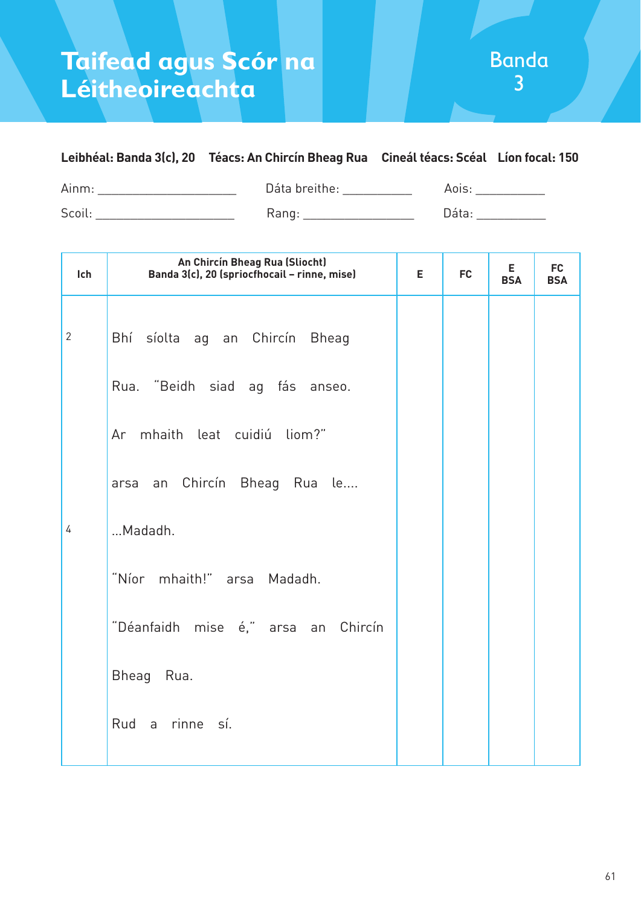# Taifead agus Scór na Léitheoireachta

## Banda 3

**Leibhéal: Banda 3(c), 20** **Téacs: An Chircín Bheag Rua** **Cineál téacs: Scéal** **Líon focal: 150**

Ainm: ____________________ Dáta breithe: __________ Aois: __________

Scoil: ____________________ Rang: ________________ Dáta: __________

| Ich | An Chircín Bheag Rua (Sliocht) Banda 3(c), 20 (spriocfhocail – rinne, mise) | E | FC | E BSA | FC BSA |
|---|---|---|---|---|---|
| 2 | Bhí síolta ag an Chircín Bheag | | | | |
| | Rua. "Beidh siad ag fás anseo. | | | | |
| | Ar mhaith leat cuidiú liom?" | | | | |
| | arsa an Chircín Bheag Rua le.... | | | | |
| 4 | ...Madadh. | | | | |
| | "Níor mhaith!" arsa Madadh. | | | | |
| | "Déanfaidh mise é," arsa an Chircín | | | | |
| | Bheag Rua. | | | | |
| | Rud a rinne sí. | | | | |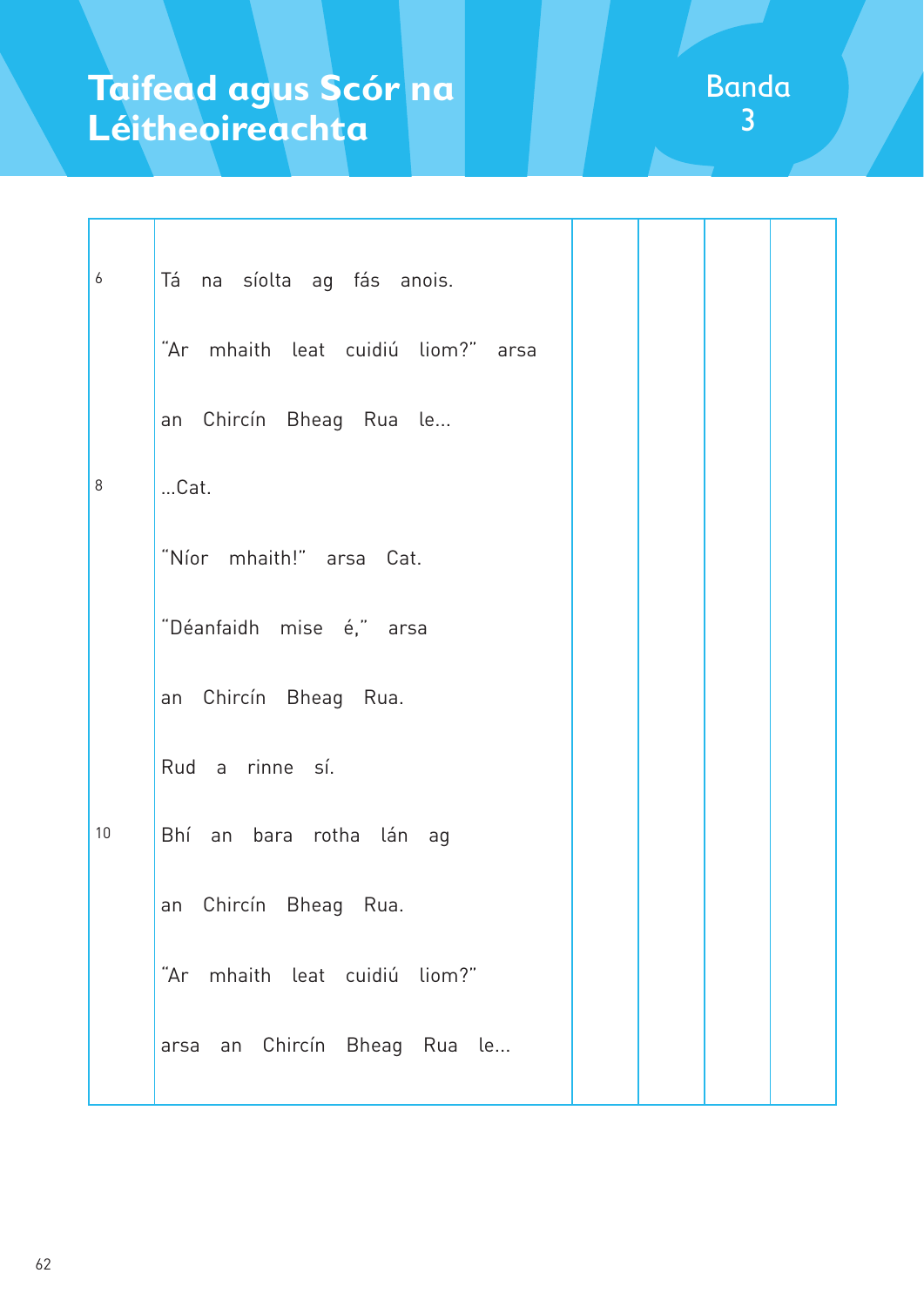# Taifead agus Scór na Léitheoireachta

Banda 3

| | | | | | |
|---|---|---|---|---|---|
| 6 | Tá na síolta ag fás anois. | | | | |
| | "Ar mhaith leat cuidiú liom?" arsa | | | | |
| | an Chircín Bheag Rua le... | | | | |
| 8 | ...Cat. | | | | |
| | "Níor mhaith!" arsa Cat. | | | | |
| | "Déanfaidh mise é," arsa | | | | |
| | an Chircín Bheag Rua. | | | | |
| | Rud a rinne sí. | | | | |
| 10 | Bhí an bara rotha lán ag | | | | |
| | an Chircín Bheag Rua. | | | | |
| | "Ar mhaith leat cuidiú liom?" | | | | |
| | arsa an Chircín Bheag Rua le... | | | | |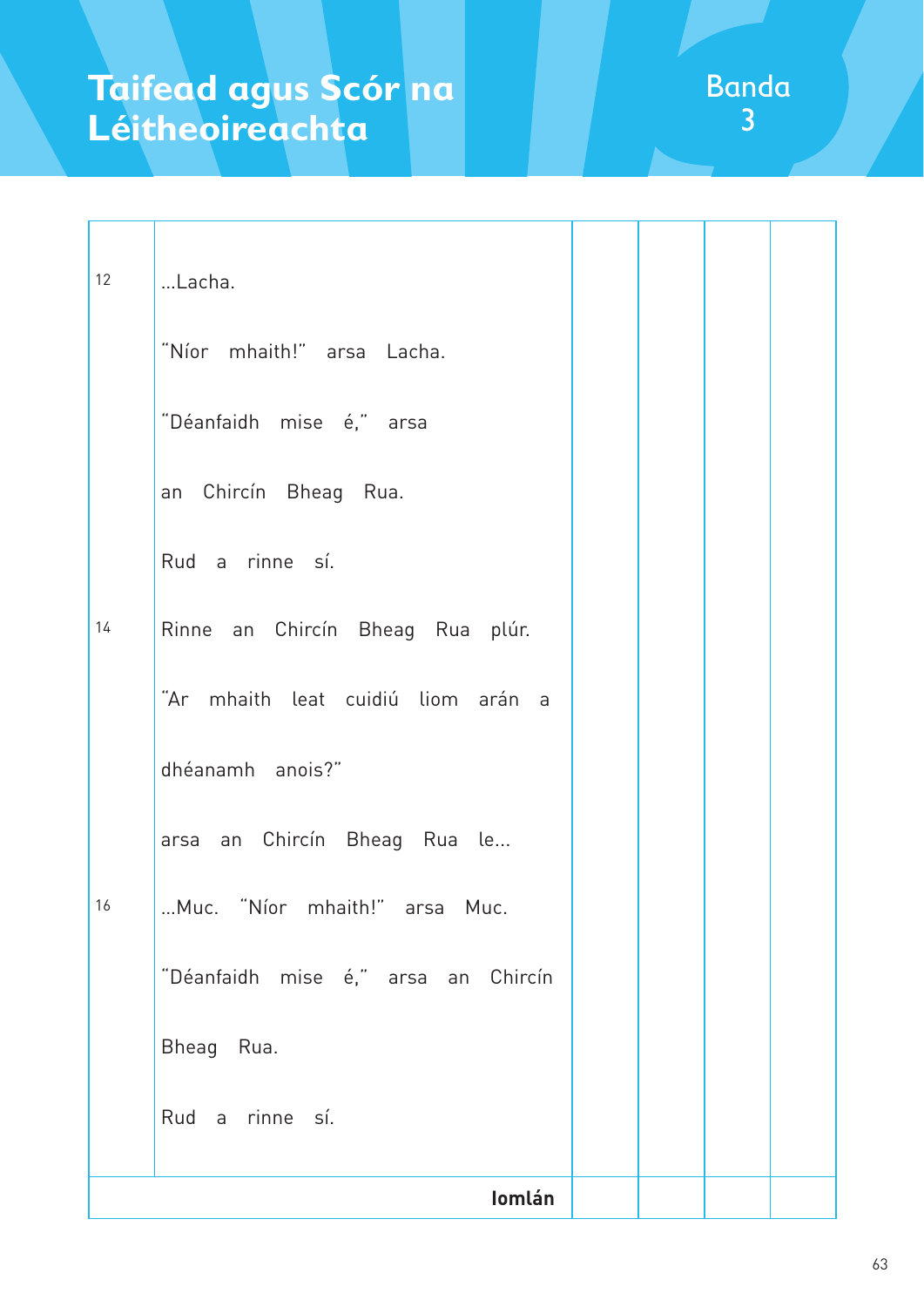# Taifead agus Scór na Léitheoireachta

Banda 3

| | | | | | |
|---|---|---|---|---|---|
| 12 | ...Lacha.<br><br>"Níor mhaith!" arsa Lacha.<br><br>"Déanfaidh mise é," arsa<br><br>an Chircín Bheag Rua.<br><br>Rud a rinne sí. | | | | |
| 14 | Rinne an Chircín Bheag Rua plúr.<br><br>"Ar mhaith leat cuidiú liom arán a<br><br>dhéanamh anois?"<br><br>arsa an Chircín Bheag Rua le... | | | | |
| 16 | ...Muc. "Níor mhaith!" arsa Muc.<br><br>"Déanfaidh mise é," arsa an Chircín<br><br>Bheag Rua.<br><br>Rud a rinne sí. | | | | |
| | **Iomlán** | | | | |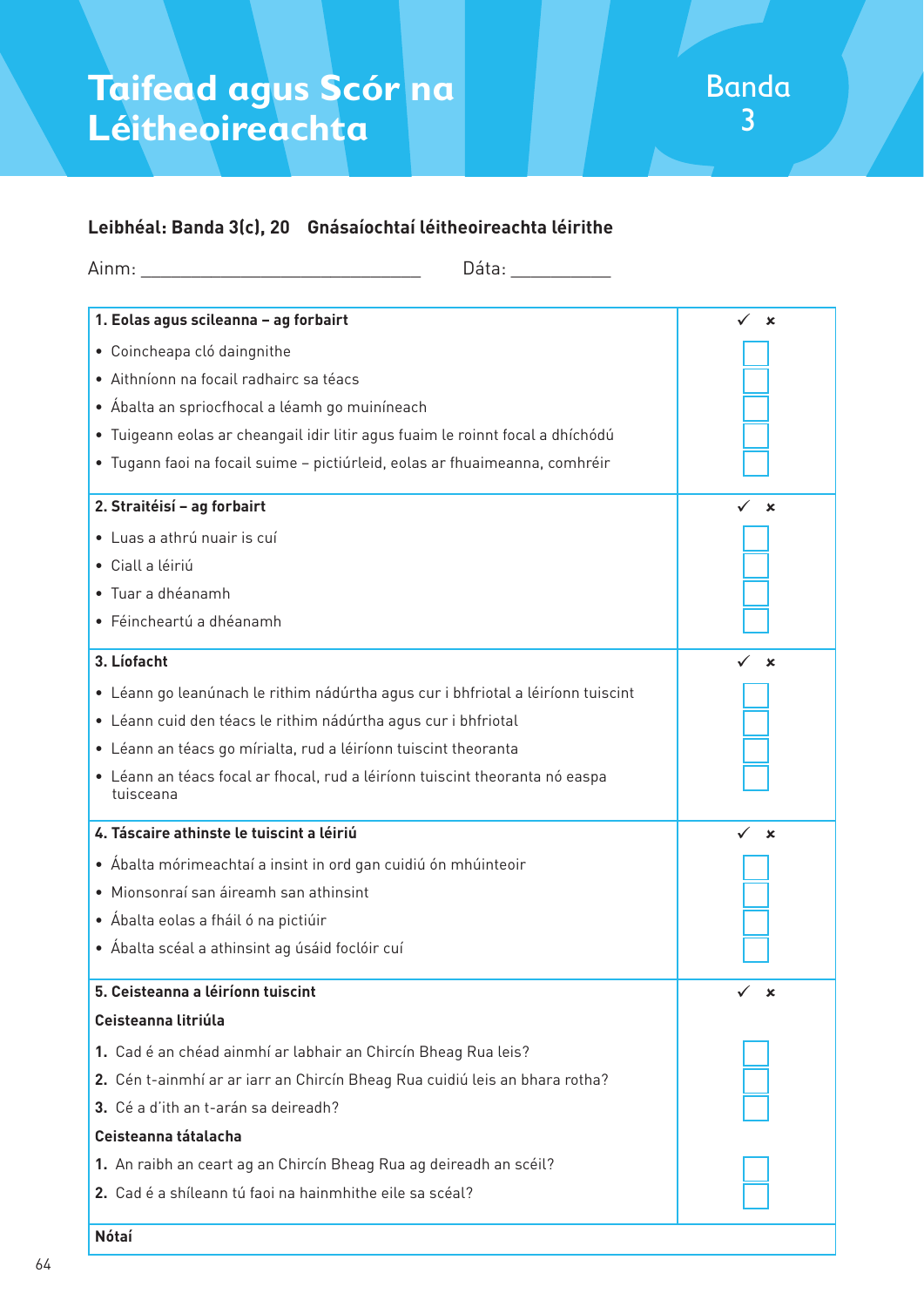# Taifead agus Scór na Léitheoireachta

Banda 3

**Leibhéal: Banda 3(c), 20 Gnásaíochtaí léitheoireachta léirithe**

Ainm: ______________________________ Dáta: __________

| **1. Eolas agus scileanna – ag forbairt** | ✓ ✗ |
|---|---|
| • Coincheapa cló daingnithe | ☐ |
| • Aithníonn na focail radhairc sa téacs | ☐ |
| • Ábalta an spriocfhocal a léamh go muiníneach | ☐ |
| • Tuigeann eolas ar cheangail idir litir agus fuaim le roinnt focal a dhíchódú | ☐ |
| • Tugann faoi na focail suime – pictiúrleid, eolas ar fhuaimeanna, comhréir | ☐ |
| **2. Straitéisí – ag forbairt** | ✓ ✗ |
| • Luas a athrú nuair is cuí | ☐ |
| • Ciall a léiriú | ☐ |
| • Tuar a dhéanamh | ☐ |
| • Féincheartú a dhéanamh | ☐ |
| **3. Líofacht** | ✓ ✗ |
| • Léann go leanúnach le rithim nádúrtha agus cur i bhfriotal a léiríonn tuiscint | ☐ |
| • Léann cuid den téacs le rithim nádúrtha agus cur i bhfriotal | ☐ |
| • Léann an téacs go mírialta, rud a léiríonn tuiscint theoranta | ☐ |
| • Léann an téacs focal ar fhocal, rud a léiríonn tuiscint theoranta nó easpa tuisceana | ☐ |
| **4. Táscaire athinste le tuiscint a léiriú** | ✓ ✗ |
| • Ábalta mórimeachtaí a insint in ord gan cuidiú ón mhúinteoir | ☐ |
| • Mionsonraí san áireamh san athinsint | ☐ |
| • Ábalta eolas a fháil ó na pictiúir | ☐ |
| • Ábalta scéal a athinsint ag úsáid foclóir cuí | ☐ |
| **5. Ceisteanna a léiríonn tuiscint** | ✓ ✗ |
| **Ceisteanna litriúla** | |
| 1. Cad é an chéad ainmhí ar labhair an Chircín Bheag Rua leis? | ☐ |
| 2. Cén t-ainmhí ar ar iarr an Chircín Bheag Rua cuidiú leis an bhara rotha? | ☐ |
| 3. Cé a d'ith an t-arán sa deireadh? | ☐ |
| **Ceisteanna tátalacha** | |
| 1. An raibh an ceart ag an Chircín Bheag Rua ag deireadh an scéil? | ☐ |
| 2. Cad é a shíleann tú faoi na hainmhithe eile sa scéal? | ☐ |

**Nótaí**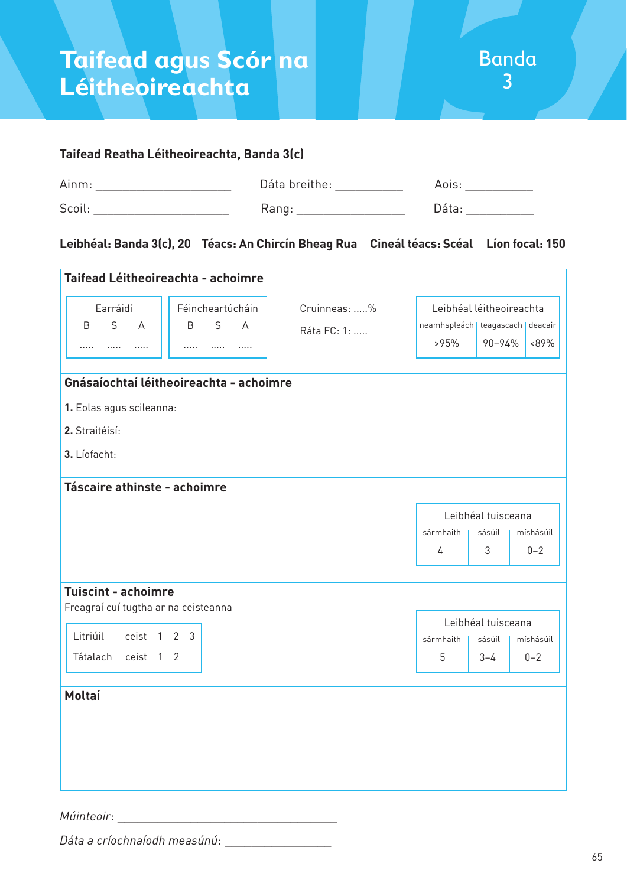# Taifead agus Scór na Léitheoireachta

Banda 3

**Taifead Reatha Léitheoireachta, Banda 3(c)**

Ainm: ____________________ Dáta breithe: __________ Aois: __________

Scoil: ____________________ Rang: ______________ Dáta: __________

**Leibhéal: Banda 3(c), 20 Téacs: An Chircín Bheag Rua Cineál téacs: Scéal Líon focal: 150**

## Taifead Léitheoireachta - achoimre

| Earráidí | | |
|---|---|---|
| B | S | A |
| ..... | ..... | ..... |

| Féincheartúcháin | | |
|---|---|---|
| B | S | A |
| ..... | ..... | ..... |

Cruinneas: .....%

Ráta FC: 1: .....

| Leibhéal léitheoireachta | | |
|---|---|---|
| neamhspleách | teagascach | deacair |
| >95% | 90–94% | <89% |

## Gnásaíochtaí léitheoireachta - achoimre

**1.** Eolas agus scileanna:

**2.** Straitéisí:

**3.** Líofacht:

## Táscaire athinste - achoimre

| Leibhéal tuisceana | | |
|---|---|---|
| sármhaith | sásúil | míshásúil |
| 4 | 3 | 0–2 |

## Tuiscint - achoimre

Freagraí cuí tugtha ar na ceisteanna

| | | | | |
|---|---|---|---|---|
| Litriúil | ceist | 1 | 2 | 3 |
| Tátalach | ceist | 1 | 2 | |

| Leibhéal tuisceana | | |
|---|---|---|
| sármhaith | sásúil | míshásúil |
| 5 | 3–4 | 0–2 |

## Moltaí

*Múinteoir*: ______________________________

*Dáta a críochnaíodh measúnú*: ______________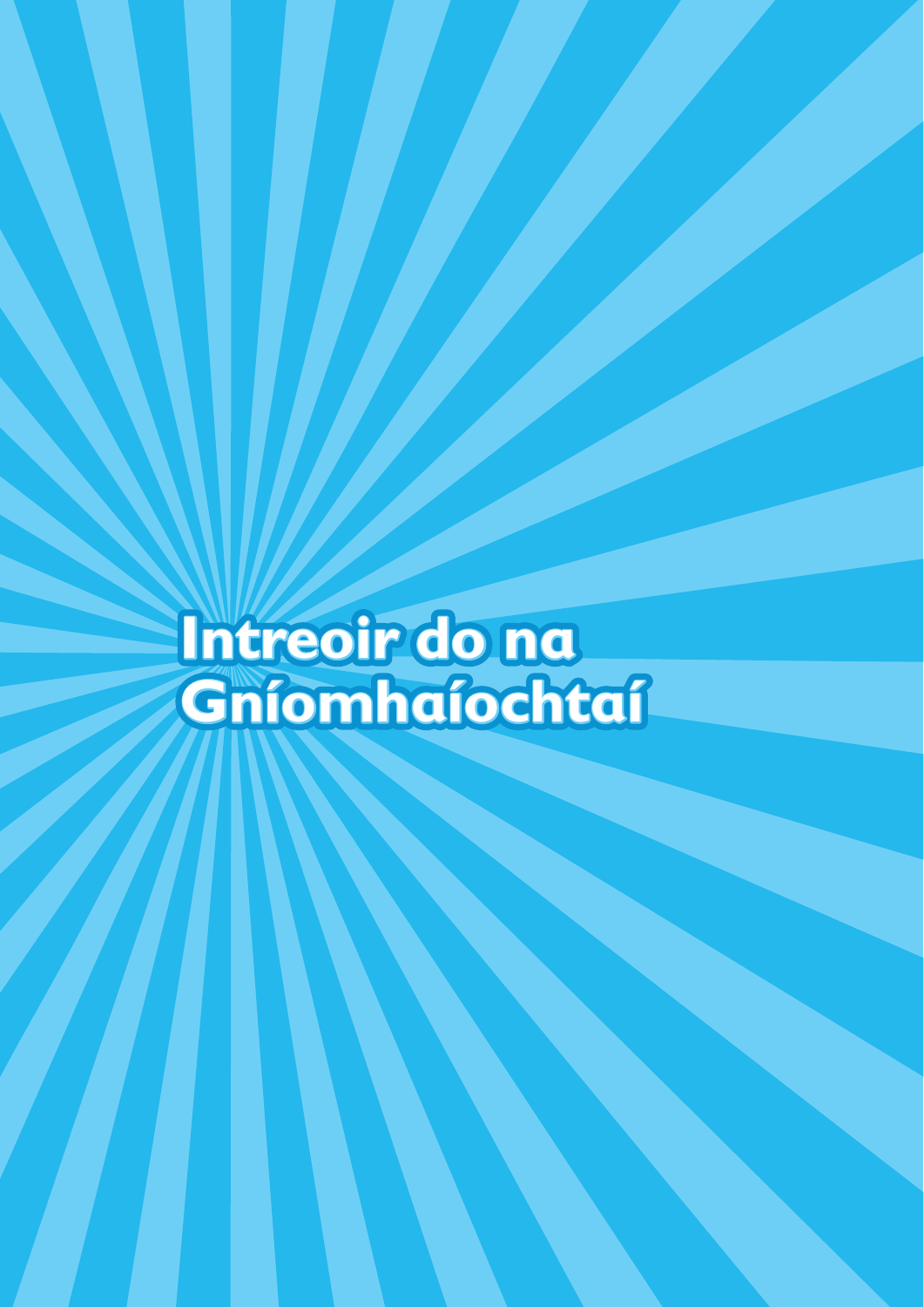# Intreoir do na Gníomhaíochtaí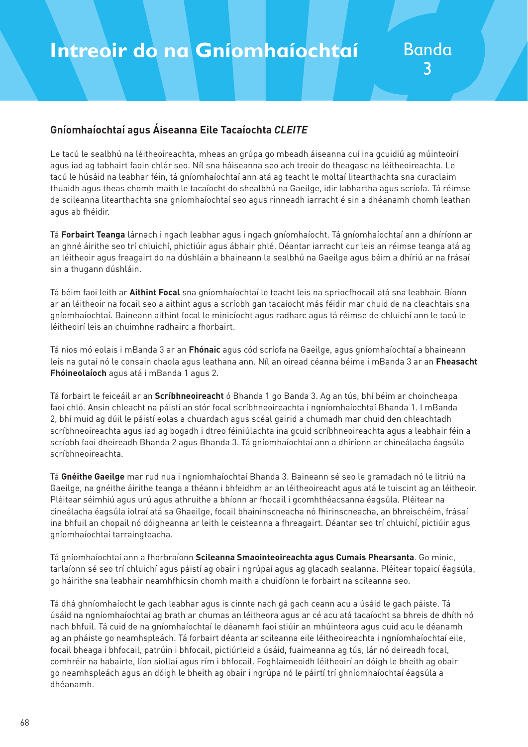# Intreoir do na Gníomhaíochtaí

Banda 3

## Gníomhaíochtaí agus Áiseanna Eile Tacaíochta *CLEITE*

Le tacú le sealbhú na léitheoireachta, mheas an grúpa go mbeadh áiseanna cuí ina gcuidiú ag múinteoirí agus iad ag tabhairt faoin chlár seo. Níl sna háiseanna seo ach treoir do theagasc na léitheoireachta. Le tacú le húsáid na leabhar féin, tá gníomhaíochtaí ann atá ag teacht le moltaí litearthachta sna curaclaim thuaidh agus theas chomh maith le tacaíocht do shealbhú na Gaeilge, idir labhartha agus scríofa. Tá réimse de scileanna litearthachta sna gníomhaíochtaí seo agus rinneadh iarracht é sin a dhéanamh chomh leathan agus ab fhéidir.

Tá **Forbairt Teanga** lárnach i ngach leabhar agus i ngach gníomhaíocht. Tá gníomhaíochtaí ann a dhíríonn ar an ghné áirithe seo trí chluichí, phictiúir agus ábhair phlé. Déantar iarracht cur leis an réimse teanga atá ag an léitheoir agus freagairt do na dúshláin a bhaineann le sealbhú na Gaeilge agus béim a dhíriú ar na frásaí sin a thugann dúshláin.

Tá béim faoi leith ar **Aithint Focal** sna gníomhaíochtaí le teacht leis na spriocfhocail atá sna leabhair. Bíonn ar an léitheoir na focail seo a aithint agus a scríobh gan tacaíocht más féidir mar chuid de na cleachtais sna gníomhaíochtaí. Baineann aithint focal le minicíocht agus radharc agus tá réimse de chluichí ann le tacú le léitheoirí leis an chuimhne radhairc a fhorbairt.

Tá níos mó eolais i mBanda 3 ar an **Fhónaic** agus cód scríofa na Gaeilge, agus gníomhaíochtaí a bhaineann leis na gutaí nó le consain chaola agus leathana ann. Níl an oiread céanna béime i mBanda 3 ar an **Fheasacht Fhóineolaíoch** agus atá i mBanda 1 agus 2.

Tá forbairt le feiceáil ar an **Scríbhneoireacht** ó Bhanda 1 go Banda 3. Ag an tús, bhí béim ar choincheapa faoi chló. Ansin chleacht na páistí an stór focal scríbhneoireachta i ngníomhaíochtaí Bhanda 1. I mBanda 2, bhí muid ag dúil le páistí eolas a chuardach agus scéal gairid a chumadh mar chuid den chleachtadh scríbhneoireachta agus iad ag bogadh i dtreo féiniúlachta ina gcuid scríbhneoireachta agus a leabhair féin a scríobh faoi dheireadh Bhanda 2 agus Bhanda 3. Tá gníomhaíochtaí ann a dhíríonn ar chineálacha éagsúla scríbhneoireachta.

Tá **Gnéithe Gaeilge** mar rud nua i ngníomhaíochtaí Bhanda 3. Baineann sé seo le gramadach nó le litriú na Gaeilge, na gnéithe áirithe teanga a théann i bhfeidhm ar an léitheoireacht agus atá le tuiscint ag an léitheoir. Pléitear séimhiú agus urú agus athruithe a bhíonn ar fhocail i gcomhthéacsanna éagsúla. Pléitear na cineálacha éagsúla iolraí atá sa Ghaeilge, focail bhaininscneacha nó fhirinscneacha, an bhreischéim, frásaí ina bhfuil an chopail nó dóigheanna ar leith le ceisteanna a fhreagairt. Déantar seo trí chluichí, pictiúir agus gníomhaíochtaí tarraingteacha.

Tá gníomhaíochtaí ann a fhorbraíonn **Scileanna Smaointeoireachta agus Cumais Phearsanta**. Go minic, tarlaíonn sé seo trí chluichí agus páistí ag obair i ngrúpaí agus ag glacadh sealanna. Pléitear topaicí éagsúla, go háirithe sna leabhair neamhfhicsin chomh maith a chuidíonn le forbairt na scileanna seo.

Tá dhá ghníomhaíocht le gach leabhar agus is cinnte nach gá gach ceann acu a úsáid le gach páiste. Tá úsáid na ngníomhaíochtaí ag brath ar chumas an léitheora agus ar cé acu atá tacaíocht sa bhreis de dhíth nó nach bhfuil. Tá cuid de na gníomhaíochtaí le déanamh faoi stiúir an mhúinteora agus cuid acu le déanamh ag an pháiste go neamhspleách. Tá forbairt déanta ar scileanna eile léitheoireachta i ngníomhaíochtaí eile, focail bheaga i bhfocail, patrúin i bhfocail, pictiúrleid a úsáid, fuaimeanna ag tús, lár nó deireadh focal, comhréir na habairte, líon siollaí agus rím i bhfocail. Foghlaimeoidh léitheoirí an dóigh le bheith ag obair go neamhspleách agus an dóigh le bheith ag obair i ngrúpa nó le páirtí trí ghníomhaíochtaí éagsúla a dhéanamh.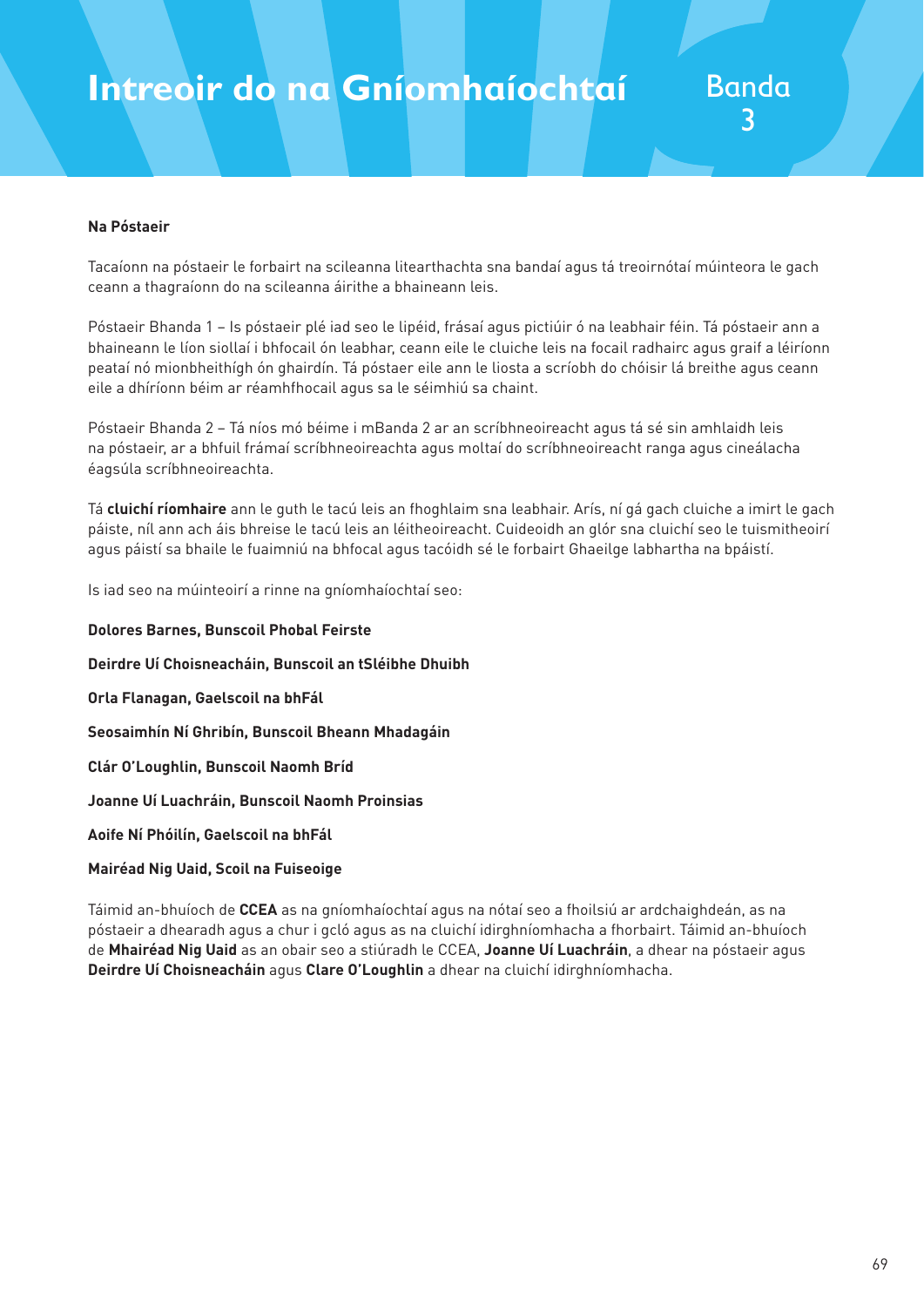# Intreoir do na Gníomhaíochtaí

Banda 3

**Na Póstaeir**

Tacaíonn na póstaeir le forbairt na scileanna litearthachta sna bandaí agus tá treoirnótaí múinteora le gach ceann a thagraíonn do na scileanna áirithe a bhaineann leis.

Póstaeir Bhanda 1 – Is póstaeir plé iad seo le lipéid, frásaí agus pictiúir ó na leabhair féin. Tá póstaer ann a bhaineann le líon siollaí i bhfocail ón leabhar, ceann eile le cluiche leis na focail radhairc agus graif a léiríonn peataí nó mionbheithígh ón ghairdín. Tá póstaer eile ann le liosta a scríobh do chóisir lá breithe agus ceann eile a dhíríonn béim ar réamhfhocail agus sa le séimhiú sa chaint.

Póstaeir Bhanda 2 – Tá níos mó béime i mBanda 2 ar an scríbhneoireacht agus tá sé sin amhlaidh leis na póstaeir, ar a bhfuil frámaí scríbhneoireachta agus moltaí do scríbhneoireacht ranga agus cineálacha éagsúla scríbhneoireachta.

Tá **cluichí ríomhaire** ann le guth le tacú leis an fhoghlaim sna leabhair. Arís, ní gá gach cluiche a imirt le gach páiste, níl ann ach áis bhreise le tacú leis an léitheoireacht. Cuideoidh an glór sna cluichí seo le tuismitheoirí agus páistí sa bhaile le fuaimniú na bhfocal agus tacóidh sé le forbairt Ghaeilge labhartha na bpáistí.

Is iad seo na múinteoirí a rinne na gníomhaíochtaí seo:

**Dolores Barnes, Bunscoil Phobal Feirste**

**Deirdre Uí Choisneacháin, Bunscoil an tSléibhe Dhuibh**

**Orla Flanagan, Gaelscoil na bhFál**

**Seosaimhín Ní Ghribín, Bunscoil Bheann Mhadagáin**

**Clár O'Loughlin, Bunscoil Naomh Bríd**

**Joanne Uí Luachráin, Bunscoil Naomh Proinsias**

**Aoife Ní Phóilín, Gaelscoil na bhFál**

**Mairéad Nig Uaid, Scoil na Fuiseoige**

Táimid an-bhuíoch de **CCEA** as na gníomhaíochtaí agus na nótaí seo a fhoilsiú ar ardchaighdeán, as na póstaeir a dhearadh agus a chur i gcló agus as na cluichí idirghníomhacha a fhorbairt. Táimid an-bhuíoch de **Mhairéad Nig Uaid** as an obair seo a stiúradh le CCEA, **Joanne Uí Luachráin**, a dhear na póstaeir agus **Deirdre Uí Choisneacháin** agus **Clare O'Loughlin** a dhear na cluichí idirghníomhacha.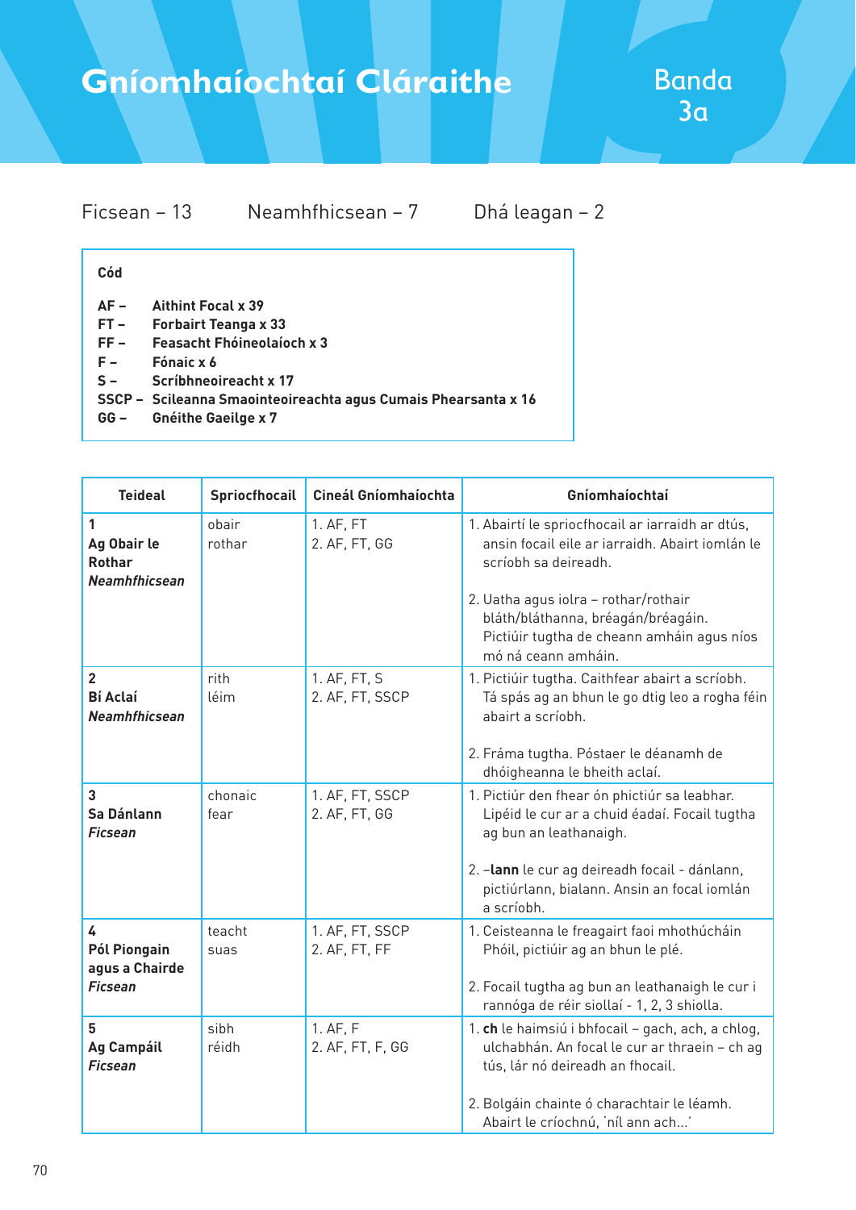# Gníomhaíochtaí Cláraithe

## Banda 3a

Ficsean – 13 Neamhfhicsean – 7 Dhá leagan – 2

**Cód**

**AF –** **Aithint Focal x 39**
**FT –** **Forbairt Teanga x 33**
**FF –** **Feasacht Fhóineolaíoch x 3**
**F –** **Fónaic x 6**
**S –** **Scríbhneoireacht x 17**
**SSCP –** **Scileanna Smaointeoireachta agus Cumais Phearsanta x 16**
**GG –** **Gnéithe Gaeilge x 7**

| Teideal | Spriocfhocail | Cineál Gníomhaíochta | Gníomhaíochtaí |
|---|---|---|---|
| **1**<br>**Ag Obair le Rothar**<br>***Neamhfhicsean*** | obair<br>rothar | 1. AF, FT<br>2. AF, FT, GG | 1. Abairtí le spriocfhocail ar iarraidh ar dtús, ansin focail eile ar iarraidh. Abairt iomlán le scríobh sa deireadh.<br><br>2. Uatha agus iolra – rothar/rothair bláth/bláthanna, bréagán/bréagáin. Pictiúir tugtha de cheann amháin agus níos mó ná ceann amháin. |
| **2**<br>**Bí Aclaí**<br>***Neamhfhicsean*** | rith<br>léim | 1. AF, FT, S<br>2. AF, FT, SSCP | 1. Pictiúir tugtha. Caithfear abairt a scríobh. Tá spás ag an bhun le go dtig leo a rogha féin abairt a scríobh.<br><br>2. Fráma tugtha. Póstaer le déanamh de dhóigheanna le bheith aclaí. |
| **3**<br>**Sa Dánlann**<br>***Ficsean*** | chonaic<br>fear | 1. AF, FT, SSCP<br>2. AF, FT, GG | 1. Pictiúr den fhear ón phictiúr sa leabhar. Lipéid le cur ar a chuid éadaí. Focail tugtha ag bun an leathanaigh.<br><br>2. –**lann** le cur ag deireadh focail - dánlann, pictiúrlann, bialann. Ansin an focal iomlán a scríobh. |
| **4**<br>**Pól Piongain agus a Chairde**<br>***Ficsean*** | teacht<br>suas | 1. AF, FT, SSCP<br>2. AF, FT, FF | 1. Ceisteanna le freagairt faoi mhothúcháin Phóil, pictiúir ag an bhun le plé.<br><br>2. Focail tugtha ag bun an leathanaigh le cur i rannóga de réir siollaí - 1, 2, 3 shiolla. |
| **5**<br>**Ag Campáil**<br>***Ficsean*** | sibh<br>réidh | 1. AF, F<br>2. AF, FT, F, GG | 1. **ch** le haimsiú i bhfocail – gach, ach, a chlog, ulchabhán. An focal le cur ar thraein – ch ag tús, lár nó deireadh an fhocail.<br><br>2. Bolgáin chainte ó charachtair le léamh. Abairt le críochnú, 'níl ann ach...' |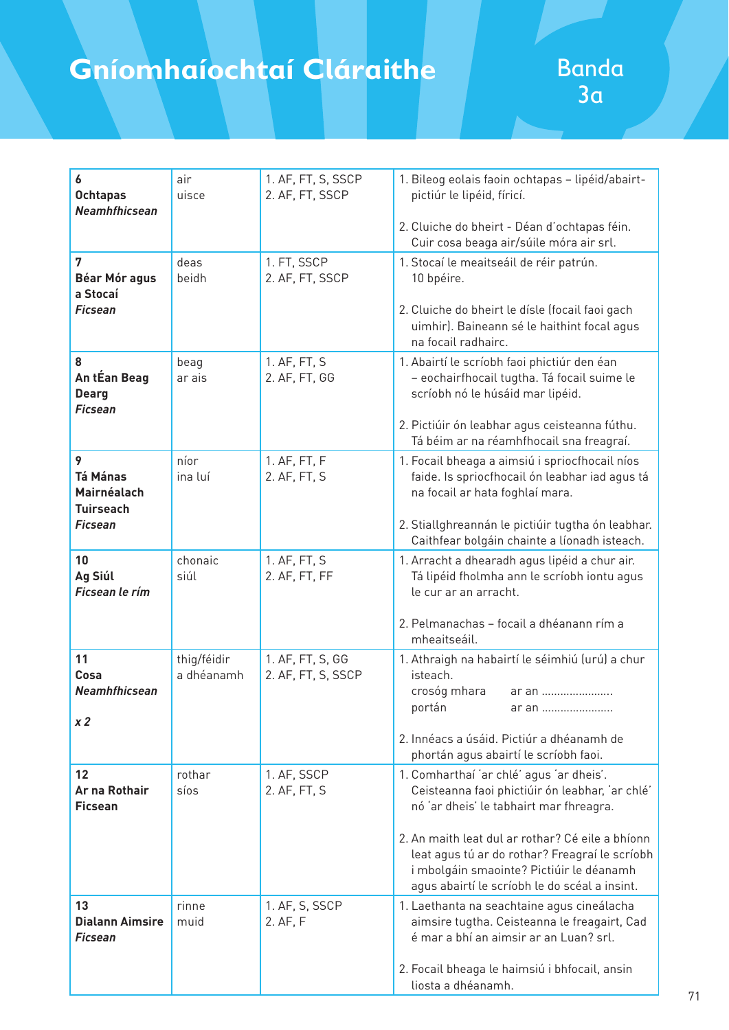# Gníomhaíochtaí Cláraithe

## Banda 3a

| | | | |
|---|---|---|---|
| **6**<br>**Ochtapas**<br>***Neamhfhicsean*** | air<br>uisce | 1. AF, FT, S, SSCP<br>2. AF, FT, SSCP | 1. Bileog eolais faoin ochtapas – lipéid/abairt-pictiúr le lipéid, fíricí.<br><br>2. Cluiche do bheirt - Déan d'ochtapas féin. Cuir cosa beaga air/súile móra air srl. |
| **7**<br>**Béar Mór agus a Stocaí**<br>***Ficsean*** | deas<br>beidh | 1. FT, SSCP<br>2. AF, FT, SSCP | 1. Stocaí le meaitseáil de réir patrún. 10 bpéire.<br><br>2. Cluiche do bheirt le dísle (focail faoi gach uimhir). Baineann sé le haithint focal agus na focail radhairc. |
| **8**<br>**An tÉan Beag Dearg**<br>***Ficsean*** | beag<br>ar ais | 1. AF, FT, S<br>2. AF, FT, GG | 1. Abairtí le scríobh faoi phictiúr den éan – eochairfhocail tugtha. Tá focail suime le scríobh nó le húsáid mar lipéid.<br><br>2. Pictiúir ón leabhar agus ceisteanna fúthu. Tá béim ar na réamhfhocail sna freagraí. |
| **9**<br>**Tá Mánas Mairnéalach Tuirseach**<br>***Ficsean*** | níor<br>ina luí | 1. AF, FT, F<br>2. AF, FT, S | 1. Focail bheaga a aimsiú i spriocfhocail níos faide. Is spriocfhocail ón leabhar iad agus tá na focail ar hata foghlaí mara.<br><br>2. Stiallghreannán le pictiúir tugtha ón leabhar. Caithfear bolgáin chainte a líonadh isteach. |
| **10**<br>**Ag Siúl**<br>***Ficsean le rím*** | chonaic<br>siúl | 1. AF, FT, S<br>2. AF, FT, FF | 1. Arracht a dhearadh agus lipéid a chur air. Tá lipéid fholmha ann le scríobh iontu agus le cur ar an arracht.<br><br>2. Pelmanachas – focail a dhéanann rím a mheaitseáil. |
| **11**<br>**Cosa**<br>***Neamhfhicsean***<br><br>***x 2*** | thig/féidir<br>a dhéanamh | 1. AF, FT, S, GG<br>2. AF, FT, S, SSCP | 1. Athraigh na habairtí le séimhiú (urú) a chur isteach.<br>crosóg mhara    ar an .......................<br>portán    ar an .......................<br><br>2. Innéacs a úsáid. Pictiúr a dhéanamh de phortán agus abairtí le scríobh faoi. |
| **12**<br>**Ar na Rothair**<br>**Ficsean** | rothar<br>síos | 1. AF, SSCP<br>2. AF, FT, S | 1. Comharthaí 'ar chlé' agus 'ar dheis'. Ceisteanna faoi phictiúir ón leabhar, 'ar chlé' nó 'ar dheis' le tabhairt mar fhreagra.<br><br>2. An maith leat dul ar rothar? Cé eile a bhíonn leat agus tú ar do rothar? Freagraí le scríobh i mbolgáin smaointe? Pictiúir le déanamh agus abairtí le scríobh le do scéal a insint. |
| **13**<br>**Dialann Aimsire**<br>***Ficsean*** | rinne<br>muid | 1. AF, S, SSCP<br>2. AF, F | 1. Laethanta na seachtaine agus cineálacha aimsire tugtha. Ceisteanna le freagairt, Cad é mar a bhí an aimsir ar an Luan? srl.<br><br>2. Focail bheaga le haimsiú i bhfocail, ansin liosta a dhéanamh. |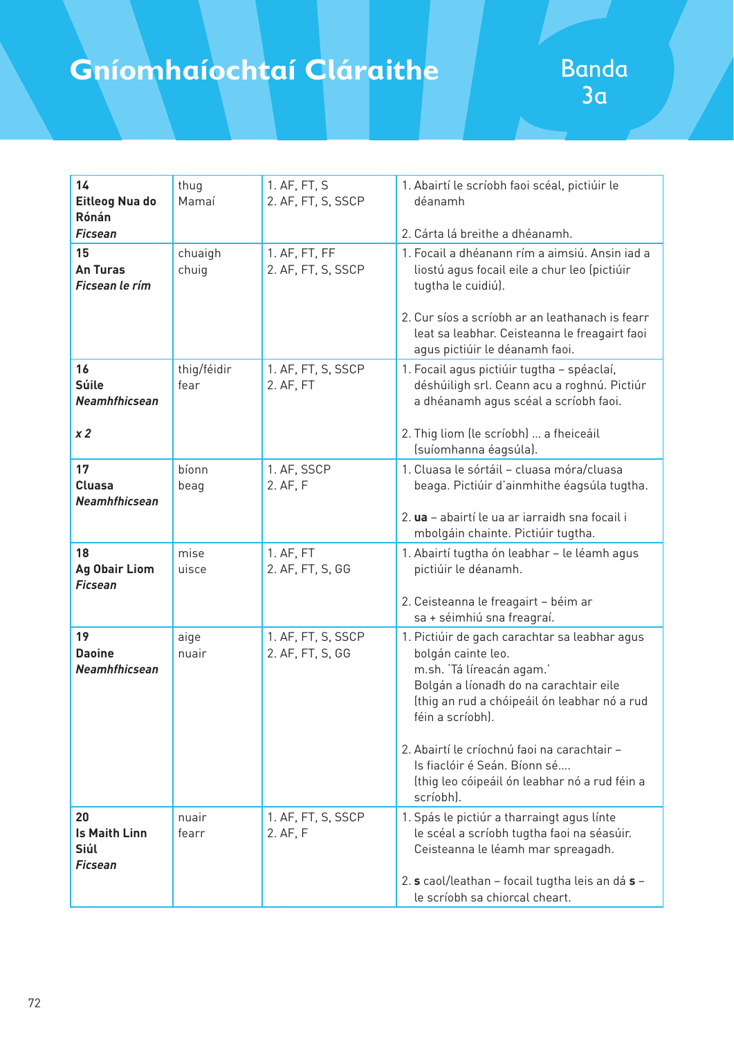# Gníomhaíochtaí Cláraithe

## Banda 3a

| | | | |
|---|---|---|---|
| **14**<br>**Eitleog Nua do Rónán**<br>***Ficsean*** | thug<br>Mamaí | 1. AF, FT, S<br>2. AF, FT, S, SSCP | 1. Abairtí le scríobh faoi scéal, pictiúir le déanamh<br><br>2. Cárta lá breithe a dhéanamh. |
| **15**<br>**An Turas**<br>***Ficsean le rím*** | chuaigh<br>chuig | 1. AF, FT, FF<br>2. AF, FT, S, SSCP | 1. Focail a dhéanann rím a aimsiú. Ansin iad a liostú agus focail eile a chur leo (pictiúir tugtha le cuidiú).<br><br>2. Cur síos a scríobh ar an leathanach is fearr leat sa leabhar. Ceisteanna le freagairt faoi agus pictiúir le déanamh faoi. |
| **16**<br>**Súile**<br>***Neamhfhicsean***<br><br>***x 2*** | thig/féidir<br>fear | 1. AF, FT, S, SSCP<br>2. AF, FT | 1. Focail agus pictiúir tugtha – spéaclaí, déshúiligh srl. Ceann acu a roghnú. Pictiúr a dhéanamh agus scéal a scríobh faoi.<br><br>2. Thig liom (le scríobh) ... a fheiceáil (suíomhanna éagsúla). |
| **17**<br>**Cluasa**<br>***Neamhfhicsean*** | bíonn<br>beag | 1. AF, SSCP<br>2. AF, F | 1. Cluasa le sórtáil – cluasa móra/cluasa beaga. Pictiúir d'ainmhithe éagsúla tugtha.<br><br>2. **ua** – abairtí le ua ar iarraidh sna focail i mbolgáin chainte. Pictiúir tugtha. |
| **18**<br>**Ag Obair Liom**<br>***Ficsean*** | mise<br>uisce | 1. AF, FT<br>2. AF, FT, S, GG | 1. Abairtí tugtha ón leabhar – le léamh agus pictiúir le déanamh.<br><br>2. Ceisteanna le freagairt – béim ar sa + séimhiú sna freagraí. |
| **19**<br>**Daoine**<br>***Neamhfhicsean*** | aige<br>nuair | 1. AF, FT, S, SSCP<br>2. AF, FT, S, GG | 1. Pictiúir de gach carachtar sa leabhar agus bolgán cainte leo.<br>m.sh. 'Tá líreacán agam.'<br>Bolgán a líonadh do na carachtair eile (thig an rud a chóipeáil ón leabhar nó a rud féin a scríobh).<br><br>2. Abairtí le críochnú faoi na carachtair – Is fiaclóir é Seán. Bíonn sé....<br>(thig leo cóipeáil ón leabhar nó a rud féin a scríobh). |
| **20**<br>**Is Maith Linn Siúl**<br>***Ficsean*** | nuair<br>fearr | 1. AF, FT, S, SSCP<br>2. AF, F | 1. Spás le pictiúr a tharraingt agus línte le scéal a scríobh tugtha faoi na séasúir. Ceisteanna le léamh mar spreagadh.<br><br>2. **s** caol/leathan – focail tugtha leis an dá **s** – le scríobh sa chiorcal cheart. |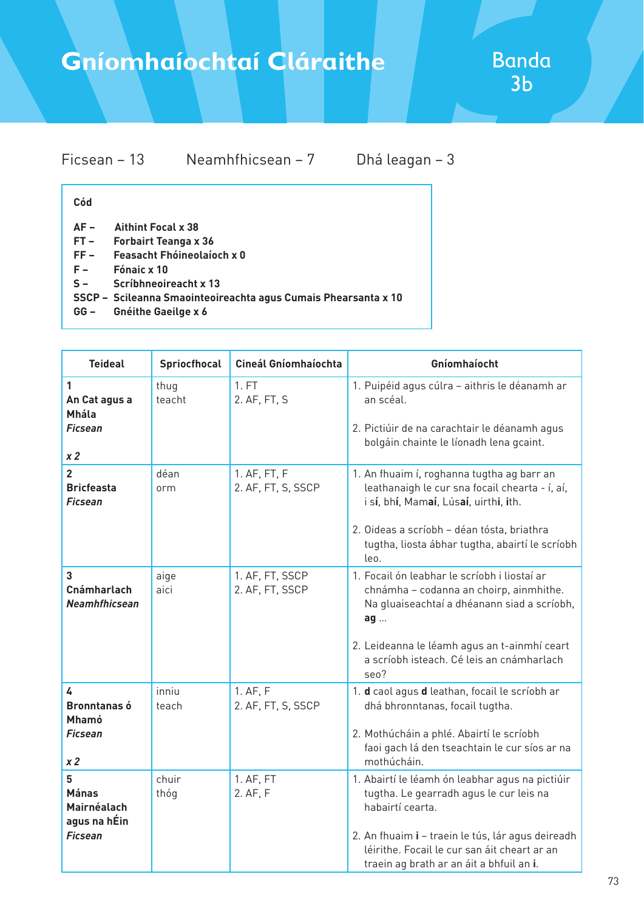# Gníomhaíochtaí Cláraithe

## Banda 3b

Ficsean – 13 Neamhfhicsean – 7 Dhá leagan – 3

**Cód**

**AF –** **Aithint Focal x 38**
**FT –** **Forbairt Teanga x 36**
**FF –** **Feasacht Fhóineolaíoch x 0**
**F –** **Fónaic x 10**
**S –** **Scríbhneoireacht x 13**
**SSCP –** **Scileanna Smaointeoireachta agus Cumais Phearsanta x 10**
**GG –** **Gnéithe Gaeilge x 6**

| Teideal | Spriocfhocal | Cineál Gníomhaíochta | Gníomhaíocht |
|---|---|---|---|
| **1** **An Cat agus a Mhála** ***Ficsean*** ***x 2*** | thug teacht | 1. FT 2. AF, FT, S | 1. Puipéid agus cúlra – aithris le déanamh ar an scéal. 2. Pictiúir de na carachtair le déanamh agus bolgáin chainte le líonadh lena gcaint. |
| **2** **Bricfeasta** ***Ficsean*** | déan orm | 1. AF, FT, F 2. AF, FT, S, SSCP | 1. An fhuaim í, roghanna tugtha ag barr an leathanaigh le cur sna focail chearta - í, aí, i s**í**, bh**í**, Mam**aí**, Lús**aí**, uirth**i**, **i**th. 2. Oideas a scríobh – déan tósta, briathra tugtha, liosta ábhar tugtha, abairtí le scríobh leo. |
| **3** **Cnámharlach** ***Neamhfhicsean*** | aige aici | 1. AF, FT, SSCP 2. AF, FT, SSCP | 1. Focail ón leabhar le scríobh i liostaí ar chnámha – codanna an choirp, ainmhithe. Na gluaiseachtaí a dhéanann siad a scríobh, **ag** ... 2. Leideanna le léamh agus an t-ainmhí ceart a scríobh isteach. Cé leis an cnámharlach seo? |
| **4** **Bronntanas ó Mhamó** ***Ficsean*** ***x 2*** | inniu teach | 1. AF, F 2. AF, FT, S, SSCP | 1. **d** caol agus **d** leathan, focail le scríobh ar dhá bhronntanas, focail tugtha. 2. Mothúcháin a phlé. Abairtí le scríobh faoi gach lá den tseachtain le cur síos ar na mothúcháin. |
| **5** **Mánas Mairnéalach agus na hÉin** ***Ficsean*** | chuir thóg | 1. AF, FT 2. AF, F | 1. Abairtí le léamh ón leabhar agus na pictiúir tugtha. Le gearradh agus le cur leis na habairtí cearta. 2. An fhuaim **i** – traein le tús, lár agus deireadh léirithe. Focail le cur san áit cheart ar an traein ag brath ar an áit a bhfuil an **i**. |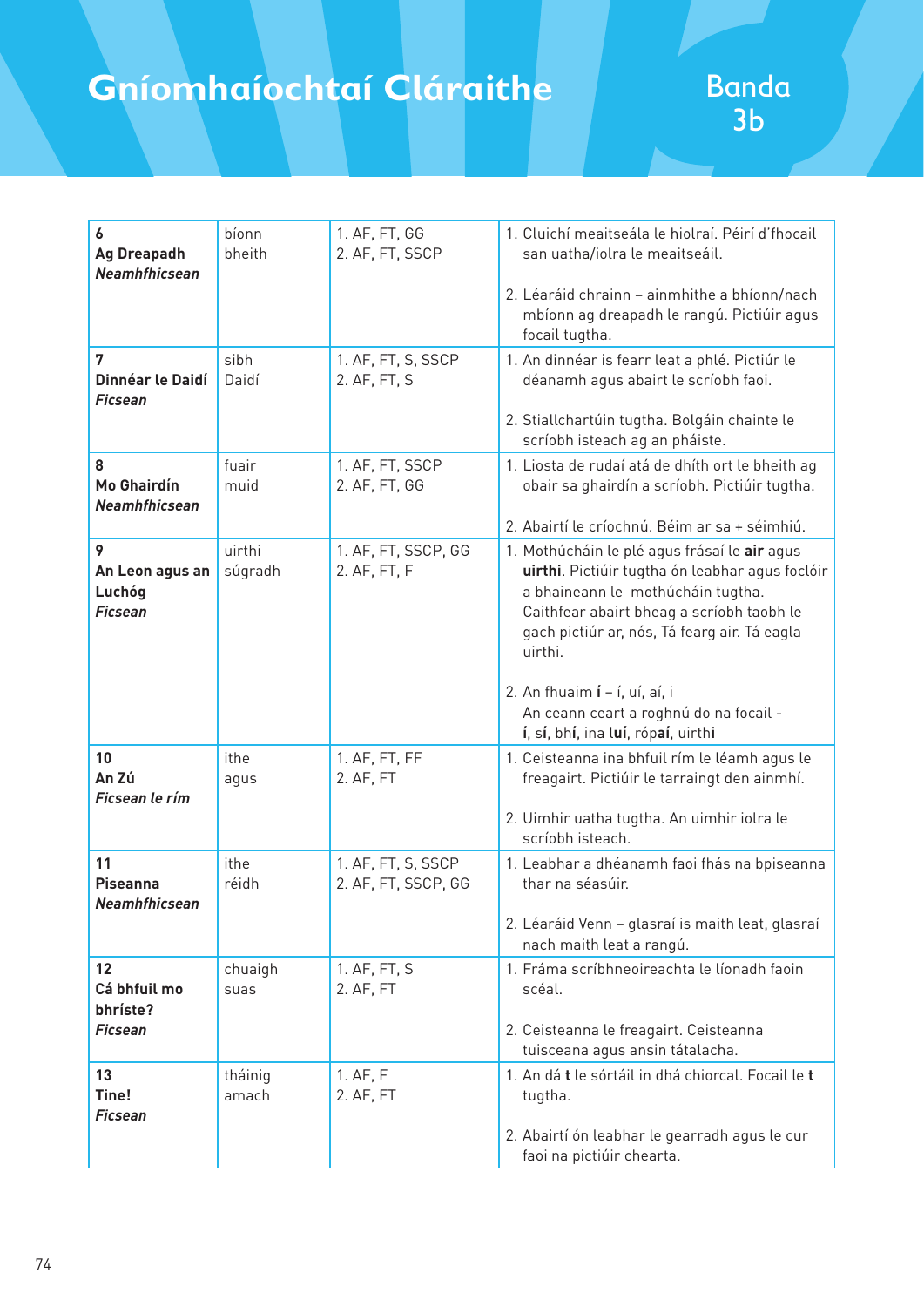# Gníomhaíochtaí Cláraithe

## Banda 3b

| | | | |
|---|---|---|---|
| **6**<br>**Ag Dreapadh**<br>***Neamhfhicsean*** | bíonn<br>bheith | 1. AF, FT, GG<br>2. AF, FT, SSCP | 1. Cluichí meaitseála le hiolraí. Péirí d'fhocail san uatha/iolra le meaitseáil.<br><br>2. Léaráid chrainn – ainmhithe a bhíonn/nach mbíonn ag dreapadh le rangú. Pictiúir agus focail tugtha. |
| **7**<br>**Dinnéar le Daidí**<br>***Ficsean*** | sibh<br>Daidí | 1. AF, FT, S, SSCP<br>2. AF, FT, S | 1. An dinnéar is fearr leat a phlé. Pictiúr le déanamh agus abairt le scríobh faoi.<br><br>2. Stiallchartúin tugtha. Bolgáin chainte le scríobh isteach ag an pháiste. |
| **8**<br>**Mo Ghairdín**<br>***Neamhfhicsean*** | fuair<br>muid | 1. AF, FT, SSCP<br>2. AF, FT, GG | 1. Liosta de rudaí atá de dhíth ort le bheith ag obair sa ghairdín a scríobh. Pictiúir tugtha.<br><br>2. Abairtí le críochnú. Béim ar sa + séimhiú. |
| **9**<br>**An Leon agus an Luchóg**<br>***Ficsean*** | uirthi<br>súgradh | 1. AF, FT, SSCP, GG<br>2. AF, FT, F | 1. Mothúcháin le plé agus frásaí le **air** agus **uirthi**. Pictiúir tugtha ón leabhar agus foclóir a bhaineann le mothúcháin tugtha. Caithfear abairt bheag a scríobh taobh le gach pictiúr ar, nós, Tá fearg air. Tá eagla uirthi.<br><br>2. An fhuaim **í** – í, uí, aí, i<br>An ceann ceart a roghnú do na focail - **í**, s**í**, bh**í**, ina l**uí**, róp**aí**, uirth**i** |
| **10**<br>**An Zú**<br>***Ficsean le rím*** | ithe<br>agus | 1. AF, FT, FF<br>2. AF, FT | 1. Ceisteanna ina bhfuil rím le léamh agus le freagairt. Pictiúir le tarraingt den ainmhí.<br><br>2. Uimhir uatha tugtha. An uimhir iolra le scríobh isteach. |
| **11**<br>**Piseanna**<br>***Neamhfhicsean*** | ithe<br>réidh | 1. AF, FT, S, SSCP<br>2. AF, FT, SSCP, GG | 1. Leabhar a dhéanamh faoi fhás na bpiseanna thar na séasúir.<br><br>2. Léaráid Venn – glasraí is maith leat, glasraí nach maith leat a rangú. |
| **12**<br>**Cá bhfuil mo bhríste?**<br>***Ficsean*** | chuaigh<br>suas | 1. AF, FT, S<br>2. AF, FT | 1. Fráma scríbhneoireachta le líonadh faoin scéal.<br><br>2. Ceisteanna le freagairt. Ceisteanna tuisceana agus ansin tátalacha. |
| **13**<br>**Tine!**<br>***Ficsean*** | tháinig<br>amach | 1. AF, F<br>2. AF, FT | 1. An dá **t** le sórtáil in dhá chiorcal. Focail le **t** tugtha.<br><br>2. Abairtí ón leabhar le gearradh agus le cur faoi na pictiúir chearta. |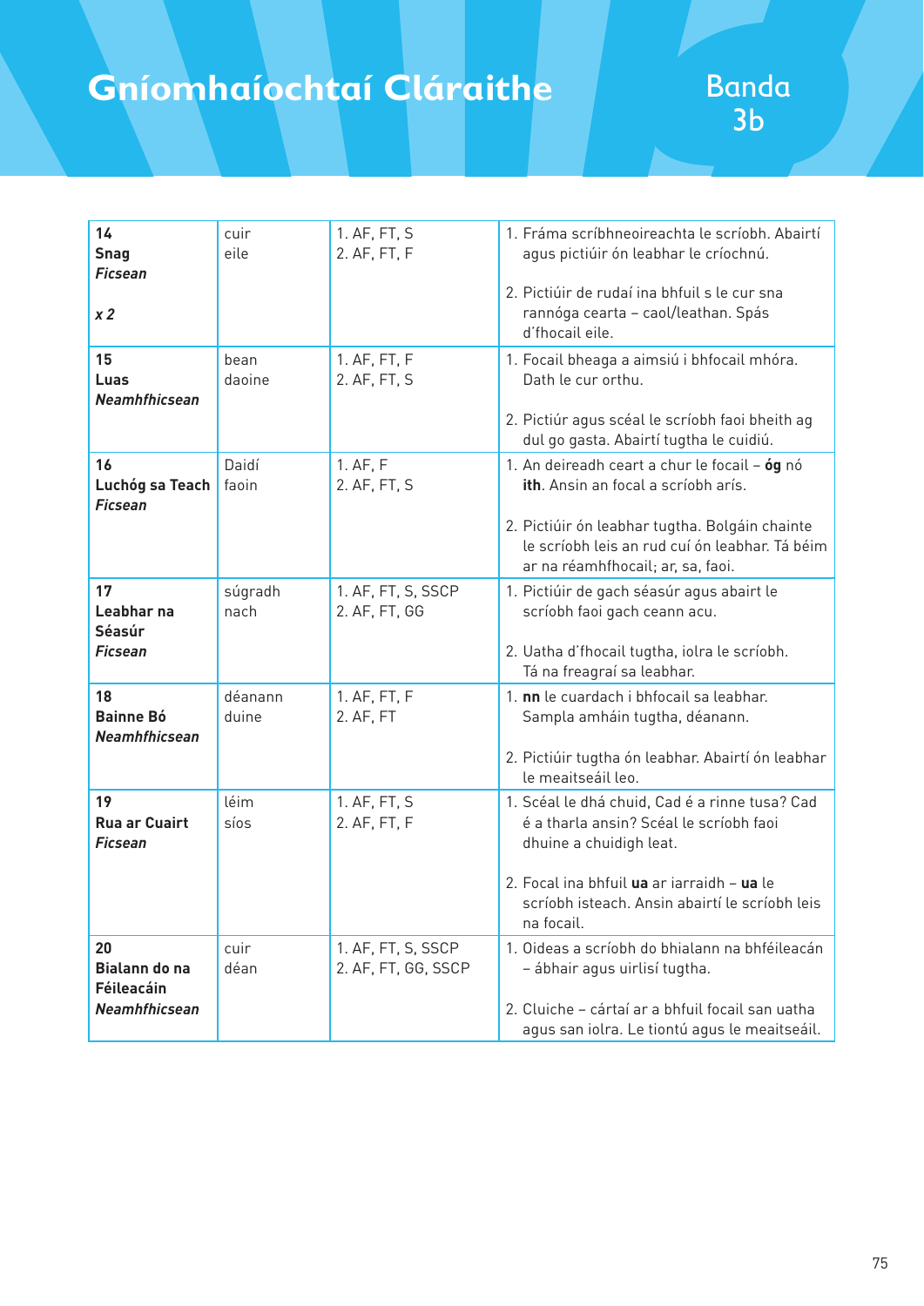# Gníomhaíochtaí Cláraithe

## Banda 3b

| | | | |
|---|---|---|---|
| **14**<br>**Snag**<br>***Ficsean***<br><br>***x 2*** | cuir<br>eile | 1. AF, FT, S<br>2. AF, FT, F | 1. Fráma scríbhneoireachta le scríobh. Abairtí agus pictiúir ón leabhar le críochnú.<br><br>2. Pictiúir de rudaí ina bhfuil s le cur sna rannóga cearta – caol/leathan. Spás d'fhocail eile. |
| **15**<br>**Luas**<br>***Neamhfhicsean*** | bean<br>daoine | 1. AF, FT, F<br>2. AF, FT, S | 1. Focail bheaga a aimsiú i bhfocail mhóra. Dath le cur orthu.<br><br>2. Pictiúr agus scéal le scríobh faoi bheith ag dul go gasta. Abairtí tugtha le cuidiú. |
| **16**<br>**Luchóg sa Teach**<br>***Ficsean*** | Daidí<br>faoin | 1. AF, F<br>2. AF, FT, S | 1. An deireadh ceart a chur le focail – **óg** nó **ith**. Ansin an focal a scríobh arís.<br><br>2. Pictiúir ón leabhar tugtha. Bolgáin chainte le scríobh leis an rud cuí ón leabhar. Tá béim ar na réamhfhocail; ar, sa, faoi. |
| **17**<br>**Leabhar na Séasúr**<br>***Ficsean*** | súgradh<br>nach | 1. AF, FT, S, SSCP<br>2. AF, FT, GG | 1. Pictiúir de gach séasúr agus abairt le scríobh faoi gach ceann acu.<br><br>2. Uatha d'fhocail tugtha, iolra le scríobh. Tá na freagraí sa leabhar. |
| **18**<br>**Bainne Bó**<br>***Neamhfhicsean*** | déanann<br>duine | 1. AF, FT, F<br>2. AF, FT | 1. **nn** le cuardach i bhfocail sa leabhar. Sampla amháin tugtha, déanann.<br><br>2. Pictiúir tugtha ón leabhar. Abairtí ón leabhar le meaitseáil leo. |
| **19**<br>**Rua ar Cuairt**<br>***Ficsean*** | léim<br>síos | 1. AF, FT, S<br>2. AF, FT, F | 1. Scéal le dhá chuid, Cad é a rinne tusa? Cad é a tharla ansin? Scéal le scríobh faoi dhuine a chuidigh leat.<br><br>2. Focal ina bhfuil **ua** ar iarraidh – **ua** le scríobh isteach. Ansin abairtí le scríobh leis na focail. |
| **20**<br>**Bialann do na Féileacáin**<br>***Neamhfhicsean*** | cuir<br>déan | 1. AF, FT, S, SSCP<br>2. AF, FT, GG, SSCP | 1. Oideas a scríobh do bhialann na bhféileacán – ábhair agus uirlisí tugtha.<br><br>2. Cluiche – cártaí ar a bhfuil focail san uatha agus san iolra. Le tiontú agus le meaitseáil. |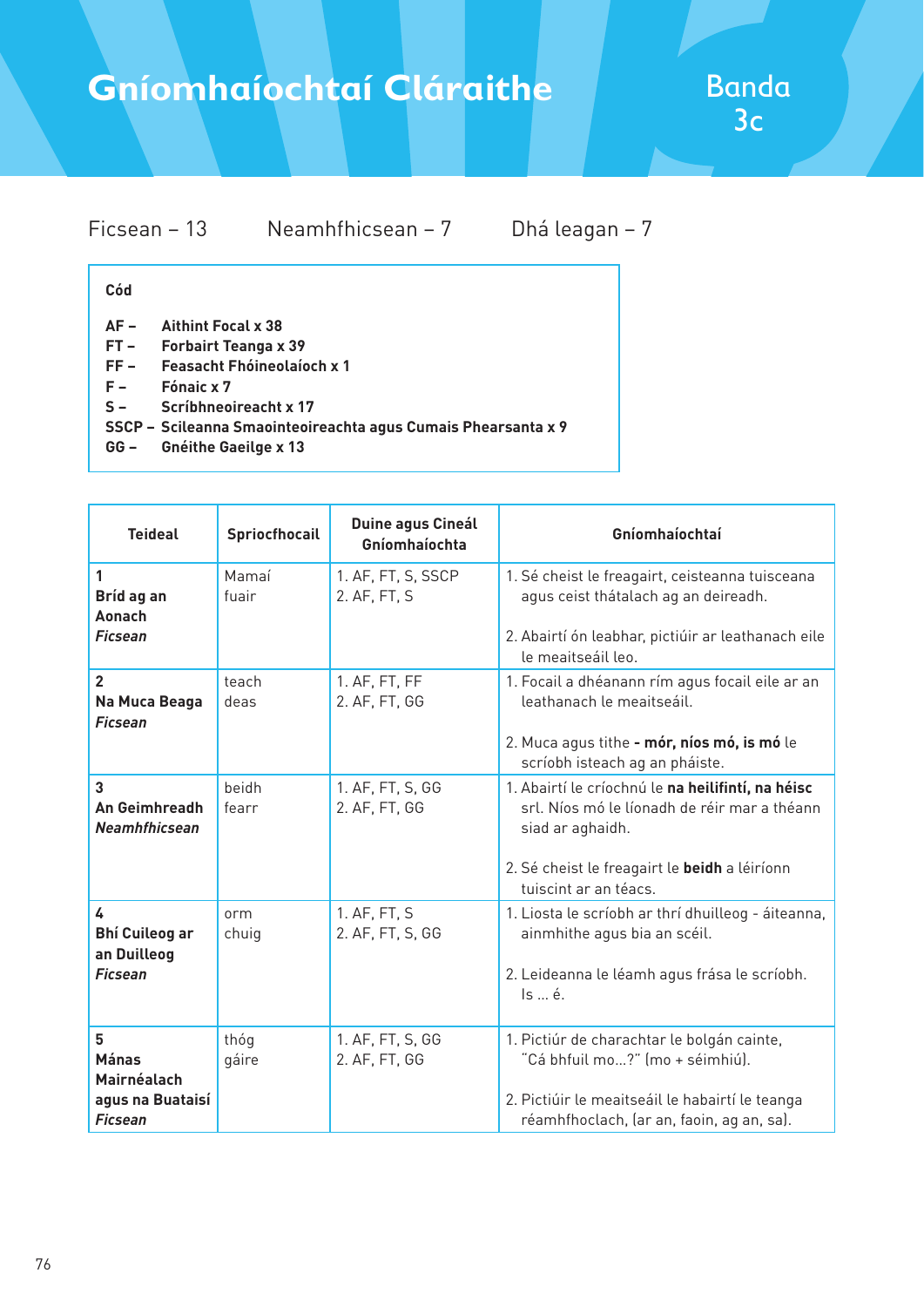# Gníomhaíochtaí Cláraithe

## Banda 3c

Ficsean – 13 Neamhfhicsean – 7 Dhá leagan – 7

**Cód**

**AF –** **Aithint Focal x 38**
**FT –** **Forbairt Teanga x 39**
**FF –** **Feasacht Fhóineolaíoch x 1**
**F –** **Fónaic x 7**
**S –** **Scríbhneoireacht x 17**
**SSCP –** **Scileanna Smaointeoireachta agus Cumais Phearsanta x 9**
**GG –** **Gnéithe Gaeilge x 13**

| Teideal | Spriocfhocail | Duine agus Cineál Gníomhaíochta | Gníomhaíochtaí |
|---|---|---|---|
| **1**<br>**Bríd ag an Aonach**<br>***Ficsean*** | Mamaí<br>fuair | 1. AF, FT, S, SSCP<br>2. AF, FT, S | 1. Sé cheist le freagairt, ceisteanna tuisceana agus ceist thátalach ag an deireadh.<br><br>2. Abairtí ón leabhar, pictiúir ar leathanach eile le meaitseáil leo. |
| **2**<br>**Na Muca Beaga**<br>***Ficsean*** | teach<br>deas | 1. AF, FT, FF<br>2. AF, FT, GG | 1. Focail a dhéanann rím agus focail eile ar an leathanach le meaitseáil.<br><br>2. Muca agus tithe **- mór, níos mó, is mó** le scríobh isteach ag an pháiste. |
| **3**<br>**An Geimhreadh**<br>***Neamhfhicsean*** | beidh<br>fearr | 1. AF, FT, S, GG<br>2. AF, FT, GG | 1. Abairtí le críochnú le **na heilifintí, na héisc** srl. Níos mó le líonadh de réir mar a théann siad ar aghaidh.<br><br>2. Sé cheist le freagairt le **beidh** a léiríonn tuiscint ar an téacs. |
| **4**<br>**Bhí Cuileog ar an Duilleog**<br>***Ficsean*** | orm<br>chuig | 1. AF, FT, S<br>2. AF, FT, S, GG | 1. Liosta le scríobh ar thrí dhuilleog - áiteanna, ainmhithe agus bia an scéil.<br><br>2. Leideanna le léamh agus frása le scríobh. Is ... é. |
| **5**<br>**Mánas Mairnéalach agus na Buataisí**<br>***Ficsean*** | thóg<br>gáire | 1. AF, FT, S, GG<br>2. AF, FT, GG | 1. Pictiúr de charachtar le bolgán cainte, "Cá bhfuil mo...?" (mo + séimhiú).<br><br>2. Pictiúir le meaitseáil le habairtí le teanga réamhfhoclach, (ar an, faoin, ag an, sa). |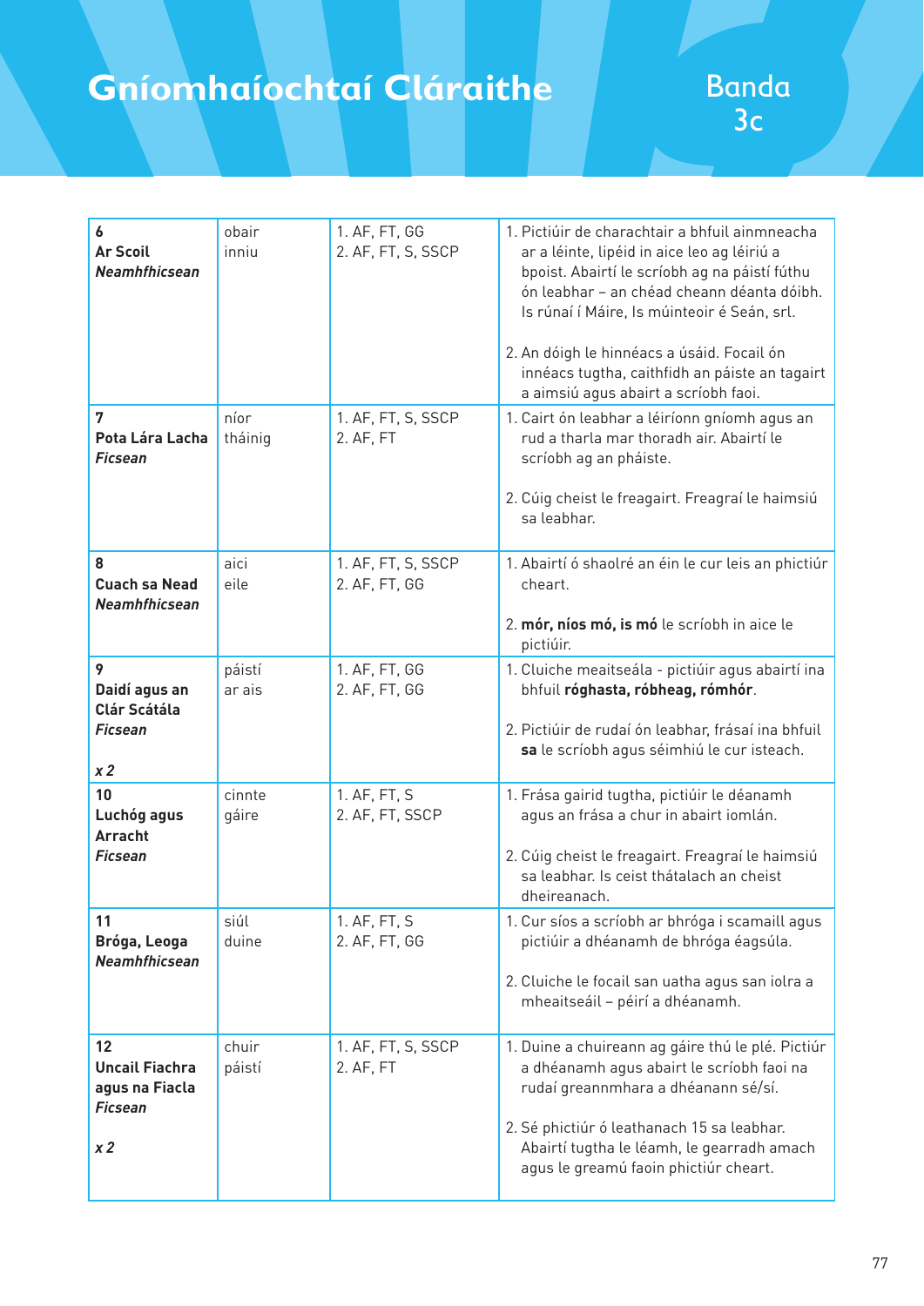# Gníomhaíochtaí Cláraithe

## Banda 3c

| | | | |
|---|---|---|---|
| **6**<br>**Ar Scoil**<br>***Neamhfhicsean*** | obair<br>inniu | 1. AF, FT, GG<br>2. AF, FT, S, SSCP | 1. Pictiúir de charachtair a bhfuil ainmneacha ar a léinte, lipéid in aice leo ag léiriú a bpoist. Abairtí le scríobh ag na páistí fúthu ón leabhar – an chéad cheann déanta dóibh. Is rúnaí í Máire, Is múinteoir é Seán, srl.<br><br>2. An dóigh le hinnéacs a úsáid. Focail ón innéacs tugtha, caithfidh an páiste an tagairt a aimsiú agus abairt a scríobh faoi. |
| **7**<br>**Pota Lára Lacha**<br>***Ficsean*** | níor<br>tháinig | 1. AF, FT, S, SSCP<br>2. AF, FT | 1. Cairt ón leabhar a léiríonn gníomh agus an rud a tharla mar thoradh air. Abairtí le scríobh ag an pháiste.<br><br>2. Cúig cheist le freagairt. Freagraí le haimsiú sa leabhar. |
| **8**<br>**Cuach sa Nead**<br>***Neamhfhicsean*** | aici<br>eile | 1. AF, FT, S, SSCP<br>2. AF, FT, GG | 1. Abairtí ó shaolré an éin le cur leis an phictiúr cheart.<br><br>2. **mór, níos mó, is mó** le scríobh in aice le pictiúir. |
| **9**<br>**Daidí agus an Clár Scátála**<br>***Ficsean***<br><br>***x 2*** | páistí<br>ar ais | 1. AF, FT, GG<br>2. AF, FT, GG | 1. Cluiche meaitseála - pictiúir agus abairtí ina bhfuil **róghasta, róbheag, rómhór**.<br><br>2. Pictiúir de rudaí ón leabhar, frásaí ina bhfuil **sa** le scríobh agus séimhiú le cur isteach. |
| **10**<br>**Luchóg agus Arracht**<br>***Ficsean*** | cinnte<br>gáire | 1. AF, FT, S<br>2. AF, FT, SSCP | 1. Frása gairid tugtha, pictiúr le déanamh agus an frása a chur in abairt iomlán.<br><br>2. Cúig cheist le freagairt. Freagraí le haimsiú sa leabhar. Is ceist thátalach an cheist dheireanach. |
| **11**<br>**Bróga, Leoga**<br>***Neamhfhicsean*** | siúl<br>duine | 1. AF, FT, S<br>2. AF, FT, GG | 1. Cur síos a scríobh ar bhróga i scamaill agus pictiúir a dhéanamh de bhróga éagsúla.<br><br>2. Cluiche le focail san uatha agus san iolra a mheaitseáil – péirí a dhéanamh. |
| **12**<br>**Uncail Fiachra agus na Fiacla**<br>***Ficsean***<br><br>***x 2*** | chuir<br>páistí | 1. AF, FT, S, SSCP<br>2. AF, FT | 1. Duine a chuireann ag gáire thú le plé. Pictiúr a dhéanamh agus abairt le scríobh faoi na rudaí greannmhara a dhéanann sé/sí.<br><br>2. Sé phictiúr ó leathanach 15 sa leabhar. Abairtí tugtha le léamh, le gearradh amach agus le greamú faoin phictiúr cheart. |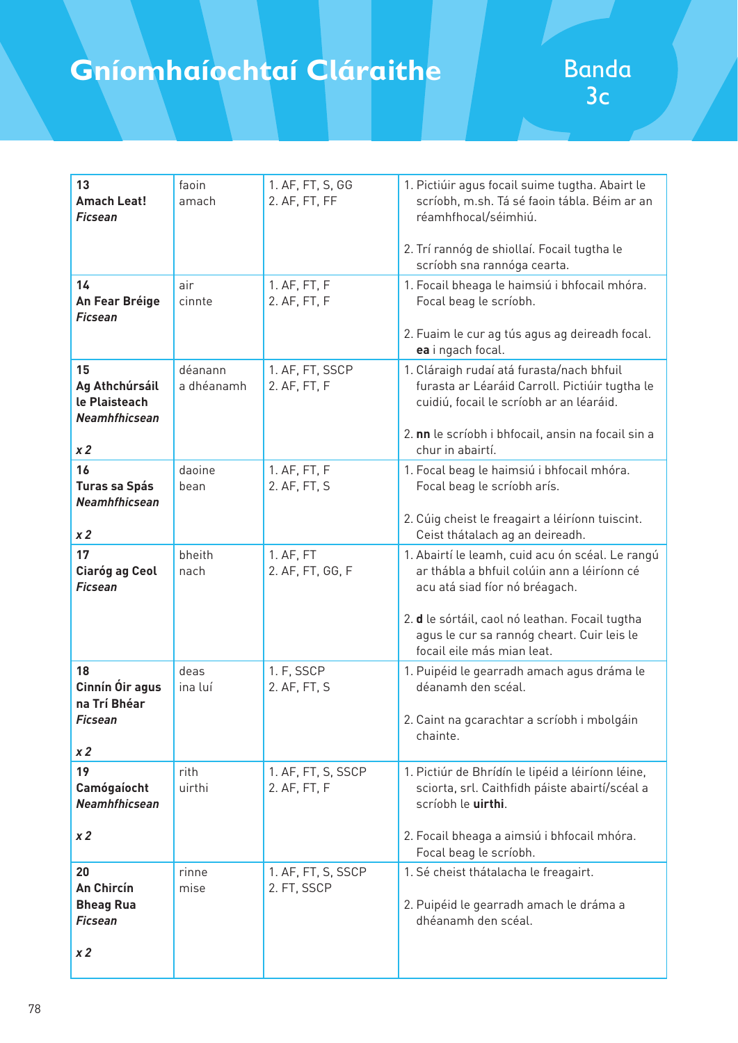# Gníomhaíochtaí Cláraithe

## Banda 3c

| | | | |
|---|---|---|---|
| **13** **Amach Leat!** ***Ficsean*** | faoin amach | 1. AF, FT, S, GG 2. AF, FT, FF | 1. Pictiúir agus focail suime tugtha. Abairt le scríobh, m.sh. Tá sé faoin tábla. Béim ar an réamhfhocal/séimhiú. 2. Trí rannóg de shiollaí. Focail tugtha le scríobh sna rannóga cearta. |
| **14** **An Fear Bréige** ***Ficsean*** | air cinnte | 1. AF, FT, F 2. AF, FT, F | 1. Focail bheaga le haimsiú i bhfocail mhóra. Focal beag le scríobh. 2. Fuaim le cur ag tús agus ag deireadh focal. **ea** i ngach focal. |
| **15** **Ag Athchúrsáil le Plaisteach** ***Neamhfhicsean*** ***x 2*** | déanann a dhéanamh | 1. AF, FT, SSCP 2. AF, FT, F | 1. Cláraigh rudaí atá furasta/nach bhfuil furasta ar Léaráid Carroll. Pictiúir tugtha le cuidiú, focail le scríobh ar an léaráid. 2. **nn** le scríobh i bhfocail, ansin na focail sin a chur in abairtí. |
| **16** **Turas sa Spás** ***Neamhfhicsean*** ***x 2*** | daoine bean | 1. AF, FT, F 2. AF, FT, S | 1. Focal beag le haimsiú i bhfocail mhóra. Focal beag le scríobh arís. 2. Cúig cheist le freagairt a léiríonn tuiscint. Ceist thátalach ag an deireadh. |
| **17** **Ciaróg ag Ceol** ***Ficsean*** | bheith nach | 1. AF, FT 2. AF, FT, GG, F | 1. Abairtí le leamh, cuid acu ón scéal. Le rangú ar thábla a bhfuil colúin ann a léiríonn cé acu atá siad fíor nó bréagach. 2. **d** le sórtáil, caol nó leathan. Focail tugtha agus le cur sa rannóg cheart. Cuir leis le focail eile más mian leat. |
| **18** **Cinnín Óir agus na Trí Bhéar** ***Ficsean*** ***x 2*** | deas ina luí | 1. F, SSCP 2. AF, FT, S | 1. Puipéid le gearradh amach agus dráma le déanamh den scéal. 2. Caint na gcarachtar a scríobh i mbolgáin chainte. |
| **19** **Camógaíocht** ***Neamhfhicsean*** ***x 2*** | rith uirthi | 1. AF, FT, S, SSCP 2. AF, FT, F | 1. Pictiúr de Bhrídín le lipéid a léiríonn léine, sciorta, srl. Caithfidh páiste abairtí/scéal a scríobh le **uirthi**. 2. Focail bheaga a aimsiú i bhfocail mhóra. Focal beag le scríobh. |
| **20** **An Chircín Bheag Rua** ***Ficsean*** ***x 2*** | rinne mise | 1. AF, FT, S, SSCP 2. FT, SSCP | 1. Sé cheist thátalacha le freagairt. 2. Puipéid le gearradh amach le dráma a dhéanamh den scéal. |